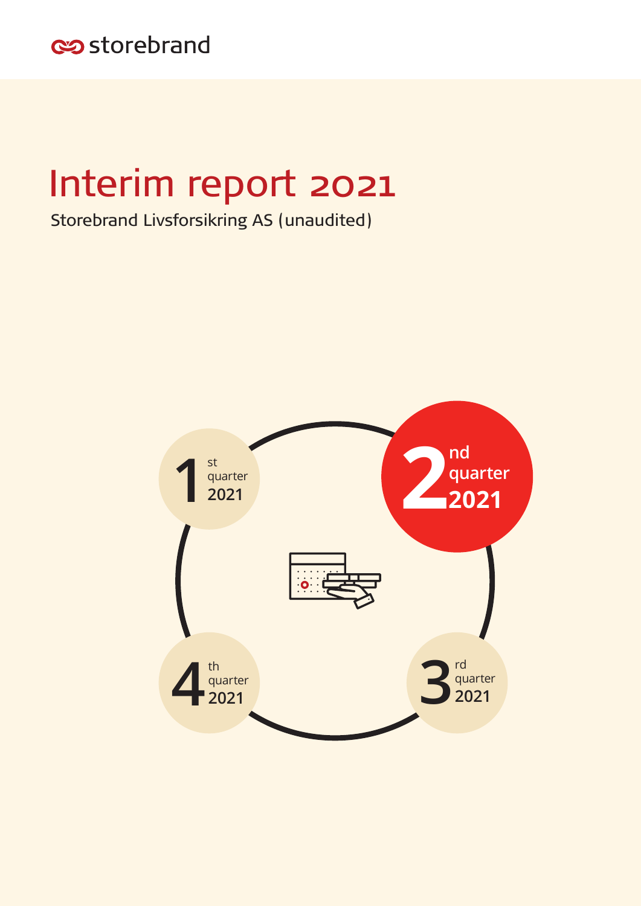storebrand

# Interim report 2021

Storebrand Livsforsikring AS (unaudited)

1st quarter 2021

2nd quarter 2021

3rd quarter 2021

4th quarter 2021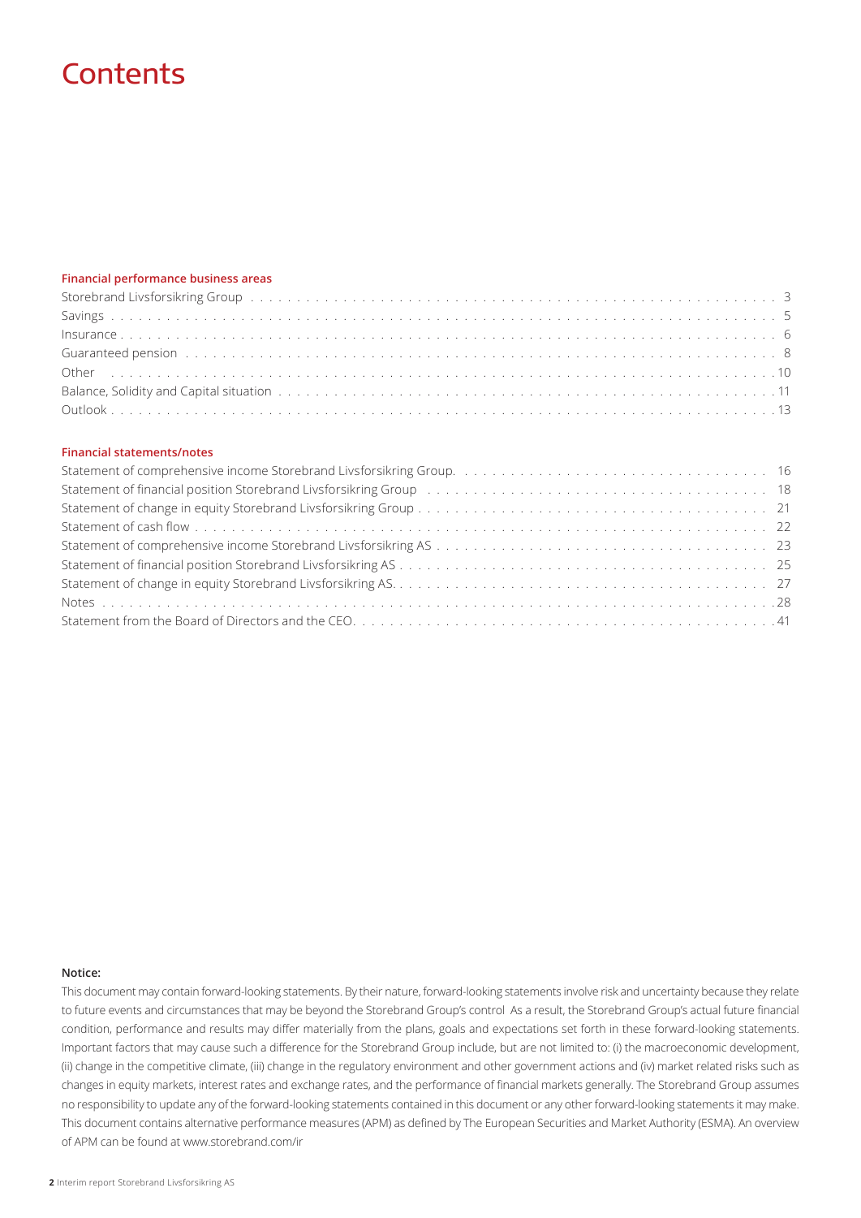# Contents

### Financial performance business areas

| | |
|---|---|
| Storebrand Livsforsikring Group | 3 |
| Savings | 5 |
| Insurance | 6 |
| Guaranteed pension | 8 |
| Other | 10 |
| Balance, Solidity and Capital situation | 11 |
| Outlook | 13 |

### Financial statements/notes

| | |
|---|---|
| Statement of comprehensive income Storebrand Livsforsikring Group. | 16 |
| Statement of financial position Storebrand Livsforsikring Group | 18 |
| Statement of change in equity Storebrand Livsforsikring Group | 21 |
| Statement of cash flow | 22 |
| Statement of comprehensive income Storebrand Livsforsikring AS | 23 |
| Statement of financial position Storebrand Livsforsikring AS | 25 |
| Statement of change in equity Storebrand Livsforsikring AS. | 27 |
| Notes | 28 |
| Statement from the Board of Directors and the CEO. | 41 |

**Notice:**

This document may contain forward-looking statements. By their nature, forward-looking statements involve risk and uncertainty because they relate to future events and circumstances that may be beyond the Storebrand Group's control As a result, the Storebrand Group's actual future financial condition, performance and results may differ materially from the plans, goals and expectations set forth in these forward-looking statements. Important factors that may cause such a difference for the Storebrand Group include, but are not limited to: (i) the macroeconomic development, (ii) change in the competitive climate, (iii) change in the regulatory environment and other government actions and (iv) market related risks such as changes in equity markets, interest rates and exchange rates, and the performance of financial markets generally. The Storebrand Group assumes no responsibility to update any of the forward-looking statements contained in this document or any other forward-looking statements it may make. This document contains alternative performance measures (APM) as defined by The European Securities and Market Authority (ESMA). An overview of APM can be found at www.storebrand.com/ir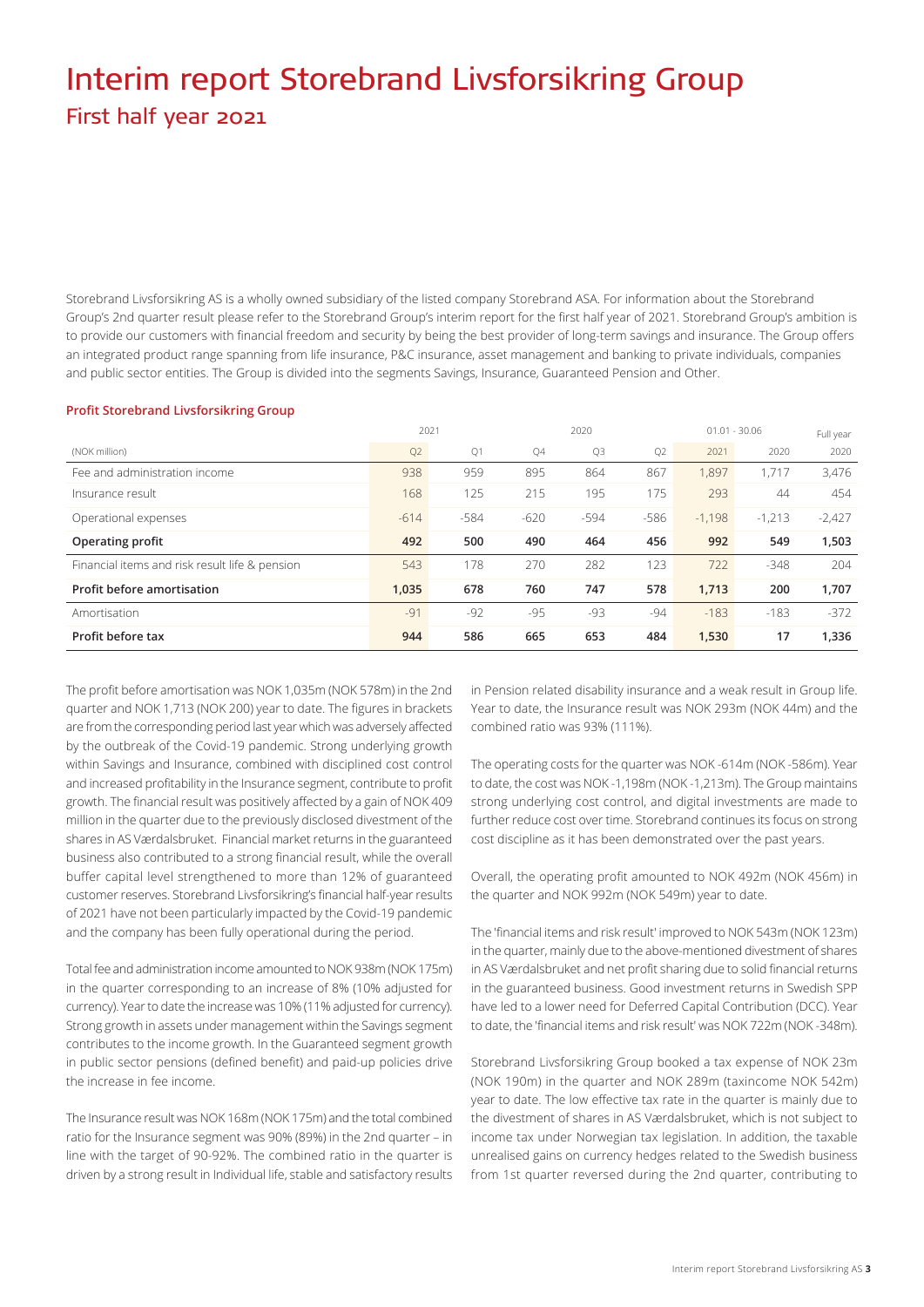# Interim report Storebrand Livsforsikring Group

## First half year 2021

Storebrand Livsforsikring AS is a wholly owned subsidiary of the listed company Storebrand ASA. For information about the Storebrand Group's 2nd quarter result please refer to the Storebrand Group's interim report for the first half year of 2021. Storebrand Group's ambition is to provide our customers with financial freedom and security by being the best provider of long-term savings and insurance. The Group offers an integrated product range spanning from life insurance, P&C insurance, asset management and banking to private individuals, companies and public sector entities. The Group is divided into the segments Savings, Insurance, Guaranteed Pension and Other.

### Profit Storebrand Livsforsikring Group

| | 2021 | | 2020 | | | 01.01 - 30.06 | | Full year |
|---|---|---|---|---|---|---|---|---|
| (NOK million) | Q2 | Q1 | Q4 | Q3 | Q2 | 2021 | 2020 | 2020 |
| Fee and administration income | 938 | 959 | 895 | 864 | 867 | 1,897 | 1,717 | 3,476 |
| Insurance result | 168 | 125 | 215 | 195 | 175 | 293 | 44 | 454 |
| Operational expenses | -614 | -584 | -620 | -594 | -586 | -1,198 | -1,213 | -2,427 |
| **Operating profit** | **492** | **500** | **490** | **464** | **456** | **992** | **549** | **1,503** |
| Financial items and risk result life & pension | 543 | 178 | 270 | 282 | 123 | 722 | -348 | 204 |
| **Profit before amortisation** | **1,035** | **678** | **760** | **747** | **578** | **1,713** | **200** | **1,707** |
| Amortisation | -91 | -92 | -95 | -93 | -94 | -183 | -183 | -372 |
| **Profit before tax** | **944** | **586** | **665** | **653** | **484** | **1,530** | **17** | **1,336** |

The profit before amortisation was NOK 1,035m (NOK 578m) in the 2nd quarter and NOK 1,713 (NOK 200) year to date. The figures in brackets are from the corresponding period last year which was adversely affected by the outbreak of the Covid-19 pandemic. Strong underlying growth within Savings and Insurance, combined with disciplined cost control and increased profitability in the Insurance segment, contribute to profit growth. The financial result was positively affected by a gain of NOK 409 million in the quarter due to the previously disclosed divestment of the shares in AS Værdalsbruket. Financial market returns in the guaranteed business also contributed to a strong financial result, while the overall buffer capital level strengthened to more than 12% of guaranteed customer reserves. Storebrand Livsforsikring's financial half-year results of 2021 have not been particularly impacted by the Covid-19 pandemic and the company has been fully operational during the period.

Total fee and administration income amounted to NOK 938m (NOK 175m) in the quarter corresponding to an increase of 8% (10% adjusted for currency). Year to date the increase was 10% (11% adjusted for currency). Strong growth in assets under management within the Savings segment contributes to the income growth. In the Guaranteed segment growth in public sector pensions (defined benefit) and paid-up policies drive the increase in fee income.

The Insurance result was NOK 168m (NOK 175m) and the total combined ratio for the Insurance segment was 90% (89%) in the 2nd quarter – in line with the target of 90-92%. The combined ratio in the quarter is driven by a strong result in Individual life, stable and satisfactory results in Pension related disability insurance and a weak result in Group life. Year to date, the Insurance result was NOK 293m (NOK 44m) and the combined ratio was 93% (111%).

The operating costs for the quarter was NOK -614m (NOK -586m). Year to date, the cost was NOK -1,198m (NOK -1,213m). The Group maintains strong underlying cost control, and digital investments are made to further reduce cost over time. Storebrand continues its focus on strong cost discipline as it has been demonstrated over the past years.

Overall, the operating profit amounted to NOK 492m (NOK 456m) in the quarter and NOK 992m (NOK 549m) year to date.

The 'financial items and risk result' improved to NOK 543m (NOK 123m) in the quarter, mainly due to the above-mentioned divestment of shares in AS Værdalsbruket and net profit sharing due to solid financial returns in the guaranteed business. Good investment returns in Swedish SPP have led to a lower need for Deferred Capital Contribution (DCC). Year to date, the 'financial items and risk result' was NOK 722m (NOK -348m).

Storebrand Livsforsikring Group booked a tax expense of NOK 23m (NOK 190m) in the quarter and NOK 289m (taxincome NOK 542m) year to date. The low effective tax rate in the quarter is mainly due to the divestment of shares in AS Værdalsbruket, which is not subject to income tax under Norwegian tax legislation. In addition, the taxable unrealised gains on currency hedges related to the Swedish business from 1st quarter reversed during the 2nd quarter, contributing to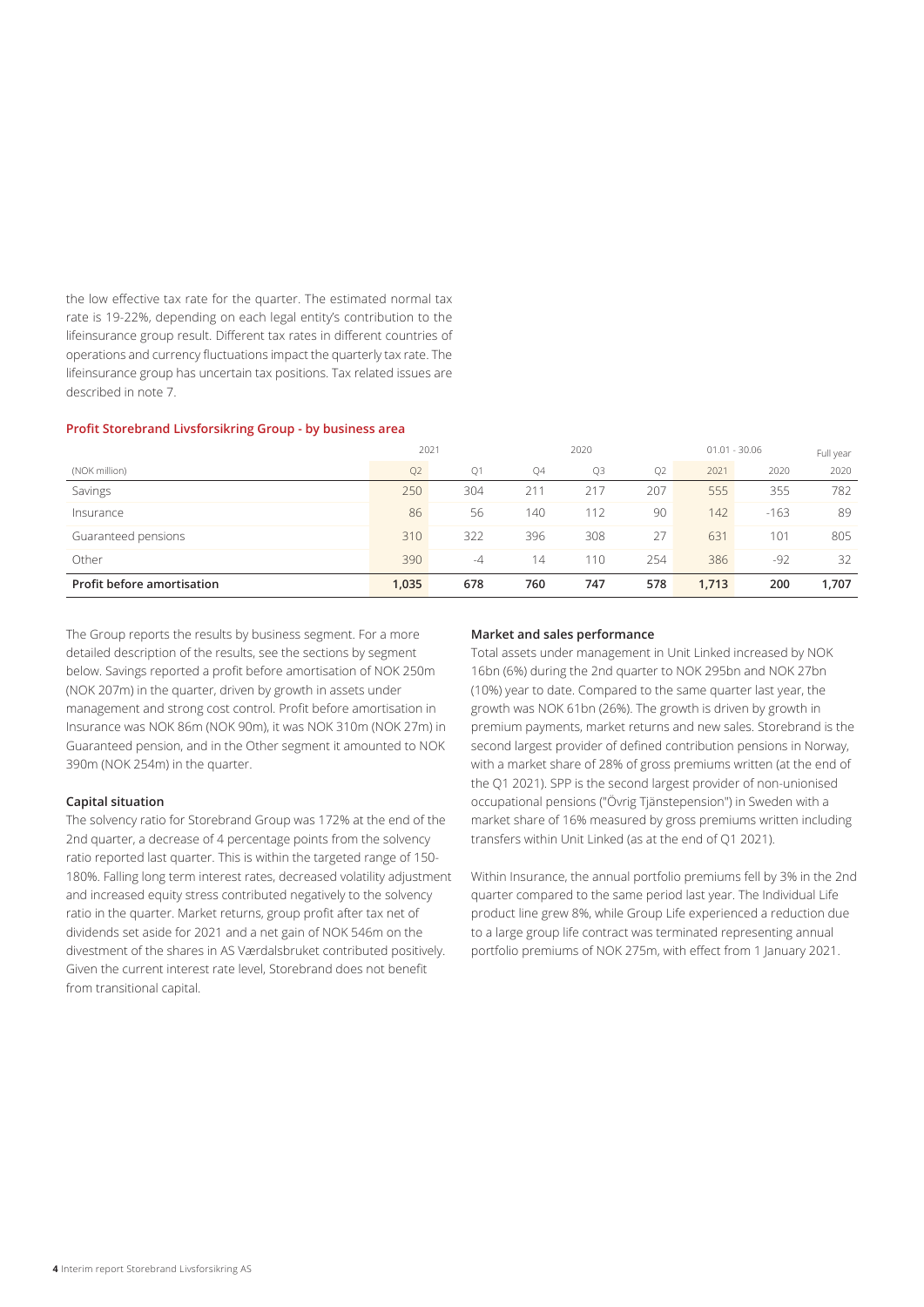the low effective tax rate for the quarter. The estimated normal tax rate is 19-22%, depending on each legal entity's contribution to the lifeinsurance group result. Different tax rates in different countries of operations and currency fluctuations impact the quarterly tax rate. The lifeinsurance group has uncertain tax positions. Tax related issues are described in note 7.

### Profit Storebrand Livsforsikring Group - by business area

| | 2021 | | 2020 | | | 01.01 - 30.06 | | Full year |
|---|---|---|---|---|---|---|---|---|
| (NOK million) | Q2 | Q1 | Q4 | Q3 | Q2 | 2021 | 2020 | 2020 |
| Savings | 250 | 304 | 211 | 217 | 207 | 555 | 355 | 782 |
| Insurance | 86 | 56 | 140 | 112 | 90 | 142 | -163 | 89 |
| Guaranteed pensions | 310 | 322 | 396 | 308 | 27 | 631 | 101 | 805 |
| Other | 390 | -4 | 14 | 110 | 254 | 386 | -92 | 32 |
| **Profit before amortisation** | **1,035** | **678** | **760** | **747** | **578** | **1,713** | **200** | **1,707** |

The Group reports the results by business segment. For a more detailed description of the results, see the sections by segment below. Savings reported a profit before amortisation of NOK 250m (NOK 207m) in the quarter, driven by growth in assets under management and strong cost control. Profit before amortisation in Insurance was NOK 86m (NOK 90m), it was NOK 310m (NOK 27m) in Guaranteed pension, and in the Other segment it amounted to NOK 390m (NOK 254m) in the quarter.

#### Capital situation

The solvency ratio for Storebrand Group was 172% at the end of the 2nd quarter, a decrease of 4 percentage points from the solvency ratio reported last quarter. This is within the targeted range of 150-180%. Falling long term interest rates, decreased volatility adjustment and increased equity stress contributed negatively to the solvency ratio in the quarter. Market returns, group profit after tax net of dividends set aside for 2021 and a net gain of NOK 546m on the divestment of the shares in AS Værdalsbruket contributed positively. Given the current interest rate level, Storebrand does not benefit from transitional capital.

#### Market and sales performance

Total assets under management in Unit Linked increased by NOK 16bn (6%) during the 2nd quarter to NOK 295bn and NOK 27bn (10%) year to date. Compared to the same quarter last year, the growth was NOK 61bn (26%). The growth is driven by growth in premium payments, market returns and new sales. Storebrand is the second largest provider of defined contribution pensions in Norway, with a market share of 28% of gross premiums written (at the end of the Q1 2021). SPP is the second largest provider of non-unionised occupational pensions ("Övrig Tjänstepension") in Sweden with a market share of 16% measured by gross premiums written including transfers within Unit Linked (as at the end of Q1 2021).

Within Insurance, the annual portfolio premiums fell by 3% in the 2nd quarter compared to the same period last year. The Individual Life product line grew 8%, while Group Life experienced a reduction due to a large group life contract was terminated representing annual portfolio premiums of NOK 275m, with effect from 1 January 2021.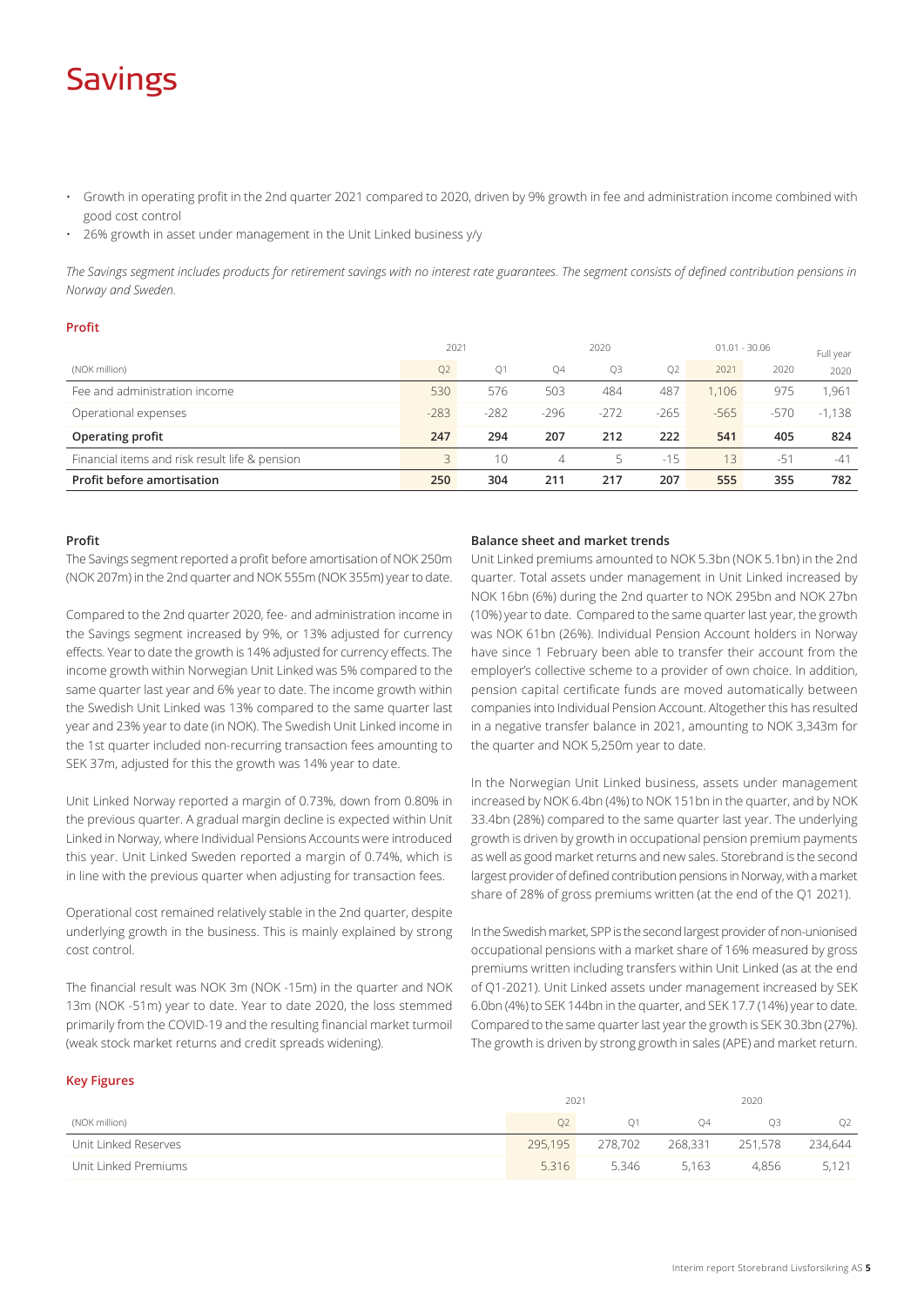# Savings

- Growth in operating profit in the 2nd quarter 2021 compared to 2020, driven by 9% growth in fee and administration income combined with good cost control
- 26% growth in asset under management in the Unit Linked business y/y

*The Savings segment includes products for retirement savings with no interest rate guarantees. The segment consists of defined contribution pensions in Norway and Sweden.*

### Profit

| | 2021 | | 2020 | | | 01.01 - 30.06 | | Full year |
|---|---|---|---|---|---|---|---|---|
| (NOK million) | Q2 | Q1 | Q4 | Q3 | Q2 | 2021 | 2020 | 2020 |
| Fee and administration income | 530 | 576 | 503 | 484 | 487 | 1,106 | 975 | 1,961 |
| Operational expenses | -283 | -282 | -296 | -272 | -265 | -565 | -570 | -1,138 |
| **Operating profit** | **247** | **294** | **207** | **212** | **222** | **541** | **405** | **824** |
| Financial items and risk result life & pension | 3 | 10 | 4 | 5 | -15 | 13 | -51 | -41 |
| **Profit before amortisation** | **250** | **304** | **211** | **217** | **207** | **555** | **355** | **782** |

#### Profit

The Savings segment reported a profit before amortisation of NOK 250m (NOK 207m) in the 2nd quarter and NOK 555m (NOK 355m) year to date.

Compared to the 2nd quarter 2020, fee- and administration income in the Savings segment increased by 9%, or 13% adjusted for currency effects. Year to date the growth is 14% adjusted for currency effects. The income growth within Norwegian Unit Linked was 5% compared to the same quarter last year and 6% year to date. The income growth within the Swedish Unit Linked was 13% compared to the same quarter last year and 23% year to date (in NOK). The Swedish Unit Linked income in the 1st quarter included non-recurring transaction fees amounting to SEK 37m, adjusted for this the growth was 14% year to date.

Unit Linked Norway reported a margin of 0.73%, down from 0.80% in the previous quarter. A gradual margin decline is expected within Unit Linked in Norway, where Individual Pensions Accounts were introduced this year. Unit Linked Sweden reported a margin of 0.74%, which is in line with the previous quarter when adjusting for transaction fees.

Operational cost remained relatively stable in the 2nd quarter, despite underlying growth in the business. This is mainly explained by strong cost control.

The financial result was NOK 3m (NOK -15m) in the quarter and NOK 13m (NOK -51m) year to date. Year to date 2020, the loss stemmed primarily from the COVID-19 and the resulting financial market turmoil (weak stock market returns and credit spreads widening).

#### Balance sheet and market trends

Unit Linked premiums amounted to NOK 5.3bn (NOK 5.1bn) in the 2nd quarter. Total assets under management in Unit Linked increased by NOK 16bn (6%) during the 2nd quarter to NOK 295bn and NOK 27bn (10%) year to date. Compared to the same quarter last year, the growth was NOK 61bn (26%). Individual Pension Account holders in Norway have since 1 February been able to transfer their account from the employer's collective scheme to a provider of own choice. In addition, pension capital certificate funds are moved automatically between companies into Individual Pension Account. Altogether this has resulted in a negative transfer balance in 2021, amounting to NOK 3,343m for the quarter and NOK 5,250m year to date.

In the Norwegian Unit Linked business, assets under management increased by NOK 6.4bn (4%) to NOK 151bn in the quarter, and by NOK 33.4bn (28%) compared to the same quarter last year. The underlying growth is driven by growth in occupational pension premium payments as well as good market returns and new sales. Storebrand is the second largest provider of defined contribution pensions in Norway, with a market share of 28% of gross premiums written (at the end of the Q1 2021).

In the Swedish market, SPP is the second largest provider of non-unionised occupational pensions with a market share of 16% measured by gross premiums written including transfers within Unit Linked (as at the end of Q1-2021). Unit Linked assets under management increased by SEK 6.0bn (4%) to SEK 144bn in the quarter, and SEK 17.7 (14%) year to date. Compared to the same quarter last year the growth is SEK 30.3bn (27%). The growth is driven by strong growth in sales (APE) and market return.

### Key Figures

| | 2021 | | 2020 | | |
|---|---|---|---|---|---|
| (NOK million) | Q2 | Q1 | Q4 | Q3 | Q2 |
| Unit Linked Reserves | 295,195 | 278,702 | 268,331 | 251,578 | 234,644 |
| Unit Linked Premiums | 5,316 | 5,346 | 5,163 | 4,856 | 5,121 |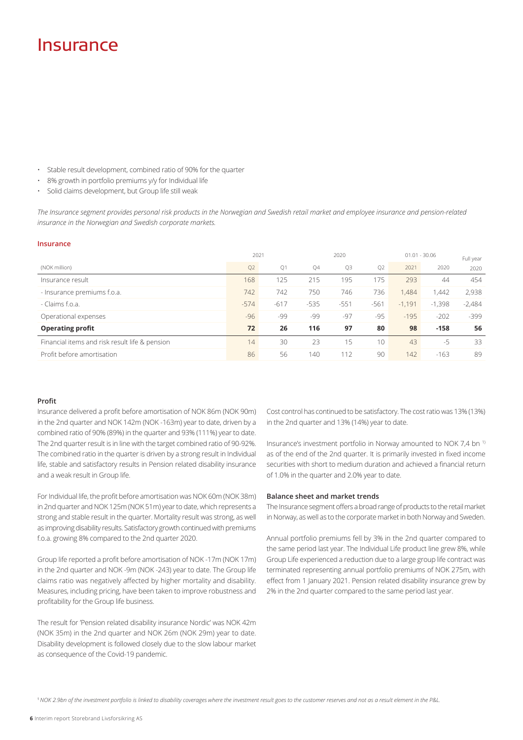# Insurance

- Stable result development, combined ratio of 90% for the quarter
- 8% growth in portfolio premiums y/y for Individual life
- Solid claims development, but Group life still weak

*The Insurance segment provides personal risk products in the Norwegian and Swedish retail market and employee insurance and pension-related insurance in the Norwegian and Swedish corporate markets.*

**Insurance**

| | 2021 | | 2020 | | | 01.01 - 30.06 | | Full year |
|---|---|---|---|---|---|---|---|---|
| (NOK million) | Q2 | Q1 | Q4 | Q3 | Q2 | 2021 | 2020 | 2020 |
| Insurance result | 168 | 125 | 215 | 195 | 175 | 293 | 44 | 454 |
| - Insurance premiums f.o.a. | 742 | 742 | 750 | 746 | 736 | 1,484 | 1,442 | 2,938 |
| - Claims f.o.a. | -574 | -617 | -535 | -551 | -561 | -1,191 | -1,398 | -2,484 |
| Operational expenses | -96 | -99 | -99 | -97 | -95 | -195 | -202 | -399 |
| **Operating profit** | **72** | **26** | **116** | **97** | **80** | **98** | **-158** | **56** |
| Financial items and risk result life & pension | 14 | 30 | 23 | 15 | 10 | 43 | -5 | 33 |
| Profit before amortisation | 86 | 56 | 140 | 112 | 90 | 142 | -163 | 89 |

### Profit

Insurance delivered a profit before amortisation of NOK 86m (NOK 90m) in the 2nd quarter and NOK 142m (NOK -163m) year to date, driven by a combined ratio of 90% (89%) in the quarter and 93% (111%) year to date. The 2nd quarter result is in line with the target combined ratio of 90-92%. The combined ratio in the quarter is driven by a strong result in Individual life, stable and satisfactory results in Pension related disability insurance and a weak result in Group life.

For Individual life, the profit before amortisation was NOK 60m (NOK 38m) in 2nd quarter and NOK 125m (NOK 51m) year to date, which represents a strong and stable result in the quarter. Mortality result was strong, as well as improving disability results. Satisfactory growth continued with premiums f.o.a. growing 8% compared to the 2nd quarter 2020.

Group life reported a profit before amortisation of NOK -17m (NOK 17m) in the 2nd quarter and NOK -9m (NOK -243) year to date. The Group life claims ratio was negatively affected by higher mortality and disability. Measures, including pricing, have been taken to improve robustness and profitability for the Group life business.

The result for 'Pension related disability insurance Nordic' was NOK 42m (NOK 35m) in the 2nd quarter and NOK 26m (NOK 29m) year to date. Disability development is followed closely due to the slow labour market as consequence of the Covid-19 pandemic.

Cost control has continued to be satisfactory. The cost ratio was 13% (13%) in the 2nd quarter and 13% (14%) year to date.

Insurance's investment portfolio in Norway amounted to NOK 7,4 bn [1] as of the end of the 2nd quarter. It is primarily invested in fixed income securities with short to medium duration and achieved a financial return of 1.0% in the quarter and 2.0% year to date.

### Balance sheet and market trends

The Insurance segment offers a broad range of products to the retail market in Norway, as well as to the corporate market in both Norway and Sweden.

Annual portfolio premiums fell by 3% in the 2nd quarter compared to the same period last year. The Individual Life product line grew 8%, while Group Life experienced a reduction due to a large group life contract was terminated representing annual portfolio premiums of NOK 275m, with effect from 1 January 2021. Pension related disability insurance grew by 2% in the 2nd quarter compared to the same period last year.

[1] *NOK 2.9bn of the investment portfolio is linked to disability coverages where the investment result goes to the customer reserves and not as a result element in the P&L.*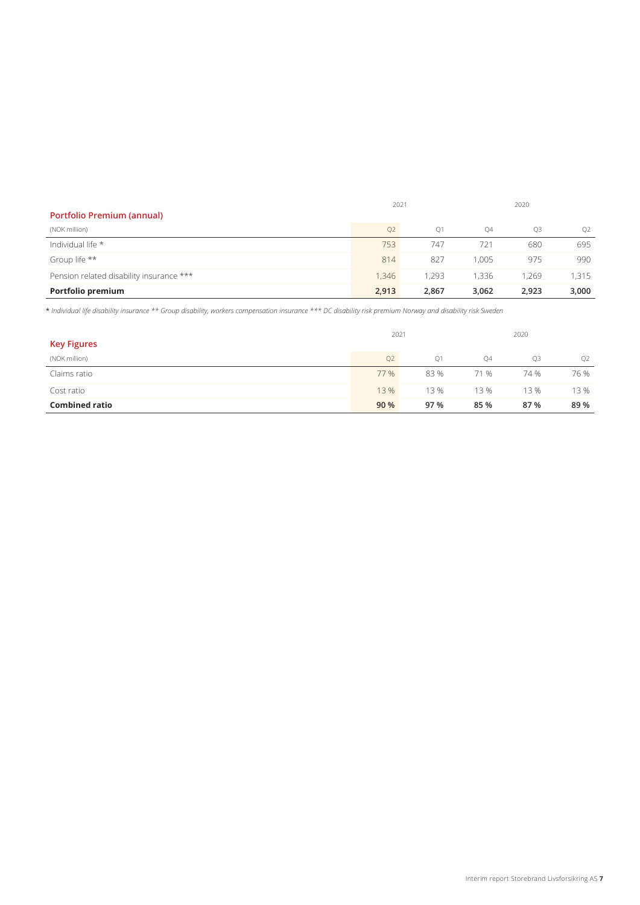## Portfolio Premium (annual)

| (NOK million) | 2021 Q2 | Q1 | 2020 Q4 | Q3 | Q2 |
|---|---|---|---|---|---|
| Individual life * | 753 | 747 | 721 | 680 | 695 |
| Group life ** | 814 | 827 | 1,005 | 975 | 990 |
| Pension related disability insurance *** | 1,346 | 1,293 | 1,336 | 1,269 | 1,315 |
| **Portfolio premium** | **2,913** | **2,867** | **3,062** | **2,923** | **3,000** |

*\* Individual life disability insurance \*\* Group disability, workers compensation insurance \*\*\* DC disability risk premium Norway and disability risk Sweden*

## Key Figures

| (NOK million) | 2021 Q2 | Q1 | 2020 Q4 | Q3 | Q2 |
|---|---|---|---|---|---|
| Claims ratio | 77 % | 83 % | 71 % | 74 % | 76 % |
| Cost ratio | 13 % | 13 % | 13 % | 13 % | 13 % |
| **Combined ratio** | **90 %** | **97 %** | **85 %** | **87 %** | **89 %** |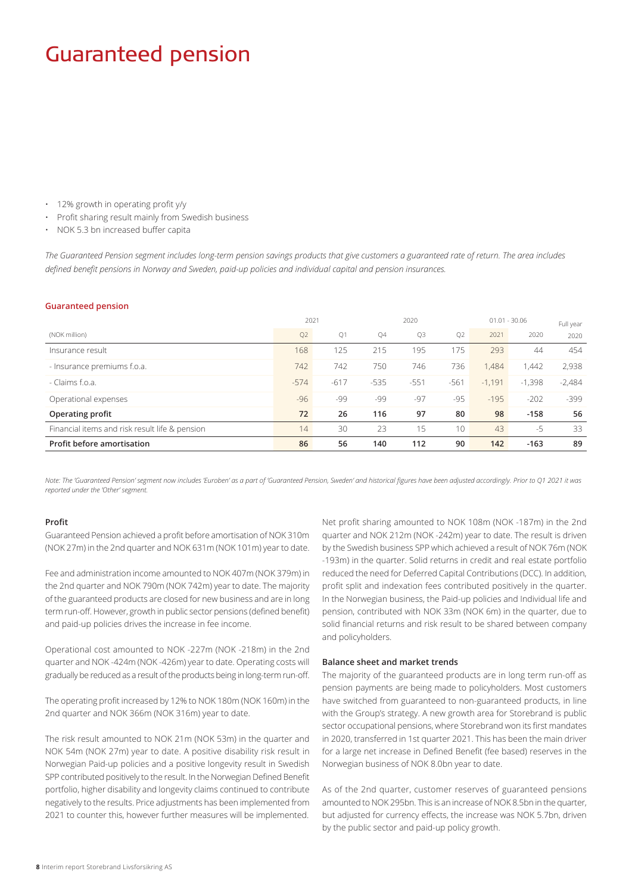# Guaranteed pension

- 12% growth in operating profit y/y
- Profit sharing result mainly from Swedish business
- NOK 5.3 bn increased buffer capita

*The Guaranteed Pension segment includes long-term pension savings products that give customers a guaranteed rate of return. The area includes defined benefit pensions in Norway and Sweden, paid-up policies and individual capital and pension insurances.*

### Guaranteed pension

| | 2021 | | 2020 | | | 01.01 - 30.06 | | Full year |
|---|---|---|---|---|---|---|---|---|
| (NOK million) | Q2 | Q1 | Q4 | Q3 | Q2 | 2021 | 2020 | 2020 |
| Insurance result | 168 | 125 | 215 | 195 | 175 | 293 | 44 | 454 |
| - Insurance premiums f.o.a. | 742 | 742 | 750 | 746 | 736 | 1,484 | 1,442 | 2,938 |
| - Claims f.o.a. | -574 | -617 | -535 | -551 | -561 | -1,191 | -1,398 | -2,484 |
| Operational expenses | -96 | -99 | -99 | -97 | -95 | -195 | -202 | -399 |
| **Operating profit** | **72** | **26** | **116** | **97** | **80** | **98** | **-158** | **56** |
| Financial items and risk result life & pension | 14 | 30 | 23 | 15 | 10 | 43 | -5 | 33 |
| **Profit before amortisation** | **86** | **56** | **140** | **112** | **90** | **142** | **-163** | **89** |

*Note: The 'Guaranteed Pension' segment now includes 'Euroben' as a part of 'Guaranteed Pension, Sweden' and historical figures have been adjusted accordingly. Prior to Q1 2021 it was reported under the 'Other' segment.*

#### Profit

Guaranteed Pension achieved a profit before amortisation of NOK 310m (NOK 27m) in the 2nd quarter and NOK 631m (NOK 101m) year to date.

Fee and administration income amounted to NOK 407m (NOK 379m) in the 2nd quarter and NOK 790m (NOK 742m) year to date. The majority of the guaranteed products are closed for new business and are in long term run-off. However, growth in public sector pensions (defined benefit) and paid-up policies drives the increase in fee income.

Operational cost amounted to NOK -227m (NOK -218m) in the 2nd quarter and NOK -424m (NOK -426m) year to date. Operating costs will gradually be reduced as a result of the products being in long-term run-off.

The operating profit increased by 12% to NOK 180m (NOK 160m) in the 2nd quarter and NOK 366m (NOK 316m) year to date.

The risk result amounted to NOK 21m (NOK 53m) in the quarter and NOK 54m (NOK 27m) year to date. A positive disability risk result in Norwegian Paid-up policies and a positive longevity result in Swedish SPP contributed positively to the result. In the Norwegian Defined Benefit portfolio, higher disability and longevity claims continued to contribute negatively to the results. Price adjustments has been implemented from 2021 to counter this, however further measures will be implemented.

Net profit sharing amounted to NOK 108m (NOK -187m) in the 2nd quarter and NOK 212m (NOK -242m) year to date. The result is driven by the Swedish business SPP which achieved a result of NOK 76m (NOK -193m) in the quarter. Solid returns in credit and real estate portfolio reduced the need for Deferred Capital Contributions (DCC). In addition, profit split and indexation fees contributed positively in the quarter. In the Norwegian business, the Paid-up policies and Individual life and pension, contributed with NOK 33m (NOK 6m) in the quarter, due to solid financial returns and risk result to be shared between company and policyholders.

#### Balance sheet and market trends

The majority of the guaranteed products are in long term run-off as pension payments are being made to policyholders. Most customers have switched from guaranteed to non-guaranteed products, in line with the Group's strategy. A new growth area for Storebrand is public sector occupational pensions, where Storebrand won its first mandates in 2020, transferred in 1st quarter 2021. This has been the main driver for a large net increase in Defined Benefit (fee based) reserves in the Norwegian business of NOK 8.0bn year to date.

As of the 2nd quarter, customer reserves of guaranteed pensions amounted to NOK 295bn. This is an increase of NOK 8.5bn in the quarter, but adjusted for currency effects, the increase was NOK 5.7bn, driven by the public sector and paid-up policy growth.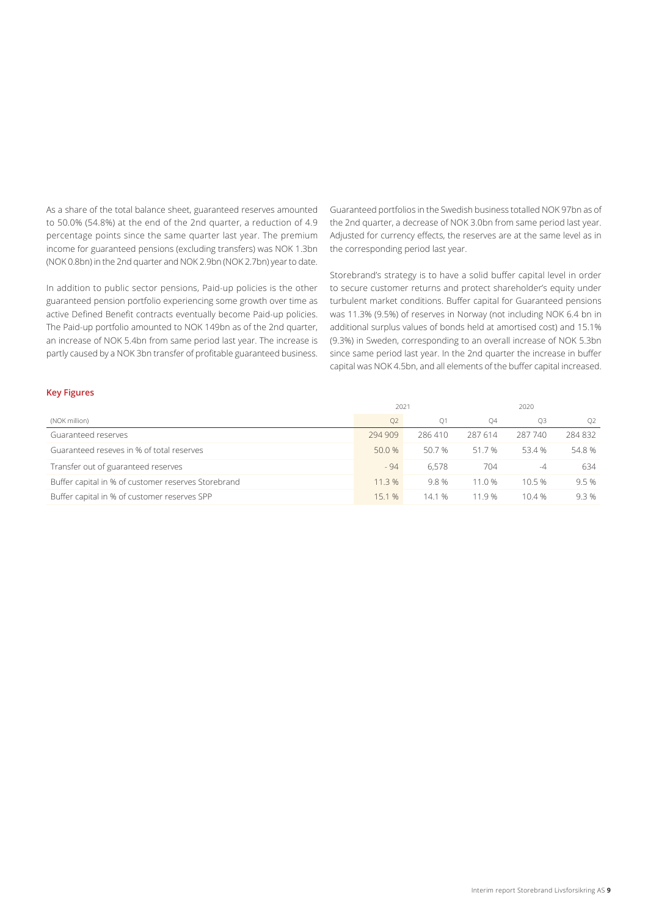As a share of the total balance sheet, guaranteed reserves amounted to 50.0% (54.8%) at the end of the 2nd quarter, a reduction of 4.9 percentage points since the same quarter last year. The premium income for guaranteed pensions (excluding transfers) was NOK 1.3bn (NOK 0.8bn) in the 2nd quarter and NOK 2.9bn (NOK 2.7bn) year to date.

In addition to public sector pensions, Paid-up policies is the other guaranteed pension portfolio experiencing some growth over time as active Defined Benefit contracts eventually become Paid-up policies. The Paid-up portfolio amounted to NOK 149bn as of the 2nd quarter, an increase of NOK 5.4bn from same period last year. The increase is partly caused by a NOK 3bn transfer of profitable guaranteed business.

Guaranteed portfolios in the Swedish business totalled NOK 97bn as of the 2nd quarter, a decrease of NOK 3.0bn from same period last year. Adjusted for currency effects, the reserves are at the same level as in the corresponding period last year.

Storebrand's strategy is to have a solid buffer capital level in order to secure customer returns and protect shareholder's equity under turbulent market conditions. Buffer capital for Guaranteed pensions was 11.3% (9.5%) of reserves in Norway (not including NOK 6.4 bn in additional surplus values of bonds held at amortised cost) and 15.1% (9.3%) in Sweden, corresponding to an overall increase of NOK 5.3bn since same period last year. In the 2nd quarter the increase in buffer capital was NOK 4.5bn, and all elements of the buffer capital increased.

### Key Figures

| | 2021 | | 2020 | | |
|---|---|---|---|---|---|
| (NOK million) | Q2 | Q1 | Q4 | Q3 | Q2 |
| Guaranteed reserves | 294 909 | 286 410 | 287 614 | 287 740 | 284 832 |
| Guaranteed reseves in % of total reserves | 50.0 % | 50.7 % | 51.7 % | 53.4 % | 54.8 % |
| Transfer out of guaranteed reserves | - 94 | 6,578 | 704 | -4 | 634 |
| Buffer capital in % of customer reserves Storebrand | 11.3 % | 9.8 % | 11.0 % | 10.5 % | 9.5 % |
| Buffer capital in % of customer reserves SPP | 15.1 % | 14.1 % | 11.9 % | 10.4 % | 9.3 % |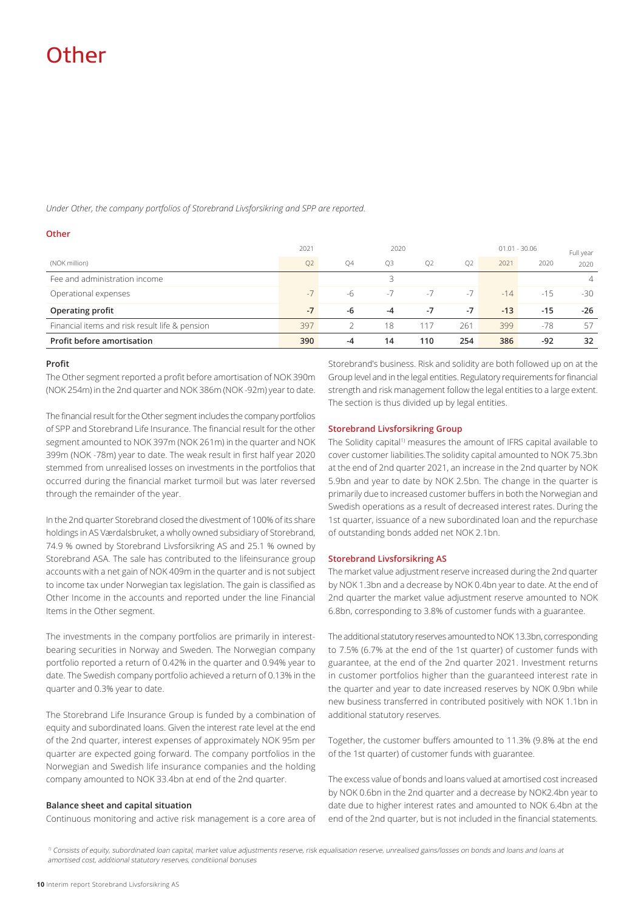# Other

*Under Other, the company portfolios of Storebrand Livsforsikring and SPP are reported.*

**Other**

| | 2021 | | 2020 | | | 01.01 - 30.06 | | Full year |
|---|---|---|---|---|---|---|---|---|
| (NOK million) | Q2 | Q4 | Q3 | Q2 | Q2 | 2021 | 2020 | 2020 |
| Fee and administration income | | | 3 | | | | | 4 |
| Operational expenses | -7 | -6 | -7 | -7 | -7 | -14 | -15 | -30 |
| **Operating profit** | **-7** | **-6** | **-4** | **-7** | **-7** | **-13** | **-15** | **-26** |
| Financial items and risk result life & pension | 397 | 2 | 18 | 117 | 261 | 399 | -78 | 57 |
| **Profit before amortisation** | **390** | **-4** | **14** | **110** | **254** | **386** | **-92** | **32** |

**Profit**

The Other segment reported a profit before amortisation of NOK 390m (NOK 254m) in the 2nd quarter and NOK 386m (NOK -92m) year to date.

The financial result for the Other segment includes the company portfolios of SPP and Storebrand Life Insurance. The financial result for the other segment amounted to NOK 397m (NOK 261m) in the quarter and NOK 399m (NOK -78m) year to date. The weak result in first half year 2020 stemmed from unrealised losses on investments in the portfolios that occurred during the financial market turmoil but was later reversed through the remainder of the year.

In the 2nd quarter Storebrand closed the divestment of 100% of its share holdings in AS Værdalsbruket, a wholly owned subsidiary of Storebrand, 74.9 % owned by Storebrand Livsforsikring AS and 25.1 % owned by Storebrand ASA. The sale has contributed to the lifeinsurance group accounts with a net gain of NOK 409m in the quarter and is not subject to income tax under Norwegian tax legislation. The gain is classified as Other Income in the accounts and reported under the line Financial Items in the Other segment.

The investments in the company portfolios are primarily in interest-bearing securities in Norway and Sweden. The Norwegian company portfolio reported a return of 0.42% in the quarter and 0.94% year to date. The Swedish company portfolio achieved a return of 0.13% in the quarter and 0.3% year to date.

The Storebrand Life Insurance Group is funded by a combination of equity and subordinated loans. Given the interest rate level at the end of the 2nd quarter, interest expenses of approximately NOK 95m per quarter are expected going forward. The company portfolios in the Norwegian and Swedish life insurance companies and the holding company amounted to NOK 33.4bn at end of the 2nd quarter.

**Balance sheet and capital situation**

Continuous monitoring and active risk management is a core area of Storebrand's business. Risk and solidity are both followed up on at the Group level and in the legal entities. Regulatory requirements for financial strength and risk management follow the legal entities to a large extent. The section is thus divided up by legal entities.

**Storebrand Livsforsikring Group**

The Solidity capital[1] measures the amount of IFRS capital available to cover customer liabilities.The solidity capital amounted to NOK 75.3bn at the end of 2nd quarter 2021, an increase in the 2nd quarter by NOK 5.9bn and year to date by NOK 2.5bn. The change in the quarter is primarily due to increased customer buffers in both the Norwegian and Swedish operations as a result of decreased interest rates. During the 1st quarter, issuance of a new subordinated loan and the repurchase of outstanding bonds added net NOK 2.1bn.

**Storebrand Livsforsikring AS**

The market value adjustment reserve increased during the 2nd quarter by NOK 1.3bn and a decrease by NOK 0.4bn year to date. At the end of 2nd quarter the market value adjustment reserve amounted to NOK 6.8bn, corresponding to 3.8% of customer funds with a guarantee.

The additional statutory reserves amounted to NOK 13.3bn, corresponding to 7.5% (6.7% at the end of the 1st quarter) of customer funds with guarantee, at the end of the 2nd quarter 2021. Investment returns in customer portfolios higher than the guaranteed interest rate in the quarter and year to date increased reserves by NOK 0.9bn while new business transferred in contributed positively with NOK 1.1bn in additional statutory reserves.

Together, the customer buffers amounted to 11.3% (9.8% at the end of the 1st quarter) of customer funds with guarantee.

The excess value of bonds and loans valued at amortised cost increased by NOK 0.6bn in the 2nd quarter and a decrease by NOK2.4bn year to date due to higher interest rates and amounted to NOK 6.4bn at the end of the 2nd quarter, but is not included in the financial statements.

*[1] Consists of equity, subordinated loan capital, market value adjustments reserve, risk equalisation reserve, unrealised gains/losses on bonds and loans and loans at amortised cost, additional statutory reserves, conditiional bonuses*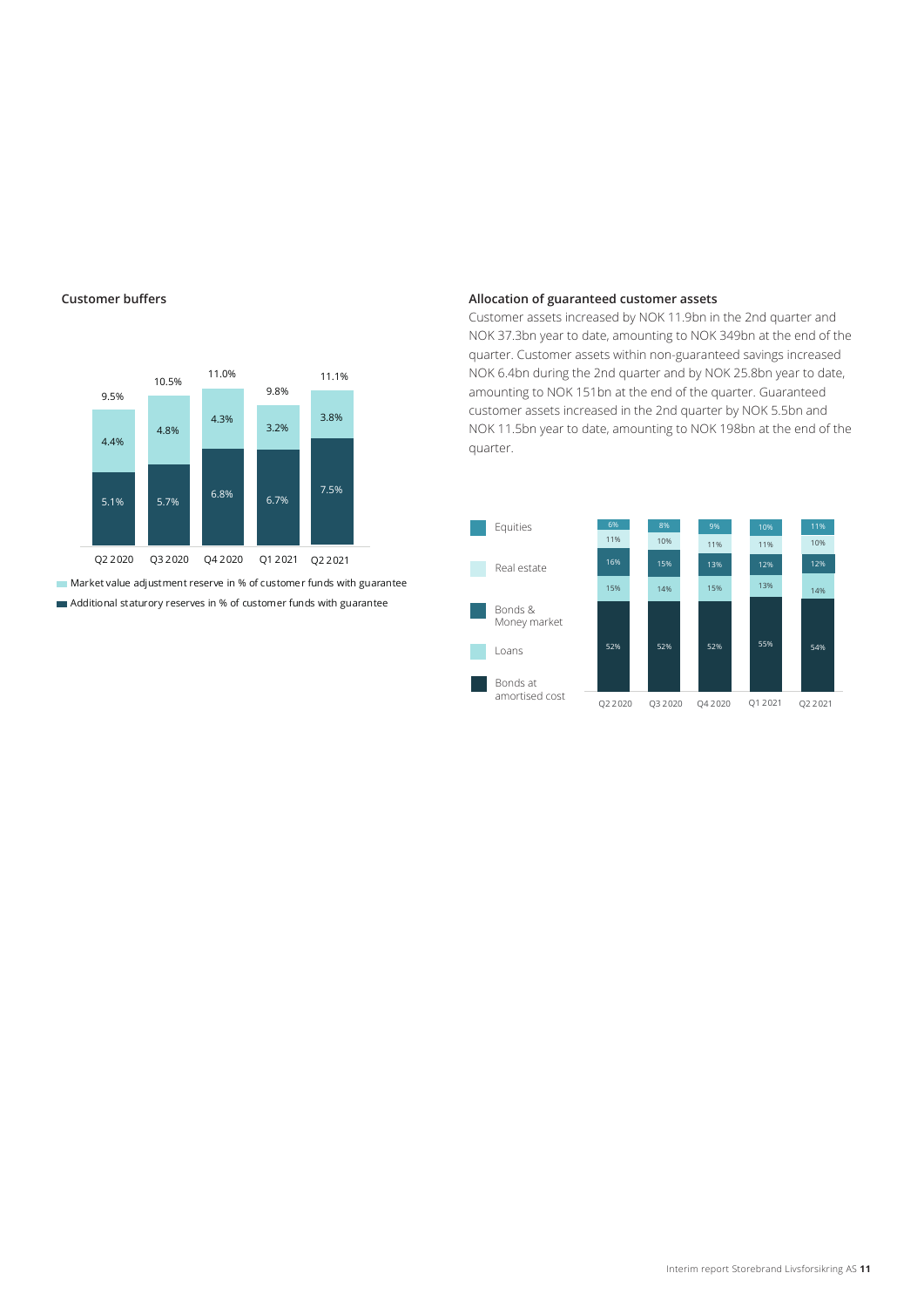### Customer buffers

| | Q2 2020 | Q3 2020 | Q4 2020 | Q1 2021 | Q2 2021 |
|---|---|---|---|---|---|
| Market value adjustment reserve in % of customer funds with guarantee | 4.4% | 4.8% | 4.3% | 3.2% | 3.8% |
| Additional staturory reserves in % of customer funds with guarantee | 5.1% | 5.7% | 6.8% | 6.7% | 7.5% |
| Total | 9.5% | 10.5% | 11.0% | 9.8% | 11.1% |

### Allocation of guaranteed customer assets

Customer assets increased by NOK 11.9bn in the 2nd quarter and NOK 37.3bn year to date, amounting to NOK 349bn at the end of the quarter. Customer assets within non-guaranteed savings increased NOK 6.4bn during the 2nd quarter and by NOK 25.8bn year to date, amounting to NOK 151bn at the end of the quarter. Guaranteed customer assets increased in the 2nd quarter by NOK 5.5bn and NOK 11.5bn year to date, amounting to NOK 198bn at the end of the quarter.

| | Q2 2020 | Q3 2020 | Q4 2020 | Q1 2021 | Q2 2021 |
|---|---|---|---|---|---|
| Equities | 6% | 8% | 9% | 10% | 11% |
| Real estate | 11% | 10% | 11% | 11% | 10% |
| Bonds & Money market | 16% | 15% | 13% | 12% | 12% |
| Loans | 15% | 14% | 15% | 13% | 14% |
| Bonds at amortised cost | 52% | 52% | 52% | 55% | 54% |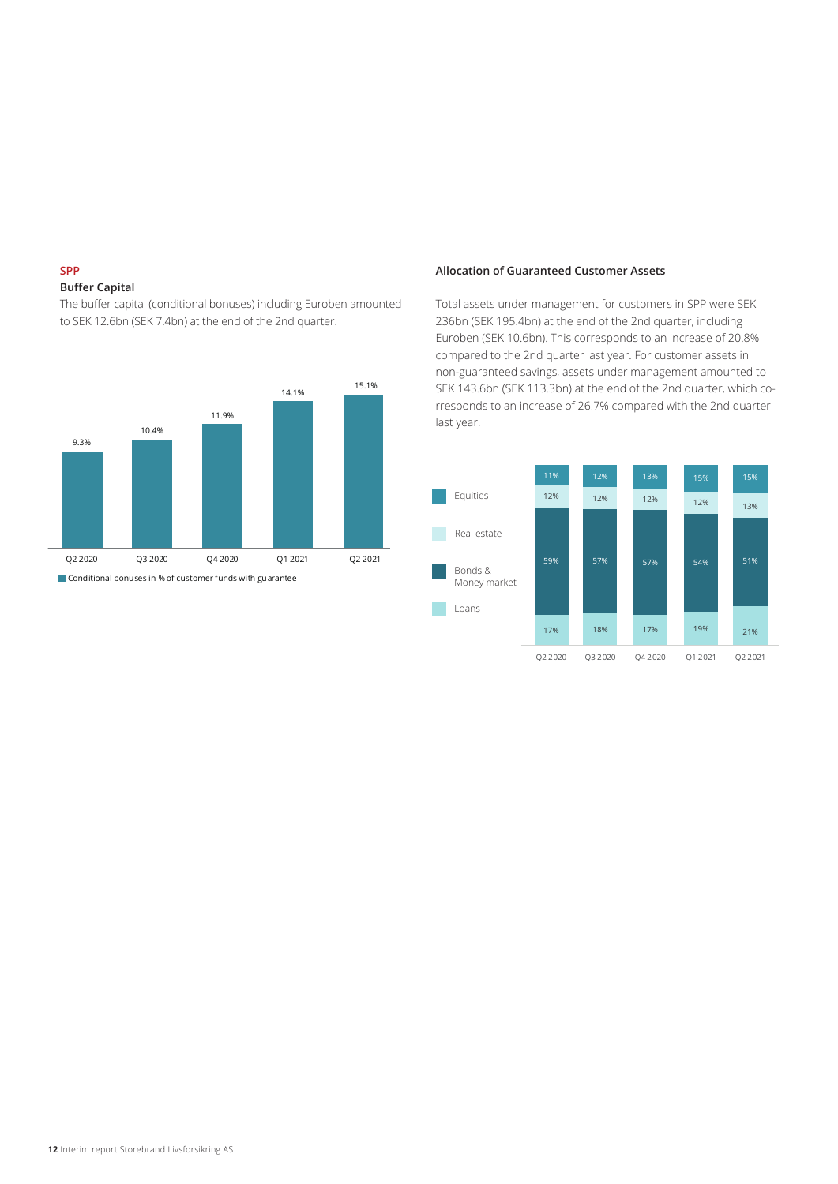## SPP

### Buffer Capital

The buffer capital (conditional bonuses) including Euroben amounted to SEK 12.6bn (SEK 7.4bn) at the end of the 2nd quarter.

| | Q2 2020 | Q3 2020 | Q4 2020 | Q1 2021 | Q2 2021 |
|---|---|---|---|---|---|
| Conditional bonuses in % of customer funds with guarantee | 9.3% | 10.4% | 11.9% | 14.1% | 15.1% |

### Allocation of Guaranteed Customer Assets

Total assets under management for customers in SPP were SEK 236bn (SEK 195.4bn) at the end of the 2nd quarter, including Euroben (SEK 10.6bn). This corresponds to an increase of 20.8% compared to the 2nd quarter last year. For customer assets in non-guaranteed savings, assets under management amounted to SEK 143.6bn (SEK 113.3bn) at the end of the 2nd quarter, which corresponds to an increase of 26.7% compared with the 2nd quarter last year.

| | Q2 2020 | Q3 2020 | Q4 2020 | Q1 2021 | Q2 2021 |
|---|---|---|---|---|---|
| Equities | 11% | 12% | 13% | 15% | 15% |
| Real estate | 12% | 12% | 12% | 12% | 13% |
| Bonds & Money market | 59% | 57% | 57% | 54% | 51% |
| Loans | 17% | 18% | 17% | 19% | 21% |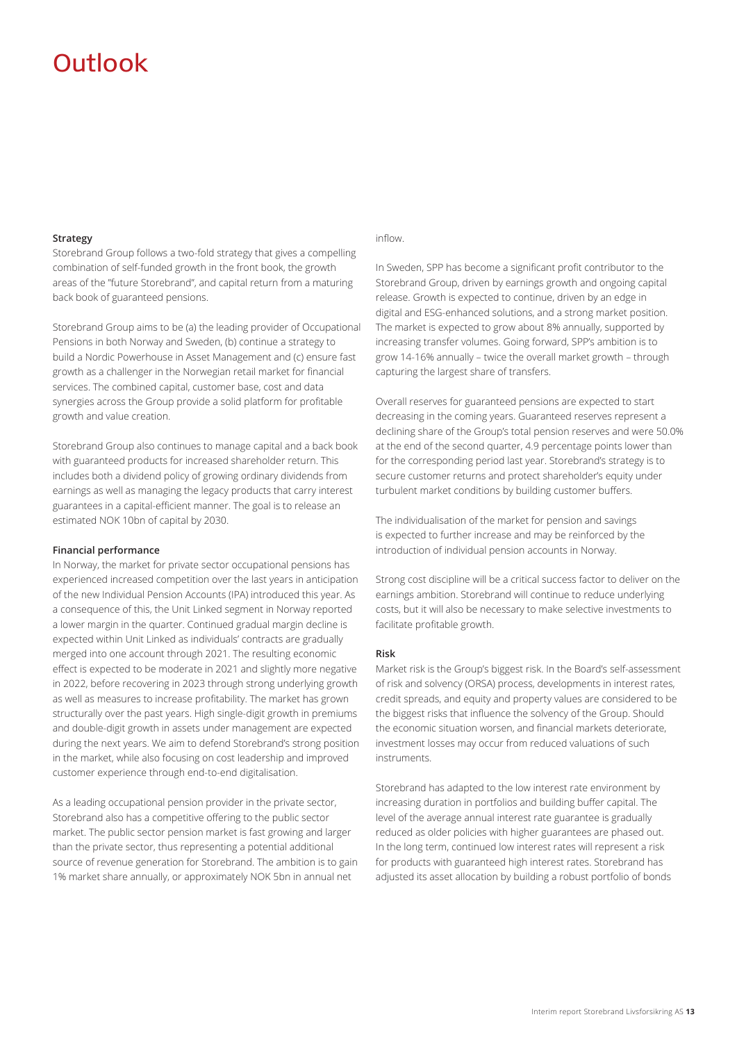# Outlook

**Strategy**

Storebrand Group follows a two-fold strategy that gives a compelling combination of self-funded growth in the front book, the growth areas of the "future Storebrand", and capital return from a maturing back book of guaranteed pensions.

Storebrand Group aims to be (a) the leading provider of Occupational Pensions in both Norway and Sweden, (b) continue a strategy to build a Nordic Powerhouse in Asset Management and (c) ensure fast growth as a challenger in the Norwegian retail market for financial services. The combined capital, customer base, cost and data synergies across the Group provide a solid platform for profitable growth and value creation.

Storebrand Group also continues to manage capital and a back book with guaranteed products for increased shareholder return. This includes both a dividend policy of growing ordinary dividends from earnings as well as managing the legacy products that carry interest guarantees in a capital-efficient manner. The goal is to release an estimated NOK 10bn of capital by 2030.

**Financial performance**

In Norway, the market for private sector occupational pensions has experienced increased competition over the last years in anticipation of the new Individual Pension Accounts (IPA) introduced this year. As a consequence of this, the Unit Linked segment in Norway reported a lower margin in the quarter. Continued gradual margin decline is expected within Unit Linked as individuals' contracts are gradually merged into one account through 2021. The resulting economic effect is expected to be moderate in 2021 and slightly more negative in 2022, before recovering in 2023 through strong underlying growth as well as measures to increase profitability. The market has grown structurally over the past years. High single-digit growth in premiums and double-digit growth in assets under management are expected during the next years. We aim to defend Storebrand's strong position in the market, while also focusing on cost leadership and improved customer experience through end-to-end digitalisation.

As a leading occupational pension provider in the private sector, Storebrand also has a competitive offering to the public sector market. The public sector pension market is fast growing and larger than the private sector, thus representing a potential additional source of revenue generation for Storebrand. The ambition is to gain 1% market share annually, or approximately NOK 5bn in annual net inflow.

In Sweden, SPP has become a significant profit contributor to the Storebrand Group, driven by earnings growth and ongoing capital release. Growth is expected to continue, driven by an edge in digital and ESG-enhanced solutions, and a strong market position. The market is expected to grow about 8% annually, supported by increasing transfer volumes. Going forward, SPP's ambition is to grow 14-16% annually – twice the overall market growth – through capturing the largest share of transfers.

Overall reserves for guaranteed pensions are expected to start decreasing in the coming years. Guaranteed reserves represent a declining share of the Group's total pension reserves and were 50.0% at the end of the second quarter, 4.9 percentage points lower than for the corresponding period last year. Storebrand's strategy is to secure customer returns and protect shareholder's equity under turbulent market conditions by building customer buffers.

The individualisation of the market for pension and savings is expected to further increase and may be reinforced by the introduction of individual pension accounts in Norway.

Strong cost discipline will be a critical success factor to deliver on the earnings ambition. Storebrand will continue to reduce underlying costs, but it will also be necessary to make selective investments to facilitate profitable growth.

**Risk**

Market risk is the Group's biggest risk. In the Board's self-assessment of risk and solvency (ORSA) process, developments in interest rates, credit spreads, and equity and property values are considered to be the biggest risks that influence the solvency of the Group. Should the economic situation worsen, and financial markets deteriorate, investment losses may occur from reduced valuations of such instruments.

Storebrand has adapted to the low interest rate environment by increasing duration in portfolios and building buffer capital. The level of the average annual interest rate guarantee is gradually reduced as older policies with higher guarantees are phased out. In the long term, continued low interest rates will represent a risk for products with guaranteed high interest rates. Storebrand has adjusted its asset allocation by building a robust portfolio of bonds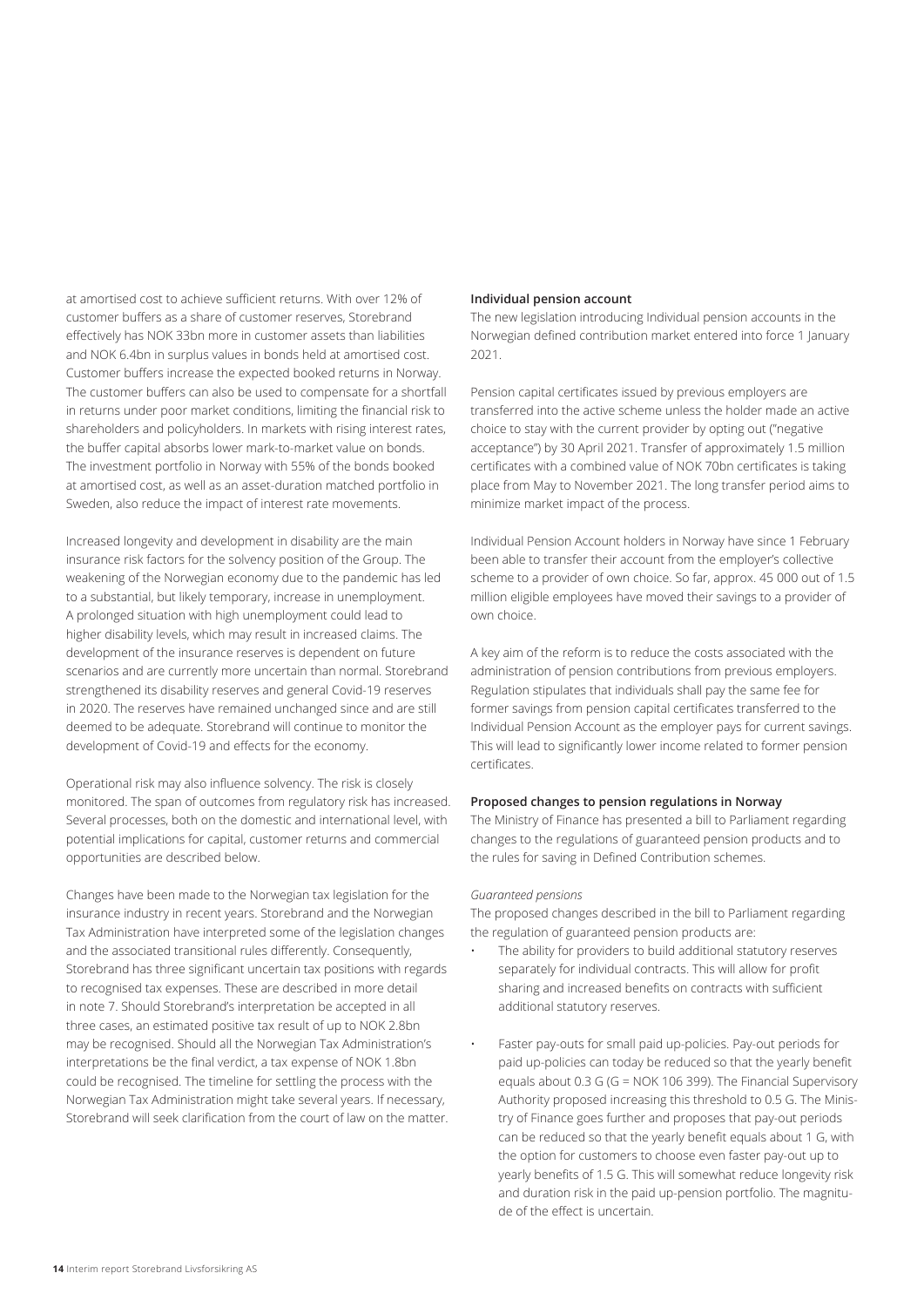at amortised cost to achieve sufficient returns. With over 12% of customer buffers as a share of customer reserves, Storebrand effectively has NOK 33bn more in customer assets than liabilities and NOK 6.4bn in surplus values in bonds held at amortised cost. Customer buffers increase the expected booked returns in Norway. The customer buffers can also be used to compensate for a shortfall in returns under poor market conditions, limiting the financial risk to shareholders and policyholders. In markets with rising interest rates, the buffer capital absorbs lower mark-to-market value on bonds. The investment portfolio in Norway with 55% of the bonds booked at amortised cost, as well as an asset-duration matched portfolio in Sweden, also reduce the impact of interest rate movements.

Increased longevity and development in disability are the main insurance risk factors for the solvency position of the Group. The weakening of the Norwegian economy due to the pandemic has led to a substantial, but likely temporary, increase in unemployment. A prolonged situation with high unemployment could lead to higher disability levels, which may result in increased claims. The development of the insurance reserves is dependent on future scenarios and are currently more uncertain than normal. Storebrand strengthened its disability reserves and general Covid-19 reserves in 2020. The reserves have remained unchanged since and are still deemed to be adequate. Storebrand will continue to monitor the development of Covid-19 and effects for the economy.

Operational risk may also influence solvency. The risk is closely monitored. The span of outcomes from regulatory risk has increased. Several processes, both on the domestic and international level, with potential implications for capital, customer returns and commercial opportunities are described below.

Changes have been made to the Norwegian tax legislation for the insurance industry in recent years. Storebrand and the Norwegian Tax Administration have interpreted some of the legislation changes and the associated transitional rules differently. Consequently, Storebrand has three significant uncertain tax positions with regards to recognised tax expenses. These are described in more detail in note 7. Should Storebrand's interpretation be accepted in all three cases, an estimated positive tax result of up to NOK 2.8bn may be recognised. Should all the Norwegian Tax Administration's interpretations be the final verdict, a tax expense of NOK 1.8bn could be recognised. The timeline for settling the process with the Norwegian Tax Administration might take several years. If necessary, Storebrand will seek clarification from the court of law on the matter.

**Individual pension account**

The new legislation introducing Individual pension accounts in the Norwegian defined contribution market entered into force 1 January 2021.

Pension capital certificates issued by previous employers are transferred into the active scheme unless the holder made an active choice to stay with the current provider by opting out ("negative acceptance") by 30 April 2021. Transfer of approximately 1.5 million certificates with a combined value of NOK 70bn certificates is taking place from May to November 2021. The long transfer period aims to minimize market impact of the process.

Individual Pension Account holders in Norway have since 1 February been able to transfer their account from the employer's collective scheme to a provider of own choice. So far, approx. 45 000 out of 1.5 million eligible employees have moved their savings to a provider of own choice.

A key aim of the reform is to reduce the costs associated with the administration of pension contributions from previous employers. Regulation stipulates that individuals shall pay the same fee for former savings from pension capital certificates transferred to the Individual Pension Account as the employer pays for current savings. This will lead to significantly lower income related to former pension certificates.

**Proposed changes to pension regulations in Norway**

The Ministry of Finance has presented a bill to Parliament regarding changes to the regulations of guaranteed pension products and to the rules for saving in Defined Contribution schemes.

*Guaranteed pensions*

The proposed changes described in the bill to Parliament regarding the regulation of guaranteed pension products are:

- The ability for providers to build additional statutory reserves separately for individual contracts. This will allow for profit sharing and increased benefits on contracts with sufficient additional statutory reserves.
- Faster pay-outs for small paid up-policies. Pay-out periods for paid up-policies can today be reduced so that the yearly benefit equals about 0.3 G (G = NOK 106 399). The Financial Supervisory Authority proposed increasing this threshold to 0.5 G. The Ministry of Finance goes further and proposes that pay-out periods can be reduced so that the yearly benefit equals about 1 G, with the option for customers to choose even faster pay-out up to yearly benefits of 1.5 G. This will somewhat reduce longevity risk and duration risk in the paid up-pension portfolio. The magnitude of the effect is uncertain.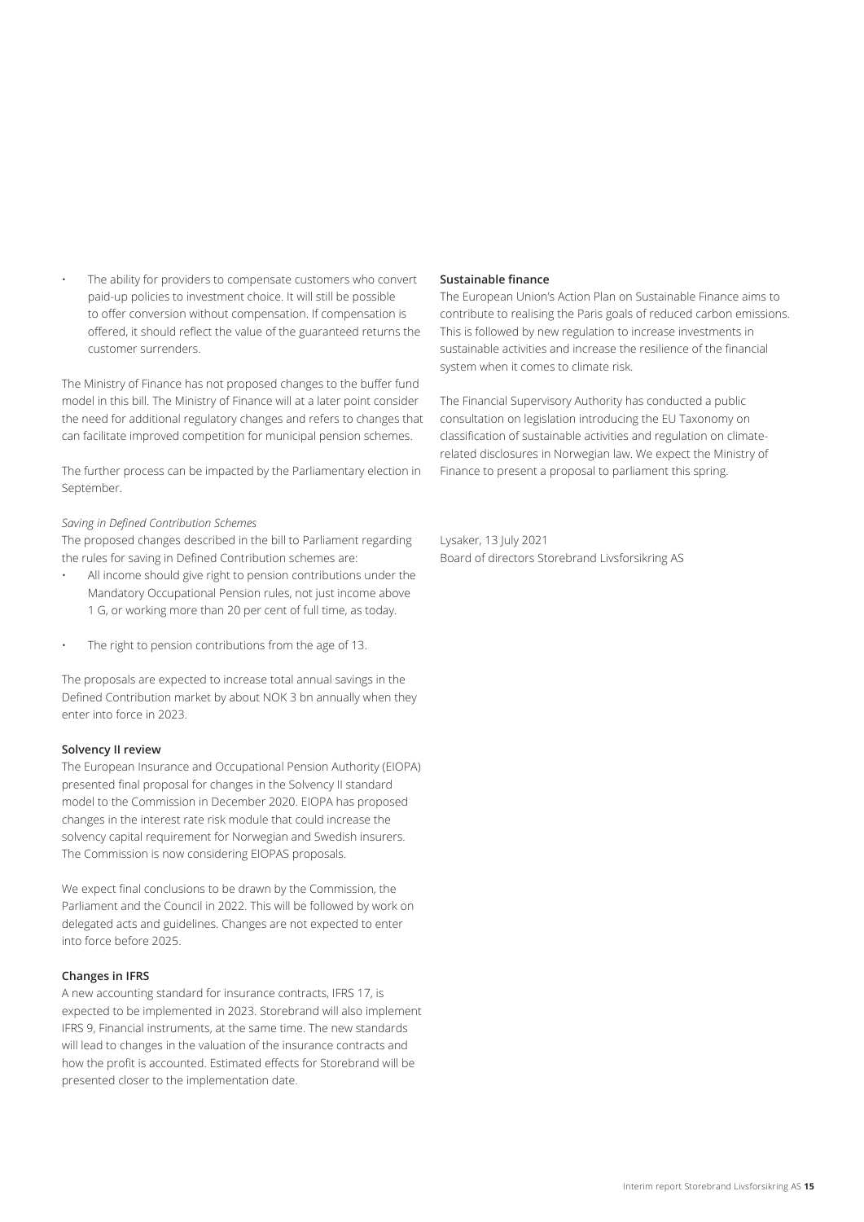- The ability for providers to compensate customers who convert paid-up policies to investment choice. It will still be possible to offer conversion without compensation. If compensation is offered, it should reflect the value of the guaranteed returns the customer surrenders.

The Ministry of Finance has not proposed changes to the buffer fund model in this bill. The Ministry of Finance will at a later point consider the need for additional regulatory changes and refers to changes that can facilitate improved competition for municipal pension schemes.

The further process can be impacted by the Parliamentary election in September.

*Saving in Defined Contribution Schemes*

The proposed changes described in the bill to Parliament regarding the rules for saving in Defined Contribution schemes are:

- All income should give right to pension contributions under the Mandatory Occupational Pension rules, not just income above 1 G, or working more than 20 per cent of full time, as today.
- The right to pension contributions from the age of 13.

The proposals are expected to increase total annual savings in the Defined Contribution market by about NOK 3 bn annually when they enter into force in 2023.

**Solvency II review**

The European Insurance and Occupational Pension Authority (EIOPA) presented final proposal for changes in the Solvency II standard model to the Commission in December 2020. EIOPA has proposed changes in the interest rate risk module that could increase the solvency capital requirement for Norwegian and Swedish insurers. The Commission is now considering EIOPAS proposals.

We expect final conclusions to be drawn by the Commission, the Parliament and the Council in 2022. This will be followed by work on delegated acts and guidelines. Changes are not expected to enter into force before 2025.

**Changes in IFRS**

A new accounting standard for insurance contracts, IFRS 17, is expected to be implemented in 2023. Storebrand will also implement IFRS 9, Financial instruments, at the same time. The new standards will lead to changes in the valuation of the insurance contracts and how the profit is accounted. Estimated effects for Storebrand will be presented closer to the implementation date.

**Sustainable finance**

The European Union's Action Plan on Sustainable Finance aims to contribute to realising the Paris goals of reduced carbon emissions. This is followed by new regulation to increase investments in sustainable activities and increase the resilience of the financial system when it comes to climate risk.

The Financial Supervisory Authority has conducted a public consultation on legislation introducing the EU Taxonomy on classification of sustainable activities and regulation on climate-related disclosures in Norwegian law. We expect the Ministry of Finance to present a proposal to parliament this spring.

Lysaker, 13 July 2021
Board of directors Storebrand Livsforsikring AS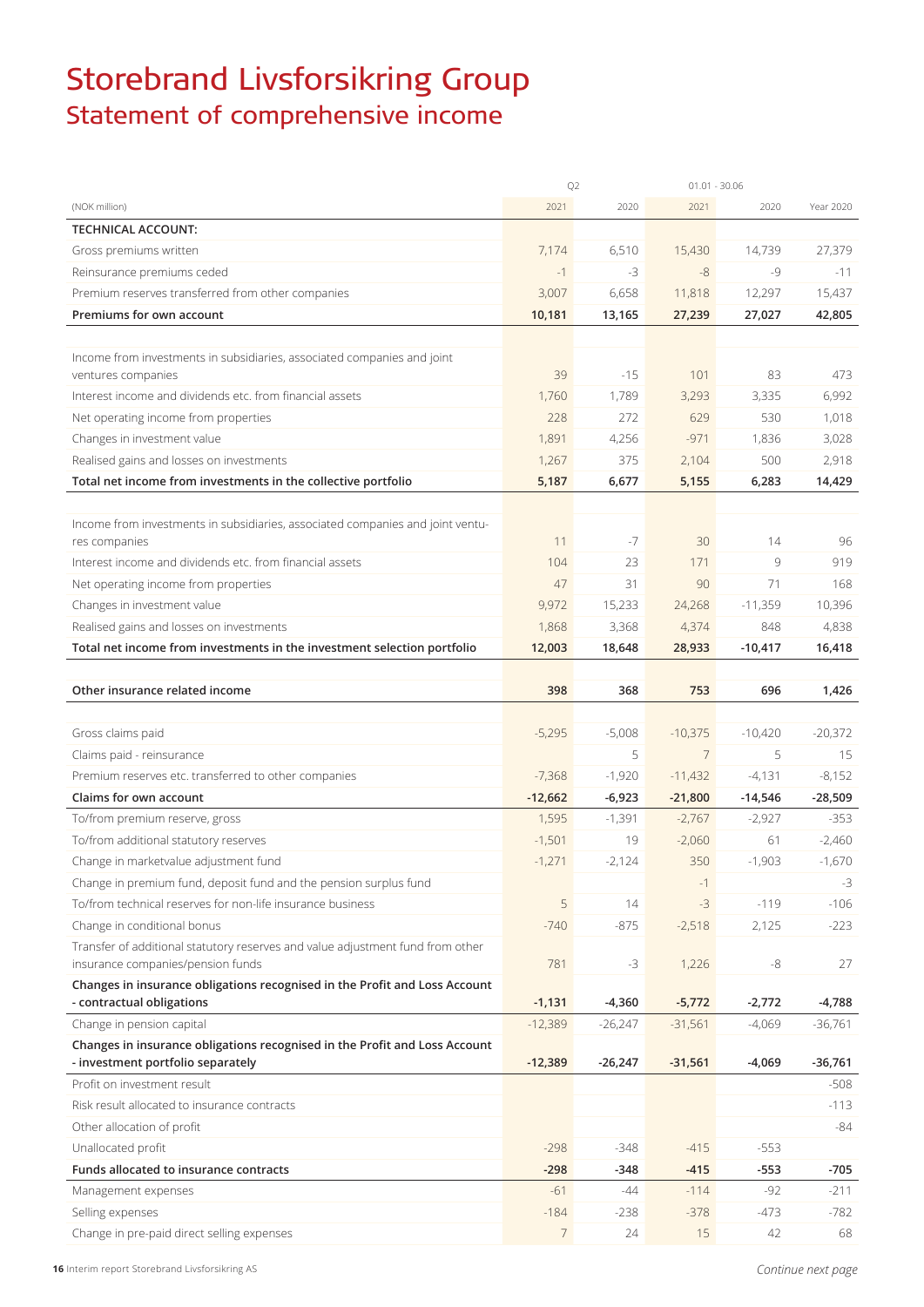# Storebrand Livsforsikring Group

## Statement of comprehensive income

| (NOK million) | Q2 2021 | Q2 2020 | 01.01 - 30.06 2021 | 01.01 - 30.06 2020 | Year 2020 |
|---|---|---|---|---|---|
| **TECHNICAL ACCOUNT:** | | | | | |
| Gross premiums written | 7,174 | 6,510 | 15,430 | 14,739 | 27,379 |
| Reinsurance premiums ceded | -1 | -3 | -8 | -9 | -11 |
| Premium reserves transferred from other companies | 3,007 | 6,658 | 11,818 | 12,297 | 15,437 |
| **Premiums for own account** | **10,181** | **13,165** | **27,239** | **27,027** | **42,805** |
| | | | | | |
| Income from investments in subsidiaries, associated companies and joint ventures companies | 39 | -15 | 101 | 83 | 473 |
| Interest income and dividends etc. from financial assets | 1,760 | 1,789 | 3,293 | 3,335 | 6,992 |
| Net operating income from properties | 228 | 272 | 629 | 530 | 1,018 |
| Changes in investment value | 1,891 | 4,256 | -971 | 1,836 | 3,028 |
| Realised gains and losses on investments | 1,267 | 375 | 2,104 | 500 | 2,918 |
| **Total net income from investments in the collective portfolio** | **5,187** | **6,677** | **5,155** | **6,283** | **14,429** |
| | | | | | |
| Income from investments in subsidiaries, associated companies and joint ventures companies | 11 | -7 | 30 | 14 | 96 |
| Interest income and dividends etc. from financial assets | 104 | 23 | 171 | 9 | 919 |
| Net operating income from properties | 47 | 31 | 90 | 71 | 168 |
| Changes in investment value | 9,972 | 15,233 | 24,268 | -11,359 | 10,396 |
| Realised gains and losses on investments | 1,868 | 3,368 | 4,374 | 848 | 4,838 |
| **Total net income from investments in the investment selection portfolio** | **12,003** | **18,648** | **28,933** | **-10,417** | **16,418** |
| | | | | | |
| **Other insurance related income** | **398** | **368** | **753** | **696** | **1,426** |
| | | | | | |
| Gross claims paid | -5,295 | -5,008 | -10,375 | -10,420 | -20,372 |
| Claims paid - reinsurance | | 5 | 7 | 5 | 15 |
| Premium reserves etc. transferred to other companies | -7,368 | -1,920 | -11,432 | -4,131 | -8,152 |
| **Claims for own account** | **-12,662** | **-6,923** | **-21,800** | **-14,546** | **-28,509** |
| To/from premium reserve, gross | 1,595 | -1,391 | -2,767 | -2,927 | -353 |
| To/from additional statutory reserves | -1,501 | 19 | -2,060 | 61 | -2,460 |
| Change in marketvalue adjustment fund | -1,271 | -2,124 | 350 | -1,903 | -1,670 |
| Change in premium fund, deposit fund and the pension surplus fund | | | -1 | | -3 |
| To/from technical reserves for non-life insurance business | 5 | 14 | -3 | -119 | -106 |
| Change in conditional bonus | -740 | -875 | -2,518 | 2,125 | -223 |
| Transfer of additional statutory reserves and value adjustment fund from other insurance companies/pension funds | 781 | -3 | 1,226 | -8 | 27 |
| **Changes in insurance obligations recognised in the Profit and Loss Account - contractual obligations** | **-1,131** | **-4,360** | **-5,772** | **-2,772** | **-4,788** |
| Change in pension capital | -12,389 | -26,247 | -31,561 | -4,069 | -36,761 |
| **Changes in insurance obligations recognised in the Profit and Loss Account - investment portfolio separately** | **-12,389** | **-26,247** | **-31,561** | **-4,069** | **-36,761** |
| Profit on investment result | | | | | -508 |
| Risk result allocated to insurance contracts | | | | | -113 |
| Other allocation of profit | | | | | -84 |
| Unallocated profit | -298 | -348 | -415 | -553 | |
| **Funds allocated to insurance contracts** | **-298** | **-348** | **-415** | **-553** | **-705** |
| Management expenses | -61 | -44 | -114 | -92 | -211 |
| Selling expenses | -184 | -238 | -378 | -473 | -782 |
| Change in pre-paid direct selling expenses | 7 | 24 | 15 | 42 | 68 |

*Continue next page*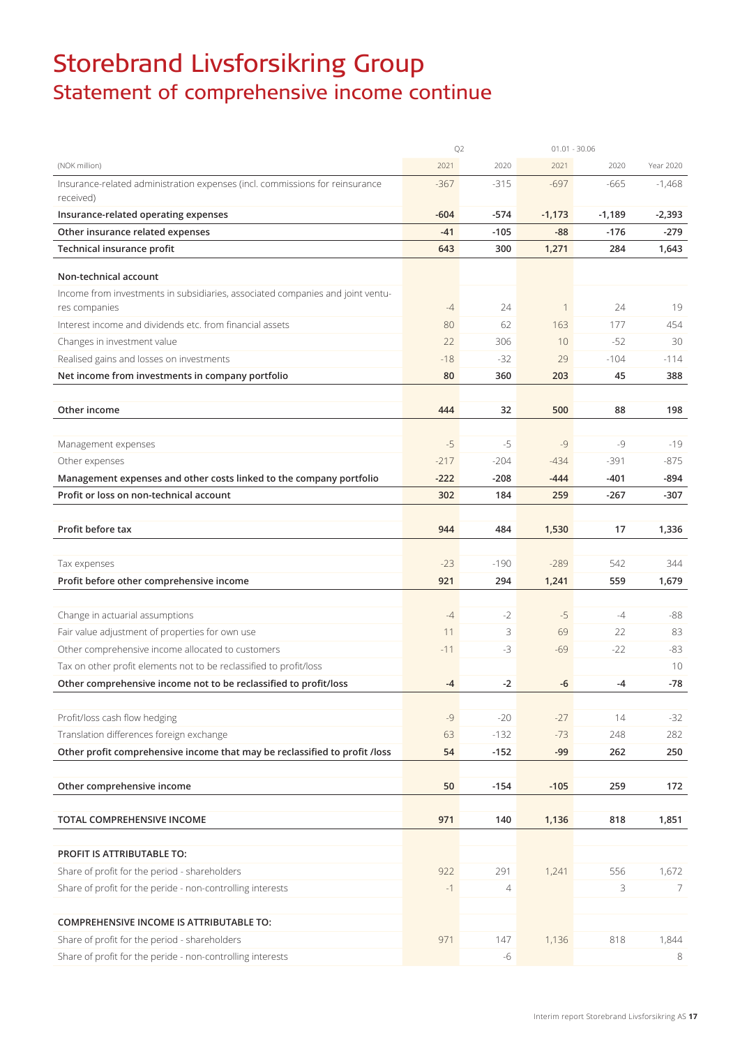# Storebrand Livsforsikring Group

## Statement of comprehensive income continue

| (NOK million) | Q2 2021 | Q2 2020 | 01.01 - 30.06 2021 | 01.01 - 30.06 2020 | Year 2020 |
|---|---|---|---|---|---|
| Insurance-related administration expenses (incl. commissions for reinsurance received) | -367 | -315 | -697 | -665 | -1,468 |
| **Insurance-related operating expenses** | **-604** | **-574** | **-1,173** | **-1,189** | **-2,393** |
| **Other insurance related expenses** | **-41** | **-105** | **-88** | **-176** | **-279** |
| **Technical insurance profit** | **643** | **300** | **1,271** | **284** | **1,643** |
| | | | | | |
| **Non-technical account** | | | | | |
| Income from investments in subsidiaries, associated companies and joint ventures companies | -4 | 24 | 1 | 24 | 19 |
| Interest income and dividends etc. from financial assets | 80 | 62 | 163 | 177 | 454 |
| Changes in investment value | 22 | 306 | 10 | -52 | 30 |
| Realised gains and losses on investments | -18 | -32 | 29 | -104 | -114 |
| **Net income from investments in company portfolio** | **80** | **360** | **203** | **45** | **388** |
| | | | | | |
| **Other income** | **444** | **32** | **500** | **88** | **198** |
| | | | | | |
| Management expenses | -5 | -5 | -9 | -9 | -19 |
| Other expenses | -217 | -204 | -434 | -391 | -875 |
| **Management expenses and other costs linked to the company portfolio** | **-222** | **-208** | **-444** | **-401** | **-894** |
| **Profit or loss on non-technical account** | **302** | **184** | **259** | **-267** | **-307** |
| | | | | | |
| **Profit before tax** | **944** | **484** | **1,530** | **17** | **1,336** |
| | | | | | |
| Tax expenses | -23 | -190 | -289 | 542 | 344 |
| **Profit before other comprehensive income** | **921** | **294** | **1,241** | **559** | **1,679** |
| | | | | | |
| Change in actuarial assumptions | -4 | -2 | -5 | -4 | -88 |
| Fair value adjustment of properties for own use | 11 | 3 | 69 | 22 | 83 |
| Other comprehensive income allocated to customers | -11 | -3 | -69 | -22 | -83 |
| Tax on other profit elements not to be reclassified to profit/loss | | | | | 10 |
| **Other comprehensive income not to be reclassified to profit/loss** | **-4** | **-2** | **-6** | **-4** | **-78** |
| | | | | | |
| Profit/loss cash flow hedging | -9 | -20 | -27 | 14 | -32 |
| Translation differences foreign exchange | 63 | -132 | -73 | 248 | 282 |
| **Other profit comprehensive income that may be reclassified to profit /loss** | **54** | **-152** | **-99** | **262** | **250** |
| | | | | | |
| **Other comprehensive income** | **50** | **-154** | **-105** | **259** | **172** |
| | | | | | |
| **TOTAL COMPREHENSIVE INCOME** | **971** | **140** | **1,136** | **818** | **1,851** |
| | | | | | |
| **PROFIT IS ATTRIBUTABLE TO:** | | | | | |
| Share of profit for the period - shareholders | 922 | 291 | 1,241 | 556 | 1,672 |
| Share of profit for the peride - non-controlling interests | -1 | 4 | | 3 | 7 |
| | | | | | |
| **COMPREHENSIVE INCOME IS ATTRIBUTABLE TO:** | | | | | |
| Share of profit for the period - shareholders | 971 | 147 | 1,136 | 818 | 1,844 |
| Share of profit for the peride - non-controlling interests | | -6 | | | 8 |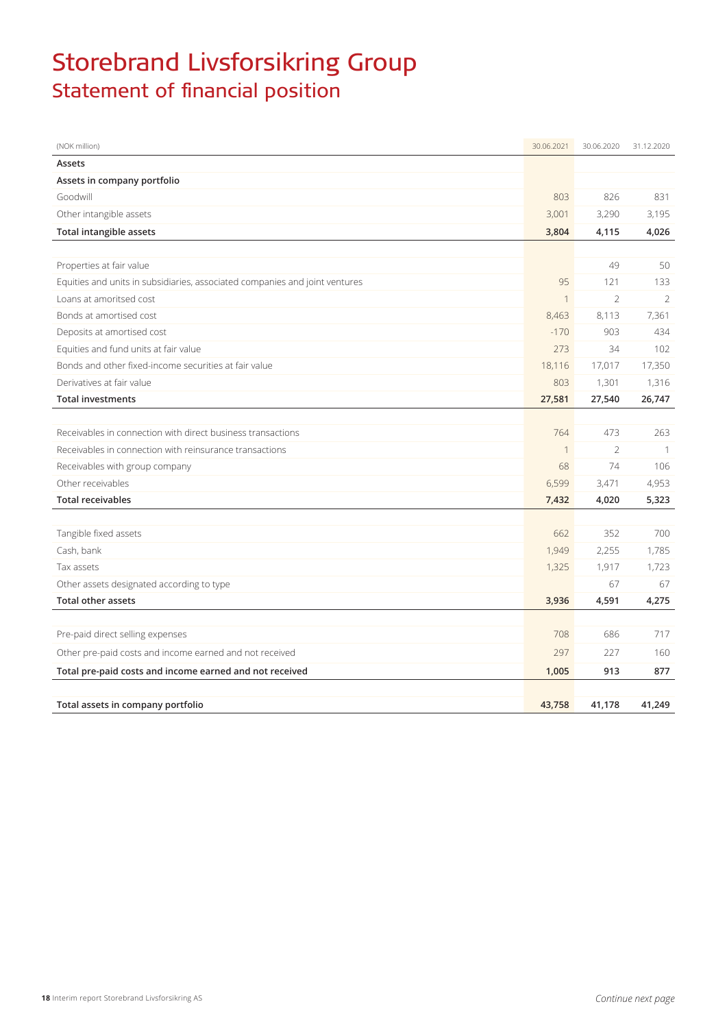# Storebrand Livsforsikring Group

## Statement of financial position

| (NOK million) | 30.06.2021 | 30.06.2020 | 31.12.2020 |
|---|---|---|---|
| **Assets** | | | |
| **Assets in company portfolio** | | | |
| Goodwill | 803 | 826 | 831 |
| Other intangible assets | 3,001 | 3,290 | 3,195 |
| **Total intangible assets** | **3,804** | **4,115** | **4,026** |
| | | | |
| Properties at fair value | | 49 | 50 |
| Equities and units in subsidiaries, associated companies and joint ventures | 95 | 121 | 133 |
| Loans at amoritsed cost | 1 | 2 | 2 |
| Bonds at amortised cost | 8,463 | 8,113 | 7,361 |
| Deposits at amortised cost | -170 | 903 | 434 |
| Equities and fund units at fair value | 273 | 34 | 102 |
| Bonds and other fixed-income securities at fair value | 18,116 | 17,017 | 17,350 |
| Derivatives at fair value | 803 | 1,301 | 1,316 |
| **Total investments** | **27,581** | **27,540** | **26,747** |
| | | | |
| Receivables in connection with direct business transactions | 764 | 473 | 263 |
| Receivables in connection with reinsurance transactions | 1 | 2 | 1 |
| Receivables with group company | 68 | 74 | 106 |
| Other receivables | 6,599 | 3,471 | 4,953 |
| **Total receivables** | **7,432** | **4,020** | **5,323** |
| | | | |
| Tangible fixed assets | 662 | 352 | 700 |
| Cash, bank | 1,949 | 2,255 | 1,785 |
| Tax assets | 1,325 | 1,917 | 1,723 |
| Other assets designated according to type | | 67 | 67 |
| **Total other assets** | **3,936** | **4,591** | **4,275** |
| | | | |
| Pre-paid direct selling expenses | 708 | 686 | 717 |
| Other pre-paid costs and income earned and not received | 297 | 227 | 160 |
| **Total pre-paid costs and income earned and not received** | **1,005** | **913** | **877** |
| | | | |
| **Total assets in company portfolio** | **43,758** | **41,178** | **41,249** |

*Continue next page*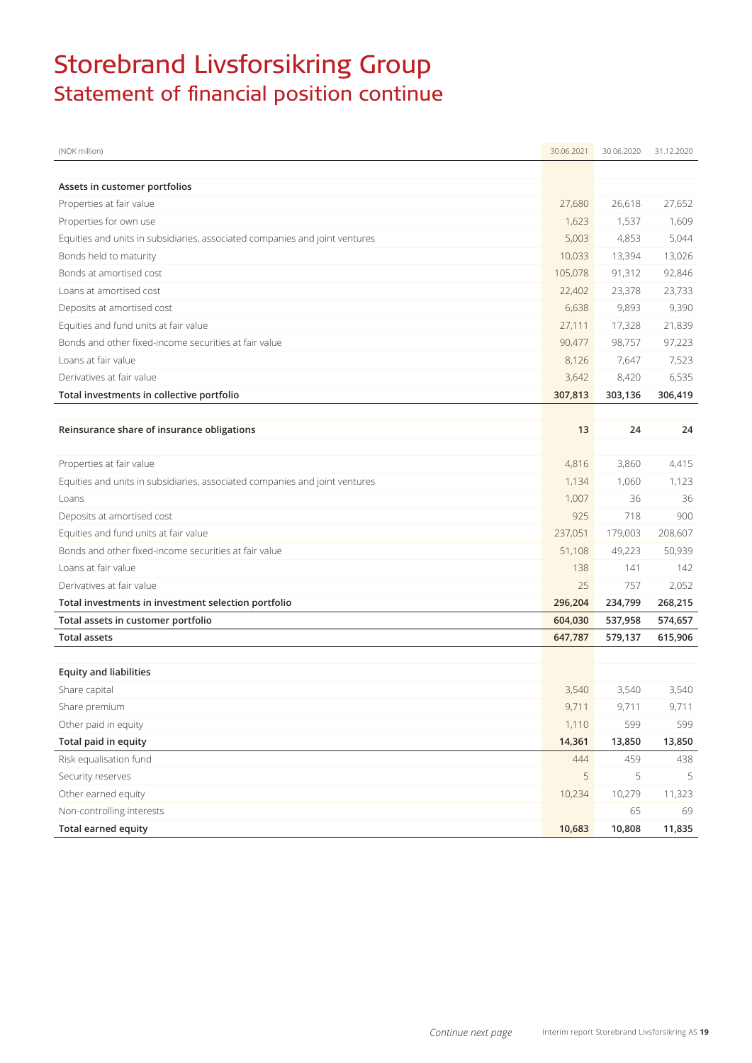# Storebrand Livsforsikring Group

## Statement of financial position continue

| (NOK million) | 30.06.2021 | 30.06.2020 | 31.12.2020 |
|---|---|---|---|
| **Assets in customer portfolios** | | | |
| Properties at fair value | 27,680 | 26,618 | 27,652 |
| Properties for own use | 1,623 | 1,537 | 1,609 |
| Equities and units in subsidiaries, associated companies and joint ventures | 5,003 | 4,853 | 5,044 |
| Bonds held to maturity | 10,033 | 13,394 | 13,026 |
| Bonds at amortised cost | 105,078 | 91,312 | 92,846 |
| Loans at amortised cost | 22,402 | 23,378 | 23,733 |
| Deposits at amortised cost | 6,638 | 9,893 | 9,390 |
| Equities and fund units at fair value | 27,111 | 17,328 | 21,839 |
| Bonds and other fixed-income securities at fair value | 90,477 | 98,757 | 97,223 |
| Loans at fair value | 8,126 | 7,647 | 7,523 |
| Derivatives at fair value | 3,642 | 8,420 | 6,535 |
| **Total investments in collective portfolio** | **307,813** | **303,136** | **306,419** |
| | | | |
| **Reinsurance share of insurance obligations** | **13** | **24** | **24** |
| | | | |
| Properties at fair value | 4,816 | 3,860 | 4,415 |
| Equities and units in subsidiaries, associated companies and joint ventures | 1,134 | 1,060 | 1,123 |
| Loans | 1,007 | 36 | 36 |
| Deposits at amortised cost | 925 | 718 | 900 |
| Equities and fund units at fair value | 237,051 | 179,003 | 208,607 |
| Bonds and other fixed-income securities at fair value | 51,108 | 49,223 | 50,939 |
| Loans at fair value | 138 | 141 | 142 |
| Derivatives at fair value | 25 | 757 | 2,052 |
| **Total investments in investment selection portfolio** | **296,204** | **234,799** | **268,215** |
| **Total assets in customer portfolio** | **604,030** | **537,958** | **574,657** |
| **Total assets** | **647,787** | **579,137** | **615,906** |
| | | | |
| **Equity and liabilities** | | | |
| Share capital | 3,540 | 3,540 | 3,540 |
| Share premium | 9,711 | 9,711 | 9,711 |
| Other paid in equity | 1,110 | 599 | 599 |
| **Total paid in equity** | **14,361** | **13,850** | **13,850** |
| Risk equalisation fund | 444 | 459 | 438 |
| Security reserves | 5 | 5 | 5 |
| Other earned equity | 10,234 | 10,279 | 11,323 |
| Non-controlling interests | | 65 | 69 |
| **Total earned equity** | **10,683** | **10,808** | **11,835** |

*Continue next page*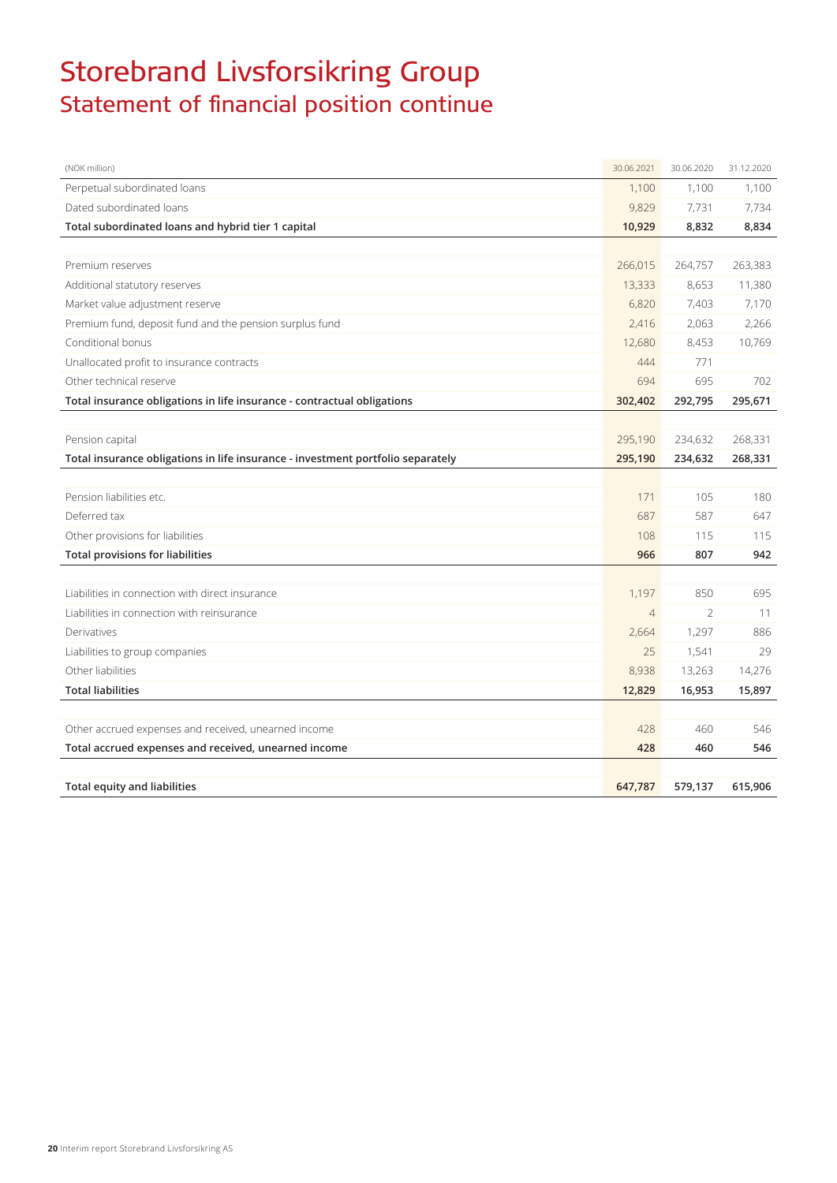# Storebrand Livsforsikring Group
## Statement of financial position continue

| (NOK million) | 30.06.2021 | 30.06.2020 | 31.12.2020 |
|---|---|---|---|
| Perpetual subordinated loans | 1,100 | 1,100 | 1,100 |
| Dated subordinated loans | 9,829 | 7,731 | 7,734 |
| **Total subordinated loans and hybrid tier 1 capital** | **10,929** | **8,832** | **8,834** |
| | | | |
| Premium reserves | 266,015 | 264,757 | 263,383 |
| Additional statutory reserves | 13,333 | 8,653 | 11,380 |
| Market value adjustment reserve | 6,820 | 7,403 | 7,170 |
| Premium fund, deposit fund and the pension surplus fund | 2,416 | 2,063 | 2,266 |
| Conditional bonus | 12,680 | 8,453 | 10,769 |
| Unallocated profit to insurance contracts | 444 | 771 | |
| Other technical reserve | 694 | 695 | 702 |
| **Total insurance obligations in life insurance - contractual obligations** | **302,402** | **292,795** | **295,671** |
| | | | |
| Pension capital | 295,190 | 234,632 | 268,331 |
| **Total insurance obligations in life insurance - investment portfolio separately** | **295,190** | **234,632** | **268,331** |
| | | | |
| Pension liabilities etc. | 171 | 105 | 180 |
| Deferred tax | 687 | 587 | 647 |
| Other provisions for liabilities | 108 | 115 | 115 |
| **Total provisions for liabilities** | **966** | **807** | **942** |
| | | | |
| Liabilities in connection with direct insurance | 1,197 | 850 | 695 |
| Liabilities in connection with reinsurance | 4 | 2 | 11 |
| Derivatives | 2,664 | 1,297 | 886 |
| Liabilities to group companies | 25 | 1,541 | 29 |
| Other liabilities | 8,938 | 13,263 | 14,276 |
| **Total liabilities** | **12,829** | **16,953** | **15,897** |
| | | | |
| Other accrued expenses and received, unearned income | 428 | 460 | 546 |
| **Total accrued expenses and received, unearned income** | **428** | **460** | **546** |
| | | | |
| **Total equity and liabilities** | **647,787** | **579,137** | **615,906** |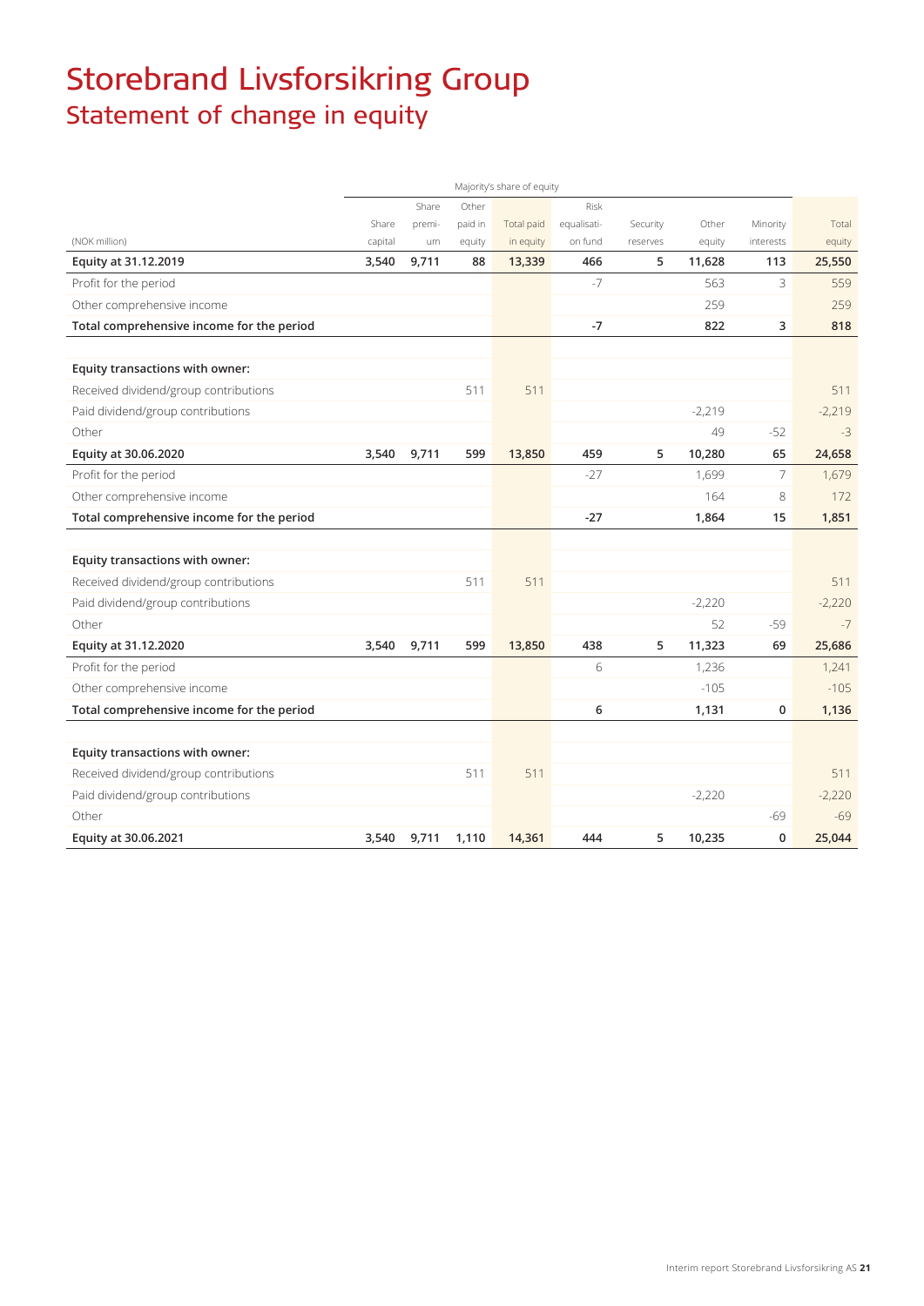# Storebrand Livsforsikring Group

## Statement of change in equity

| | Majority's share of equity | | | | | | | | |
|---|---|---|---|---|---|---|---|---|---|
| (NOK million) | Share capital | Share premium | Other paid in equity | Total paid in equity | Risk equalisation fund | Security reserves | Other equity | Minority interests | Total equity |
| **Equity at 31.12.2019** | **3,540** | **9,711** | **88** | **13,339** | **466** | **5** | **11,628** | **113** | **25,550** |
| Profit for the period | | | | | -7 | | 563 | 3 | 559 |
| Other comprehensive income | | | | | | | 259 | | 259 |
| **Total comprehensive income for the period** | | | | | **-7** | | **822** | **3** | **818** |
| | | | | | | | | | |
| **Equity transactions with owner:** | | | | | | | | | |
| Received dividend/group contributions | | | 511 | 511 | | | | | 511 |
| Paid dividend/group contributions | | | | | | | -2,219 | | -2,219 |
| Other | | | | | | | 49 | -52 | -3 |
| **Equity at 30.06.2020** | **3,540** | **9,711** | **599** | **13,850** | **459** | **5** | **10,280** | **65** | **24,658** |
| Profit for the period | | | | | -27 | | 1,699 | 7 | 1,679 |
| Other comprehensive income | | | | | | | 164 | 8 | 172 |
| **Total comprehensive income for the period** | | | | | **-27** | | **1,864** | **15** | **1,851** |
| | | | | | | | | | |
| **Equity transactions with owner:** | | | | | | | | | |
| Received dividend/group contributions | | | 511 | 511 | | | | | 511 |
| Paid dividend/group contributions | | | | | | | -2,220 | | -2,220 |
| Other | | | | | | | 52 | -59 | -7 |
| **Equity at 31.12.2020** | **3,540** | **9,711** | **599** | **13,850** | **438** | **5** | **11,323** | **69** | **25,686** |
| Profit for the period | | | | | 6 | | 1,236 | | 1,241 |
| Other comprehensive income | | | | | | | -105 | | -105 |
| **Total comprehensive income for the period** | | | | | **6** | | **1,131** | **0** | **1,136** |
| | | | | | | | | | |
| **Equity transactions with owner:** | | | | | | | | | |
| Received dividend/group contributions | | | 511 | 511 | | | | | 511 |
| Paid dividend/group contributions | | | | | | | -2,220 | | -2,220 |
| Other | | | | | | | | -69 | -69 |
| **Equity at 30.06.2021** | **3,540** | **9,711** | **1,110** | **14,361** | **444** | **5** | **10,235** | **0** | **25,044** |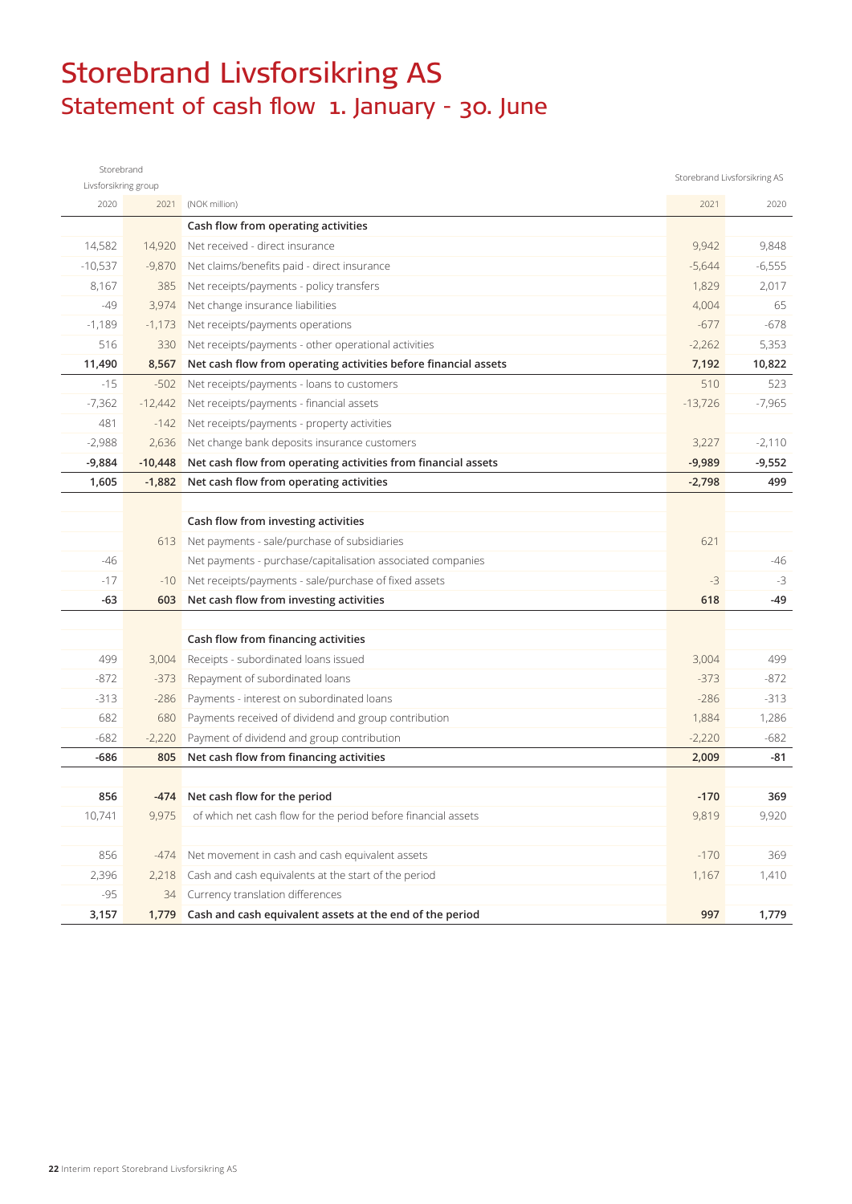# Storebrand Livsforsikring AS

## Statement of cash flow 1. January - 30. June

| Storebrand Livsforsikring group | | | Storebrand Livsforsikring AS | |
|---|---|---|---|---|
| 2020 | 2021 | (NOK million) | 2021 | 2020 |
| | | **Cash flow from operating activities** | | |
| 14,582 | 14,920 | Net received - direct insurance | 9,942 | 9,848 |
| -10,537 | -9,870 | Net claims/benefits paid - direct insurance | -5,644 | -6,555 |
| 8,167 | 385 | Net receipts/payments - policy transfers | 1,829 | 2,017 |
| -49 | 3,974 | Net change insurance liabilities | 4,004 | 65 |
| -1,189 | -1,173 | Net receipts/payments operations | -677 | -678 |
| 516 | 330 | Net receipts/payments - other operational activities | -2,262 | 5,353 |
| **11,490** | **8,567** | **Net cash flow from operating activities before financial assets** | **7,192** | **10,822** |
| -15 | -502 | Net receipts/payments - loans to customers | 510 | 523 |
| -7,362 | -12,442 | Net receipts/payments - financial assets | -13,726 | -7,965 |
| 481 | -142 | Net receipts/payments - property activities | | |
| -2,988 | 2,636 | Net change bank deposits insurance customers | 3,227 | -2,110 |
| **-9,884** | **-10,448** | **Net cash flow from operating activities from financial assets** | **-9,989** | **-9,552** |
| **1,605** | **-1,882** | **Net cash flow from operating activities** | **-2,798** | **499** |
| | | | | |
| | | **Cash flow from investing activities** | | |
| | 613 | Net payments - sale/purchase of subsidiaries | 621 | |
| -46 | | Net payments - purchase/capitalisation associated companies | | -46 |
| -17 | -10 | Net receipts/payments - sale/purchase of fixed assets | -3 | -3 |
| **-63** | **603** | **Net cash flow from investing activities** | **618** | **-49** |
| | | | | |
| | | **Cash flow from financing activities** | | |
| 499 | 3,004 | Receipts - subordinated loans issued | 3,004 | 499 |
| -872 | -373 | Repayment of subordinated loans | -373 | -872 |
| -313 | -286 | Payments - interest on subordinated loans | -286 | -313 |
| 682 | 680 | Payments received of dividend and group contribution | 1,884 | 1,286 |
| -682 | -2,220 | Payment of dividend and group contribution | -2,220 | -682 |
| **-686** | **805** | **Net cash flow from financing activities** | **2,009** | **-81** |
| | | | | |
| **856** | **-474** | **Net cash flow for the period** | **-170** | **369** |
| 10,741 | 9,975 | of which net cash flow for the period before financial assets | 9,819 | 9,920 |
| | | | | |
| 856 | -474 | Net movement in cash and cash equivalent assets | -170 | 369 |
| 2,396 | 2,218 | Cash and cash equivalents at the start of the period | 1,167 | 1,410 |
| -95 | 34 | Currency translation differences | | |
| **3,157** | **1,779** | **Cash and cash equivalent assets at the end of the period** | **997** | **1,779** |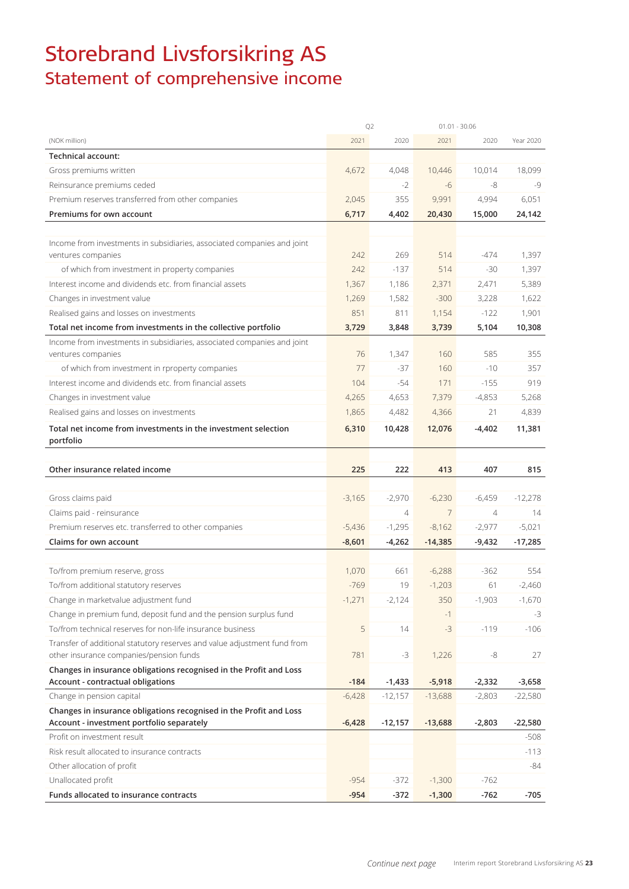# Storebrand Livsforsikring AS
## Statement of comprehensive income

| (NOK million) | Q2 2021 | Q2 2020 | 01.01 - 30.06 2021 | 01.01 - 30.06 2020 | Year 2020 |
|---|---|---|---|---|---|
| **Technical account:** | | | | | |
| Gross premiums written | 4,672 | 4,048 | 10,446 | 10,014 | 18,099 |
| Reinsurance premiums ceded | | -2 | -6 | -8 | -9 |
| Premium reserves transferred from other companies | 2,045 | 355 | 9,991 | 4,994 | 6,051 |
| **Premiums for own account** | **6,717** | **4,402** | **20,430** | **15,000** | **24,142** |
| | | | | | |
| Income from investments in subsidiaries, associated companies and joint ventures companies | 242 | 269 | 514 | -474 | 1,397 |
| of which from investment in property companies | 242 | -137 | 514 | -30 | 1,397 |
| Interest income and dividends etc. from financial assets | 1,367 | 1,186 | 2,371 | 2,471 | 5,389 |
| Changes in investment value | 1,269 | 1,582 | -300 | 3,228 | 1,622 |
| Realised gains and losses on investments | 851 | 811 | 1,154 | -122 | 1,901 |
| **Total net income from investments in the collective portfolio** | **3,729** | **3,848** | **3,739** | **5,104** | **10,308** |
| Income from investments in subsidiaries, associated companies and joint ventures companies | 76 | 1,347 | 160 | 585 | 355 |
| of which from investment in rproperty companies | 77 | -37 | 160 | -10 | 357 |
| Interest income and dividends etc. from financial assets | 104 | -54 | 171 | -155 | 919 |
| Changes in investment value | 4,265 | 4,653 | 7,379 | -4,853 | 5,268 |
| Realised gains and losses on investments | 1,865 | 4,482 | 4,366 | 21 | 4,839 |
| **Total net income from investments in the investment selection portfolio** | **6,310** | **10,428** | **12,076** | **-4,402** | **11,381** |
| | | | | | |
| **Other insurance related income** | **225** | **222** | **413** | **407** | **815** |
| | | | | | |
| Gross claims paid | -3,165 | -2,970 | -6,230 | -6,459 | -12,278 |
| Claims paid - reinsurance | | 4 | 7 | 4 | 14 |
| Premium reserves etc. transferred to other companies | -5,436 | -1,295 | -8,162 | -2,977 | -5,021 |
| **Claims for own account** | **-8,601** | **-4,262** | **-14,385** | **-9,432** | **-17,285** |
| | | | | | |
| To/from premium reserve, gross | 1,070 | 661 | -6,288 | -362 | 554 |
| To/from additional statutory reserves | -769 | 19 | -1,203 | 61 | -2,460 |
| Change in marketvalue adjustment fund | -1,271 | -2,124 | 350 | -1,903 | -1,670 |
| Change in premium fund, deposit fund and the pension surplus fund | | | -1 | | -3 |
| To/from technical reserves for non-life insurance business | 5 | 14 | -3 | -119 | -106 |
| Transfer of additional statutory reserves and value adjustment fund from other insurance companies/pension funds | 781 | -3 | 1,226 | -8 | 27 |
| **Changes in insurance obligations recognised in the Profit and Loss Account - contractual obligations** | **-184** | **-1,433** | **-5,918** | **-2,332** | **-3,658** |
| Change in pension capital | -6,428 | -12,157 | -13,688 | -2,803 | -22,580 |
| **Changes in insurance obligations recognised in the Profit and Loss Account - investment portfolio separately** | **-6,428** | **-12,157** | **-13,688** | **-2,803** | **-22,580** |
| Profit on investment result | | | | | -508 |
| Risk result allocated to insurance contracts | | | | | -113 |
| Other allocation of profit | | | | | -84 |
| Unallocated profit | -954 | -372 | -1,300 | -762 | |
| **Funds allocated to insurance contracts** | **-954** | **-372** | **-1,300** | **-762** | **-705** |

*Continue next page*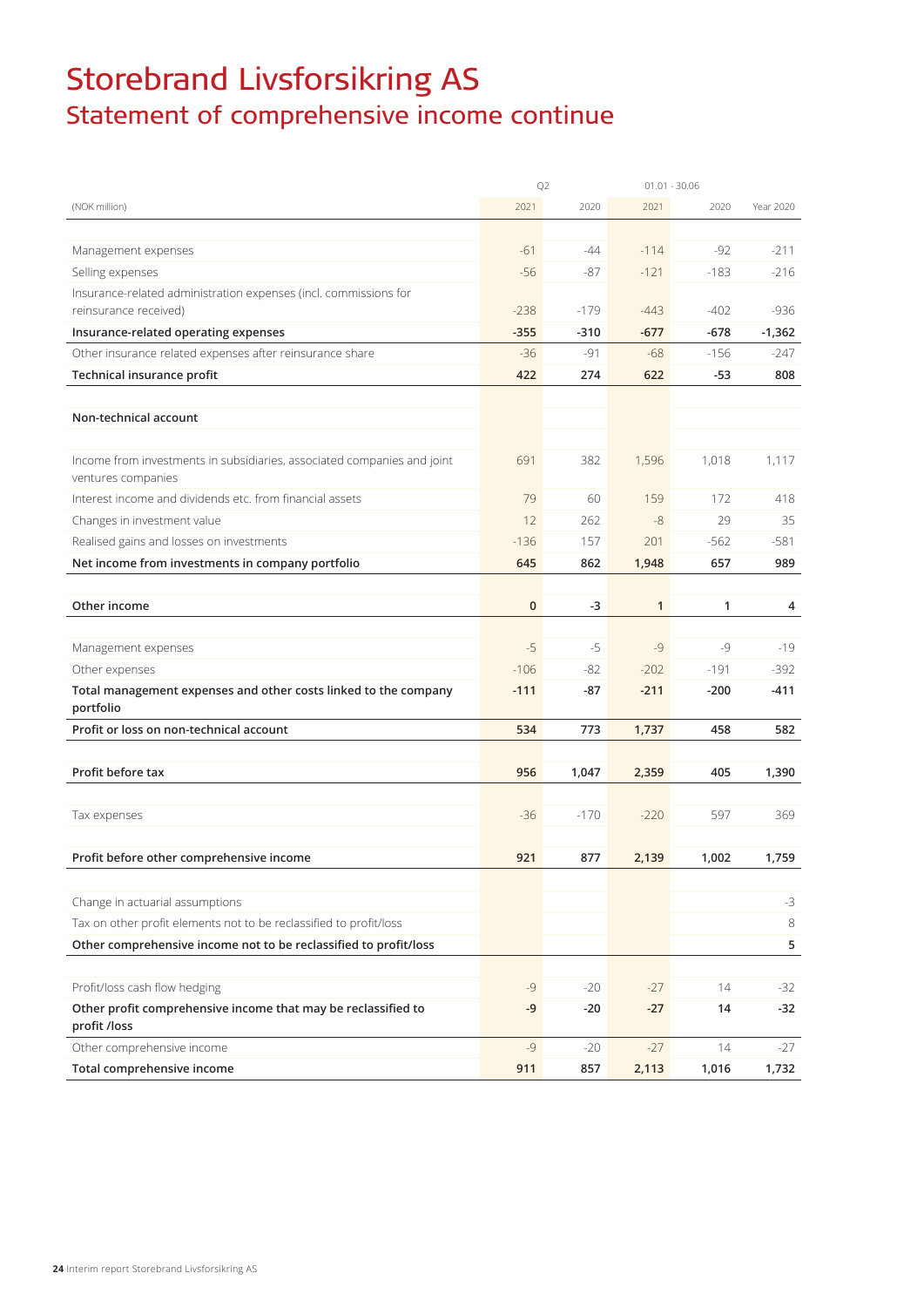# Storebrand Livsforsikring AS

## Statement of comprehensive income continue

| (NOK million) | Q2 2021 | Q2 2020 | 01.01 - 30.06 2021 | 01.01 - 30.06 2020 | Year 2020 |
|---|---|---|---|---|---|
| Management expenses | -61 | -44 | -114 | -92 | -211 |
| Selling expenses | -56 | -87 | -121 | -183 | -216 |
| Insurance-related administration expenses (incl. commissions for reinsurance received) | -238 | -179 | -443 | -402 | -936 |
| **Insurance-related operating expenses** | **-355** | **-310** | **-677** | **-678** | **-1,362** |
| Other insurance related expenses after reinsurance share | -36 | -91 | -68 | -156 | -247 |
| **Technical insurance profit** | **422** | **274** | **622** | **-53** | **808** |
| **Non-technical account** | | | | | |
| Income from investments in subsidiaries, associated companies and joint ventures companies | 691 | 382 | 1,596 | 1,018 | 1,117 |
| Interest income and dividends etc. from financial assets | 79 | 60 | 159 | 172 | 418 |
| Changes in investment value | 12 | 262 | -8 | 29 | 35 |
| Realised gains and losses on investments | -136 | 157 | 201 | -562 | -581 |
| **Net income from investments in company portfolio** | **645** | **862** | **1,948** | **657** | **989** |
| **Other income** | **0** | **-3** | **1** | **1** | **4** |
| Management expenses | -5 | -5 | -9 | -9 | -19 |
| Other expenses | -106 | -82 | -202 | -191 | -392 |
| **Total management expenses and other costs linked to the company portfolio** | **-111** | **-87** | **-211** | **-200** | **-411** |
| **Profit or loss on non-technical account** | **534** | **773** | **1,737** | **458** | **582** |
| **Profit before tax** | **956** | **1,047** | **2,359** | **405** | **1,390** |
| Tax expenses | -36 | -170 | -220 | 597 | 369 |
| **Profit before other comprehensive income** | **921** | **877** | **2,139** | **1,002** | **1,759** |
| Change in actuarial assumptions | | | | | -3 |
| Tax on other profit elements not to be reclassified to profit/loss | | | | | 8 |
| **Other comprehensive income not to be reclassified to profit/loss** | | | | | **5** |
| Profit/loss cash flow hedging | -9 | -20 | -27 | 14 | -32 |
| **Other profit comprehensive income that may be reclassified to profit /loss** | **-9** | **-20** | **-27** | **14** | **-32** |
| Other comprehensive income | -9 | -20 | -27 | 14 | -27 |
| **Total comprehensive income** | **911** | **857** | **2,113** | **1,016** | **1,732** |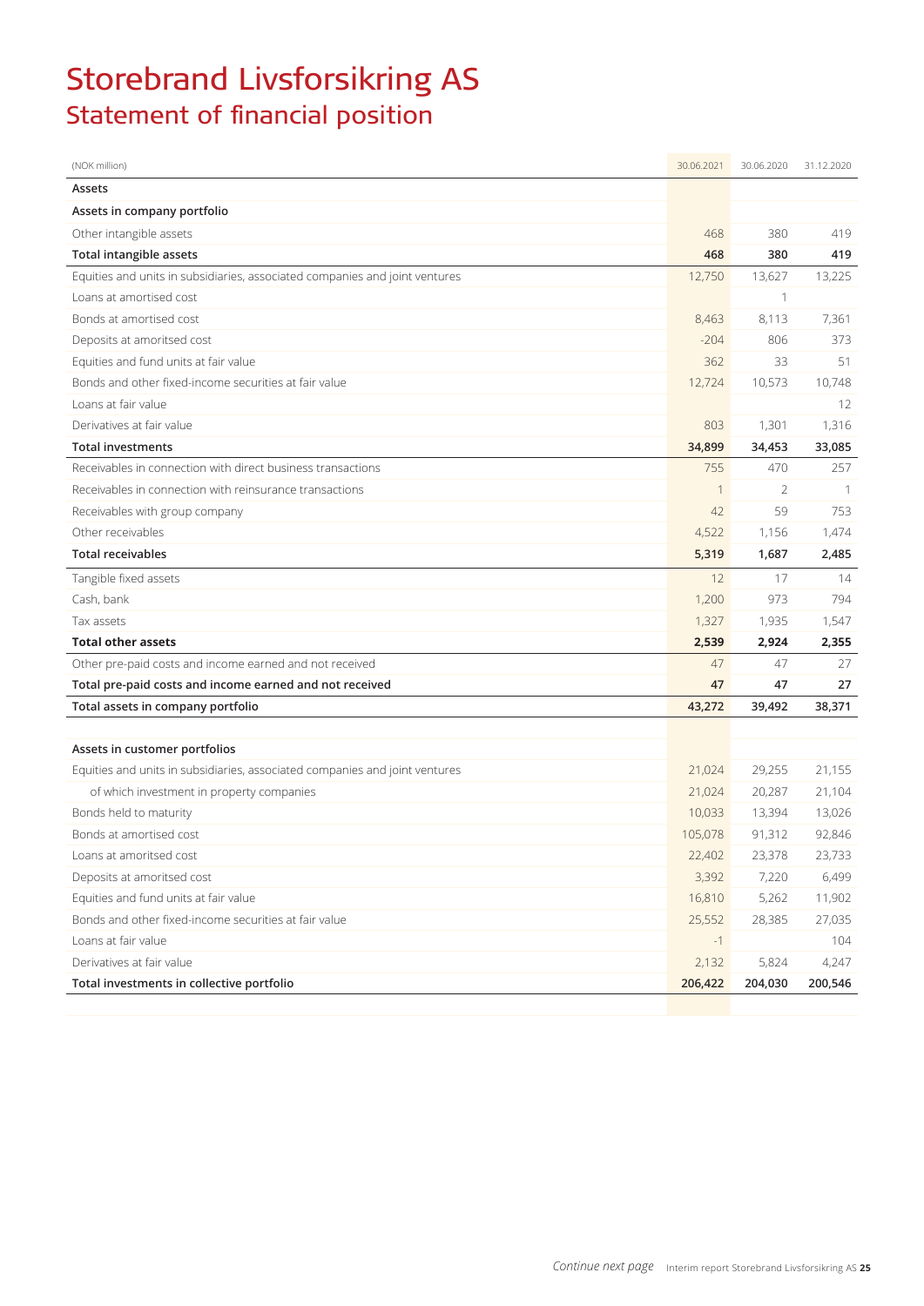# Storebrand Livsforsikring AS

## Statement of financial position

| (NOK million) | 30.06.2021 | 30.06.2020 | 31.12.2020 |
|---|---|---|---|
| **Assets** | | | |
| **Assets in company portfolio** | | | |
| Other intangible assets | 468 | 380 | 419 |
| **Total intangible assets** | **468** | **380** | **419** |
| Equities and units in subsidiaries, associated companies and joint ventures | 12,750 | 13,627 | 13,225 |
| Loans at amortised cost | | 1 | |
| Bonds at amortised cost | 8,463 | 8,113 | 7,361 |
| Deposits at amoritsed cost | -204 | 806 | 373 |
| Equities and fund units at fair value | 362 | 33 | 51 |
| Bonds and other fixed-income securities at fair value | 12,724 | 10,573 | 10,748 |
| Loans at fair value | | | 12 |
| Derivatives at fair value | 803 | 1,301 | 1,316 |
| **Total investments** | **34,899** | **34,453** | **33,085** |
| Receivables in connection with direct business transactions | 755 | 470 | 257 |
| Receivables in connection with reinsurance transactions | 1 | 2 | 1 |
| Receivables with group company | 42 | 59 | 753 |
| Other receivables | 4,522 | 1,156 | 1,474 |
| **Total receivables** | **5,319** | **1,687** | **2,485** |
| Tangible fixed assets | 12 | 17 | 14 |
| Cash, bank | 1,200 | 973 | 794 |
| Tax assets | 1,327 | 1,935 | 1,547 |
| **Total other assets** | **2,539** | **2,924** | **2,355** |
| Other pre-paid costs and income earned and not received | 47 | 47 | 27 |
| **Total pre-paid costs and income earned and not received** | **47** | **47** | **27** |
| **Total assets in company portfolio** | **43,272** | **39,492** | **38,371** |
| | | | |
| **Assets in customer portfolios** | | | |
| Equities and units in subsidiaries, associated companies and joint ventures | 21,024 | 29,255 | 21,155 |
| of which investment in property companies | 21,024 | 20,287 | 21,104 |
| Bonds held to maturity | 10,033 | 13,394 | 13,026 |
| Bonds at amortised cost | 105,078 | 91,312 | 92,846 |
| Loans at amoritsed cost | 22,402 | 23,378 | 23,733 |
| Deposits at amoritsed cost | 3,392 | 7,220 | 6,499 |
| Equities and fund units at fair value | 16,810 | 5,262 | 11,902 |
| Bonds and other fixed-income securities at fair value | 25,552 | 28,385 | 27,035 |
| Loans at fair value | -1 | | 104 |
| Derivatives at fair value | 2,132 | 5,824 | 4,247 |
| **Total investments in collective portfolio** | **206,422** | **204,030** | **200,546** |

*Continue next page*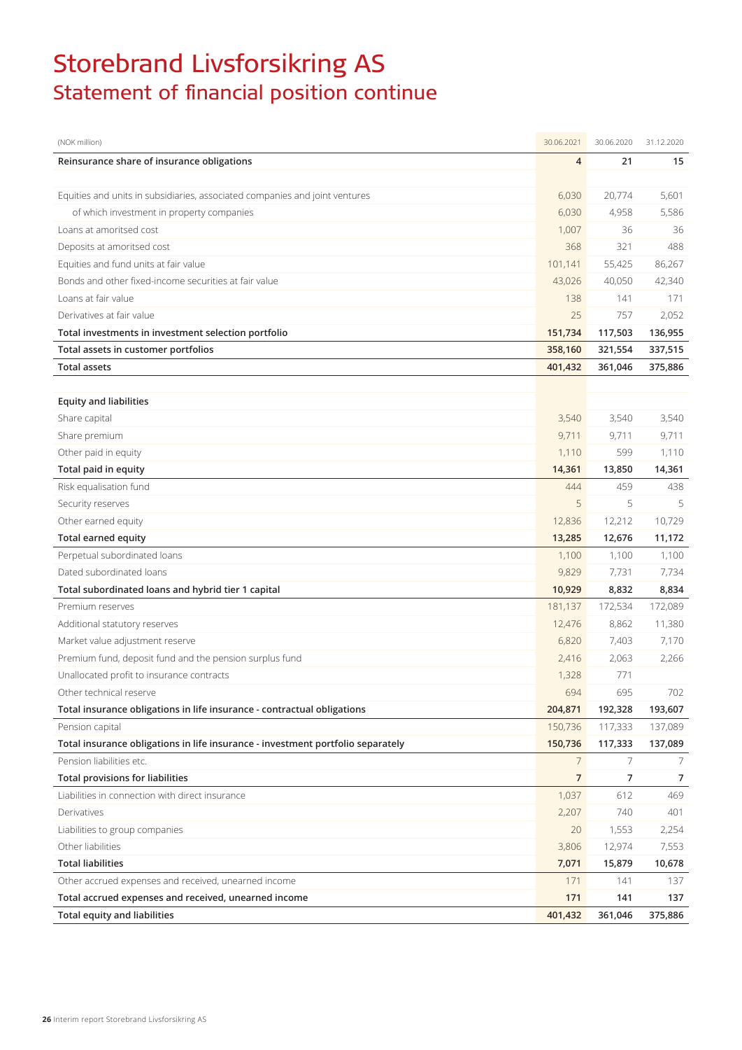# Storebrand Livsforsikring AS

## Statement of financial position continue

| (NOK million) | 30.06.2021 | 30.06.2020 | 31.12.2020 |
|---|---|---|---|
| **Reinsurance share of insurance obligations** | **4** | **21** | **15** |
| | | | |
| Equities and units in subsidiaries, associated companies and joint ventures | 6,030 | 20,774 | 5,601 |
| of which investment in property companies | 6,030 | 4,958 | 5,586 |
| Loans at amoritsed cost | 1,007 | 36 | 36 |
| Deposits at amoritsed cost | 368 | 321 | 488 |
| Equities and fund units at fair value | 101,141 | 55,425 | 86,267 |
| Bonds and other fixed-income securities at fair value | 43,026 | 40,050 | 42,340 |
| Loans at fair value | 138 | 141 | 171 |
| Derivatives at fair value | 25 | 757 | 2,052 |
| **Total investments in investment selection portfolio** | **151,734** | **117,503** | **136,955** |
| **Total assets in customer portfolios** | **358,160** | **321,554** | **337,515** |
| **Total assets** | **401,432** | **361,046** | **375,886** |
| | | | |
| **Equity and liabilities** | | | |
| Share capital | 3,540 | 3,540 | 3,540 |
| Share premium | 9,711 | 9,711 | 9,711 |
| Other paid in equity | 1,110 | 599 | 1,110 |
| **Total paid in equity** | **14,361** | **13,850** | **14,361** |
| Risk equalisation fund | 444 | 459 | 438 |
| Security reserves | 5 | 5 | 5 |
| Other earned equity | 12,836 | 12,212 | 10,729 |
| **Total earned equity** | **13,285** | **12,676** | **11,172** |
| Perpetual subordinated loans | 1,100 | 1,100 | 1,100 |
| Dated subordinated loans | 9,829 | 7,731 | 7,734 |
| **Total subordinated loans and hybrid tier 1 capital** | **10,929** | **8,832** | **8,834** |
| Premium reserves | 181,137 | 172,534 | 172,089 |
| Additional statutory reserves | 12,476 | 8,862 | 11,380 |
| Market value adjustment reserve | 6,820 | 7,403 | 7,170 |
| Premium fund, deposit fund and the pension surplus fund | 2,416 | 2,063 | 2,266 |
| Unallocated profit to insurance contracts | 1,328 | 771 | |
| Other technical reserve | 694 | 695 | 702 |
| **Total insurance obligations in life insurance - contractual obligations** | **204,871** | **192,328** | **193,607** |
| Pension capital | 150,736 | 117,333 | 137,089 |
| **Total insurance obligations in life insurance - investment portfolio separately** | **150,736** | **117,333** | **137,089** |
| Pension liabilities etc. | 7 | 7 | 7 |
| **Total provisions for liabilities** | **7** | **7** | **7** |
| Liabilities in connection with direct insurance | 1,037 | 612 | 469 |
| Derivatives | 2,207 | 740 | 401 |
| Liabilities to group companies | 20 | 1,553 | 2,254 |
| Other liabilities | 3,806 | 12,974 | 7,553 |
| **Total liabilities** | **7,071** | **15,879** | **10,678** |
| Other accrued expenses and received, unearned income | 171 | 141 | 137 |
| **Total accrued expenses and received, unearned income** | **171** | **141** | **137** |
| **Total equity and liabilities** | **401,432** | **361,046** | **375,886** |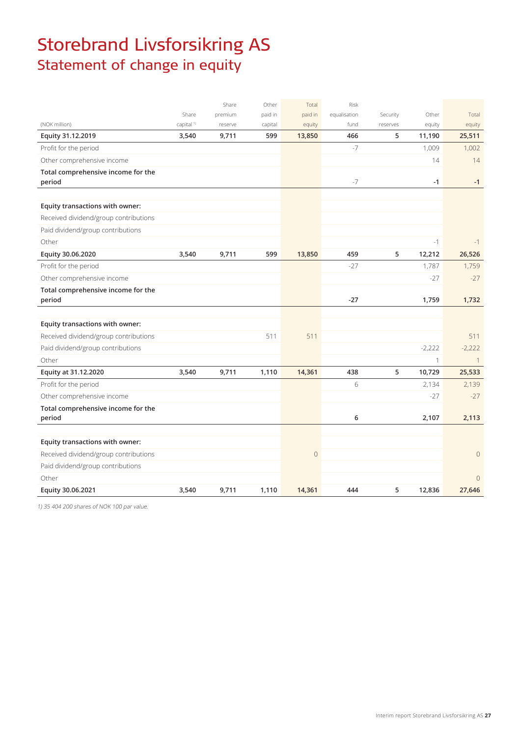# Storebrand Livsforsikring AS

## Statement of change in equity

| (NOK million) | Share capital [1] | Share premium reserve | Other paid in capital | Total paid in equity | Risk equalisation fund | Security reserves | Other equity | Total equity |
|---|---|---|---|---|---|---|---|---|
| **Equity 31.12.2019** | **3,540** | **9,711** | **599** | **13,850** | **466** | **5** | **11,190** | **25,511** |
| Profit for the period | | | | | -7 | | 1,009 | 1,002 |
| Other comprehensive income | | | | | | | 14 | 14 |
| **Total comprehensive income for the period** | | | | | -7 | | **-1** | **-1** |
| | | | | | | | | |
| **Equity transactions with owner:** | | | | | | | | |
| Received dividend/group contributions | | | | | | | | |
| Paid dividend/group contributions | | | | | | | | |
| Other | | | | | | | -1 | -1 |
| **Equity 30.06.2020** | **3,540** | **9,711** | **599** | **13,850** | **459** | **5** | **12,212** | **26,526** |
| Profit for the period | | | | | -27 | | 1,787 | 1,759 |
| Other comprehensive income | | | | | | | -27 | -27 |
| **Total comprehensive income for the period** | | | | | **-27** | | **1,759** | **1,732** |
| | | | | | | | | |
| **Equity transactions with owner:** | | | | | | | | |
| Received dividend/group contributions | | | 511 | 511 | | | | 511 |
| Paid dividend/group contributions | | | | | | | -2,222 | -2,222 |
| Other | | | | | | | 1 | 1 |
| **Equity at 31.12.2020** | **3,540** | **9,711** | **1,110** | **14,361** | **438** | **5** | **10,729** | **25,533** |
| Profit for the period | | | | | 6 | | 2,134 | 2,139 |
| Other comprehensive income | | | | | | | -27 | -27 |
| **Total comprehensive income for the period** | | | | | **6** | | **2,107** | **2,113** |
| | | | | | | | | |
| **Equity transactions with owner:** | | | | | | | | |
| Received dividend/group contributions | | | | 0 | | | | 0 |
| Paid dividend/group contributions | | | | | | | | |
| Other | | | | | | | | 0 |
| **Equity 30.06.2021** | **3,540** | **9,711** | **1,110** | **14,361** | **444** | **5** | **12,836** | **27,646** |

*1) 35 404 200 shares of NOK 100 par value.*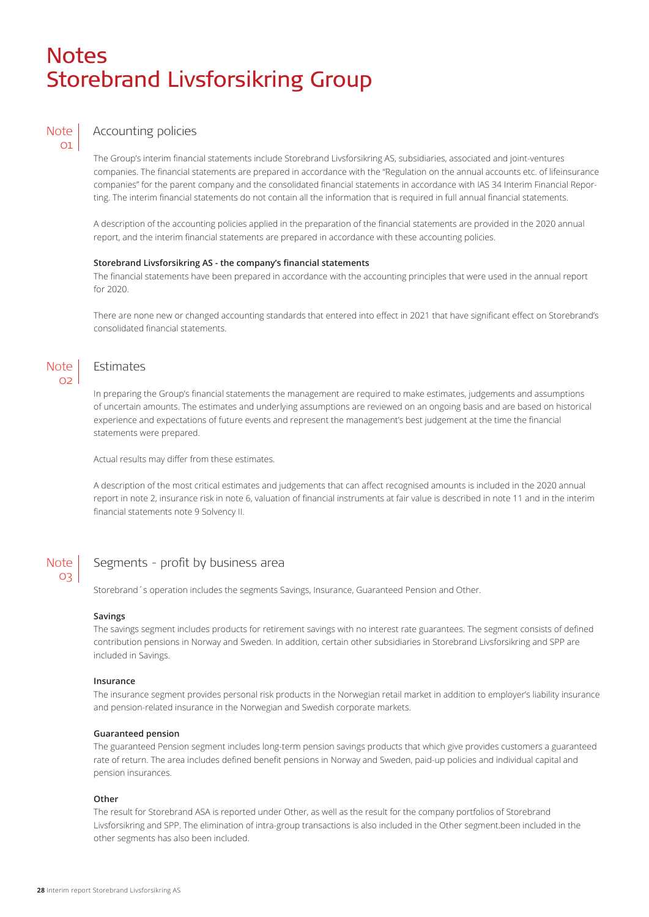# Notes Storebrand Livsforsikring Group

## Note 01 Accounting policies

The Group's interim financial statements include Storebrand Livsforsikring AS, subsidiaries, associated and joint-ventures companies. The financial statements are prepared in accordance with the "Regulation on the annual accounts etc. of lifeinsurance companies" for the parent company and the consolidated financial statements in accordance with IAS 34 Interim Financial Reporting. The interim financial statements do not contain all the information that is required in full annual financial statements.

A description of the accounting policies applied in the preparation of the financial statements are provided in the 2020 annual report, and the interim financial statements are prepared in accordance with these accounting policies.

**Storebrand Livsforsikring AS - the company's financial statements**
The financial statements have been prepared in accordance with the accounting principles that were used in the annual report for 2020.

There are none new or changed accounting standards that entered into effect in 2021 that have significant effect on Storebrand's consolidated financial statements.

## Note 02 Estimates

In preparing the Group's financial statements the management are required to make estimates, judgements and assumptions of uncertain amounts. The estimates and underlying assumptions are reviewed on an ongoing basis and are based on historical experience and expectations of future events and represent the management's best judgement at the time the financial statements were prepared.

Actual results may differ from these estimates.

A description of the most critical estimates and judgements that can affect recognised amounts is included in the 2020 annual report in note 2, insurance risk in note 6, valuation of financial instruments at fair value is described in note 11 and in the interim financial statements note 9 Solvency II.

## Note 03 Segments - profit by business area

Storebrand´s operation includes the segments Savings, Insurance, Guaranteed Pension and Other.

**Savings**
The savings segment includes products for retirement savings with no interest rate guarantees. The segment consists of defined contribution pensions in Norway and Sweden. In addition, certain other subsidiaries in Storebrand Livsforsikring and SPP are included in Savings.

**Insurance**
The insurance segment provides personal risk products in the Norwegian retail market in addition to employer's liability insurance and pension-related insurance in the Norwegian and Swedish corporate markets.

**Guaranteed pension**
The guaranteed Pension segment includes long-term pension savings products that which give provides customers a guaranteed rate of return. The area includes defined benefit pensions in Norway and Sweden, paid-up policies and individual capital and pension insurances.

**Other**
The result for Storebrand ASA is reported under Other, as well as the result for the company portfolios of Storebrand Livsforsikring and SPP. The elimination of intra-group transactions is also included in the Other segment.been included in the other segments has also been included.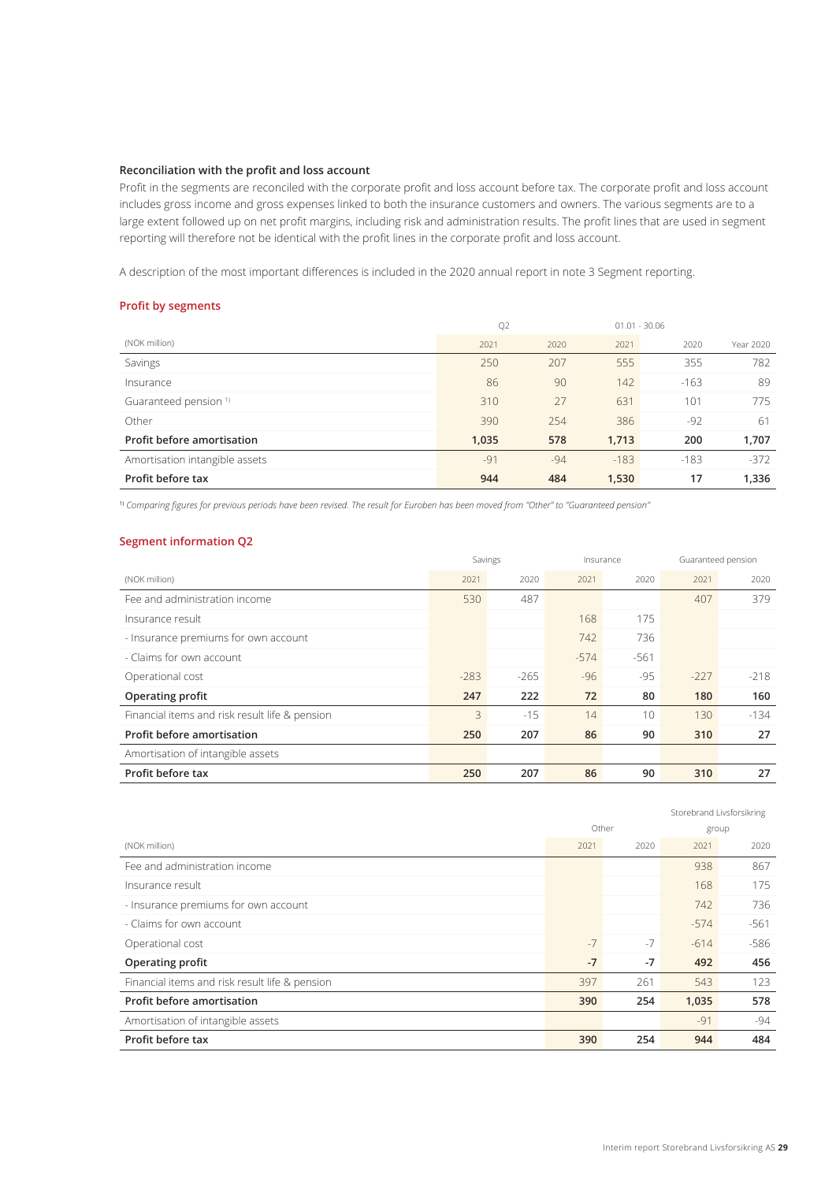**Reconciliation with the profit and loss account**

Profit in the segments are reconciled with the corporate profit and loss account before tax. The corporate profit and loss account includes gross income and gross expenses linked to both the insurance customers and owners. The various segments are to a large extent followed up on net profit margins, including risk and administration results. The profit lines that are used in segment reporting will therefore not be identical with the profit lines in the corporate profit and loss account.

A description of the most important differences is included in the 2020 annual report in note 3 Segment reporting.

## Profit by segments

| | Q2 | | 01.01 - 30.06 | | |
|---|---|---|---|---|---|
| (NOK million) | 2021 | 2020 | 2021 | 2020 | Year 2020 |
| Savings | 250 | 207 | 555 | 355 | 782 |
| Insurance | 86 | 90 | 142 | -163 | 89 |
| Guaranteed pension [1] | 310 | 27 | 631 | 101 | 775 |
| Other | 390 | 254 | 386 | -92 | 61 |
| **Profit before amortisation** | **1,035** | **578** | **1,713** | **200** | **1,707** |
| Amortisation intangible assets | -91 | -94 | -183 | -183 | -372 |
| **Profit before tax** | **944** | **484** | **1,530** | **17** | **1,336** |

[1] *Comparing figures for previous periods have been revised. The result for Euroben has been moved from "Other" to "Guaranteed pension"*

## Segment information Q2

| | Savings | | Insurance | | Guaranteed pension | |
|---|---|---|---|---|---|---|
| (NOK million) | 2021 | 2020 | 2021 | 2020 | 2021 | 2020 |
| Fee and administration income | 530 | 487 | | | 407 | 379 |
| Insurance result | | | 168 | 175 | | |
| - Insurance premiums for own account | | | 742 | 736 | | |
| - Claims for own account | | | -574 | -561 | | |
| Operational cost | -283 | -265 | -96 | -95 | -227 | -218 |
| **Operating profit** | **247** | **222** | **72** | **80** | **180** | **160** |
| Financial items and risk result life & pension | 3 | -15 | 14 | 10 | 130 | -134 |
| **Profit before amortisation** | **250** | **207** | **86** | **90** | **310** | **27** |
| Amortisation of intangible assets | | | | | | |
| **Profit before tax** | **250** | **207** | **86** | **90** | **310** | **27** |

| | Other | | Storebrand Livsforsikring group | |
|---|---|---|---|---|
| (NOK million) | 2021 | 2020 | 2021 | 2020 |
| Fee and administration income | | | 938 | 867 |
| Insurance result | | | 168 | 175 |
| - Insurance premiums for own account | | | 742 | 736 |
| - Claims for own account | | | -574 | -561 |
| Operational cost | -7 | -7 | -614 | -586 |
| **Operating profit** | **-7** | **-7** | **492** | **456** |
| Financial items and risk result life & pension | 397 | 261 | 543 | 123 |
| **Profit before amortisation** | **390** | **254** | **1,035** | **578** |
| Amortisation of intangible assets | | | -91 | -94 |
| **Profit before tax** | **390** | **254** | **944** | **484** |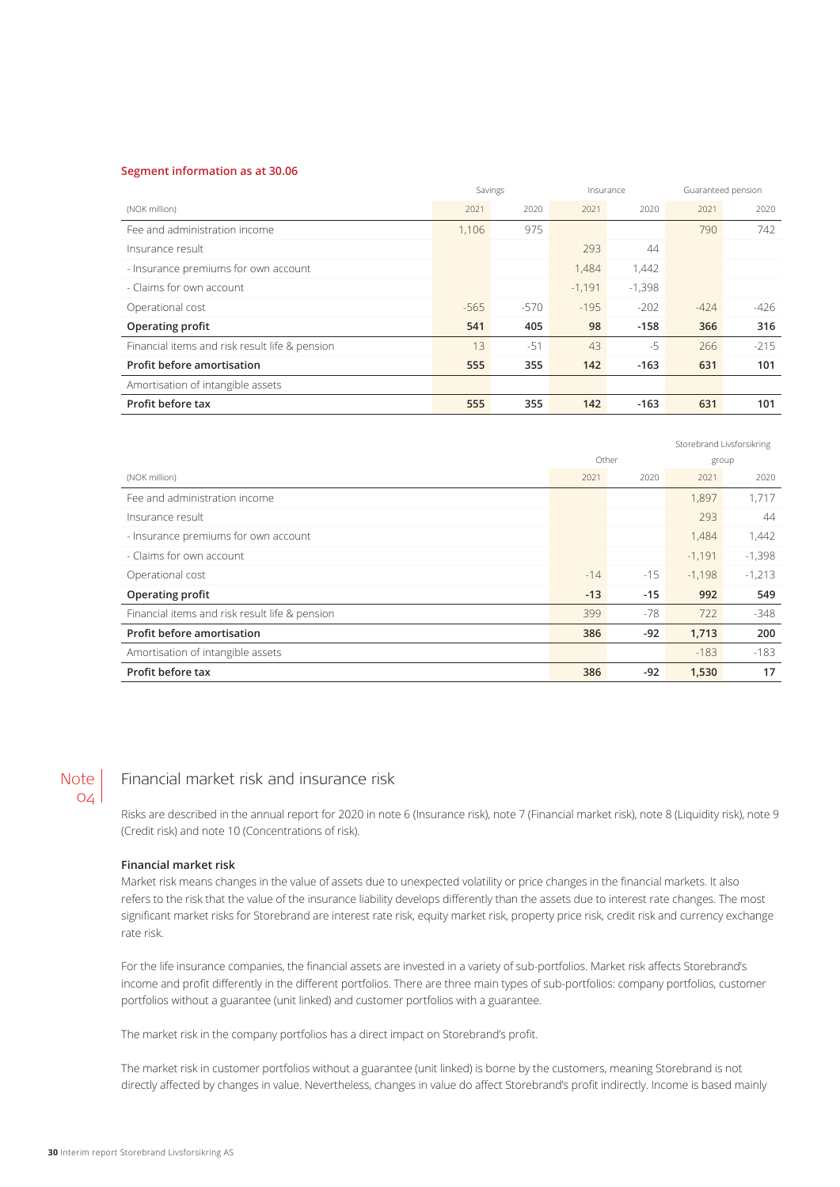**Segment information as at 30.06**

| | Savings | | Insurance | | Guaranteed pension | |
|---|---|---|---|---|---|---|
| (NOK million) | 2021 | 2020 | 2021 | 2020 | 2021 | 2020 |
| Fee and administration income | 1,106 | 975 | | | 790 | 742 |
| Insurance result | | | 293 | 44 | | |
| - Insurance premiums for own account | | | 1,484 | 1,442 | | |
| - Claims for own account | | | -1,191 | -1,398 | | |
| Operational cost | -565 | -570 | -195 | -202 | -424 | -426 |
| **Operating profit** | **541** | **405** | **98** | **-158** | **366** | **316** |
| Financial items and risk result life & pension | 13 | -51 | 43 | -5 | 266 | -215 |
| **Profit before amortisation** | **555** | **355** | **142** | **-163** | **631** | **101** |
| Amortisation of intangible assets | | | | | | |
| **Profit before tax** | **555** | **355** | **142** | **-163** | **631** | **101** |

| | Other | | Storebrand Livsforsikring group | |
|---|---|---|---|---|
| (NOK million) | 2021 | 2020 | 2021 | 2020 |
| Fee and administration income | | | 1,897 | 1,717 |
| Insurance result | | | 293 | 44 |
| - Insurance premiums for own account | | | 1,484 | 1,442 |
| - Claims for own account | | | -1,191 | -1,398 |
| Operational cost | -14 | -15 | -1,198 | -1,213 |
| **Operating profit** | **-13** | **-15** | **992** | **549** |
| Financial items and risk result life & pension | 399 | -78 | 722 | -348 |
| **Profit before amortisation** | **386** | **-92** | **1,713** | **200** |
| Amortisation of intangible assets | | | -183 | -183 |
| **Profit before tax** | **386** | **-92** | **1,530** | **17** |

## Note 04 Financial market risk and insurance risk

Risks are described in the annual report for 2020 in note 6 (Insurance risk), note 7 (Financial market risk), note 8 (Liquidity risk), note 9 (Credit risk) and note 10 (Concentrations of risk).

**Financial market risk**

Market risk means changes in the value of assets due to unexpected volatility or price changes in the financial markets. It also refers to the risk that the value of the insurance liability develops differently than the assets due to interest rate changes. The most significant market risks for Storebrand are interest rate risk, equity market risk, property price risk, credit risk and currency exchange rate risk.

For the life insurance companies, the financial assets are invested in a variety of sub-portfolios. Market risk affects Storebrand's income and profit differently in the different portfolios. There are three main types of sub-portfolios: company portfolios, customer portfolios without a guarantee (unit linked) and customer portfolios with a guarantee.

The market risk in the company portfolios has a direct impact on Storebrand's profit.

The market risk in customer portfolios without a guarantee (unit linked) is borne by the customers, meaning Storebrand is not directly affected by changes in value. Nevertheless, changes in value do affect Storebrand's profit indirectly. Income is based mainly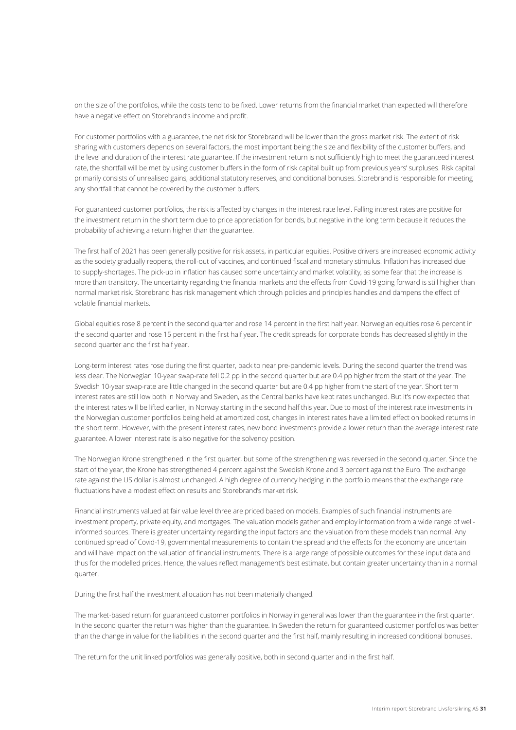on the size of the portfolios, while the costs tend to be fixed. Lower returns from the financial market than expected will therefore have a negative effect on Storebrand's income and profit.

For customer portfolios with a guarantee, the net risk for Storebrand will be lower than the gross market risk. The extent of risk sharing with customers depends on several factors, the most important being the size and flexibility of the customer buffers, and the level and duration of the interest rate guarantee. If the investment return is not sufficiently high to meet the guaranteed interest rate, the shortfall will be met by using customer buffers in the form of risk capital built up from previous years' surpluses. Risk capital primarily consists of unrealised gains, additional statutory reserves, and conditional bonuses. Storebrand is responsible for meeting any shortfall that cannot be covered by the customer buffers.

For guaranteed customer portfolios, the risk is affected by changes in the interest rate level. Falling interest rates are positive for the investment return in the short term due to price appreciation for bonds, but negative in the long term because it reduces the probability of achieving a return higher than the guarantee.

The first half of 2021 has been generally positive for risk assets, in particular equities. Positive drivers are increased economic activity as the society gradually reopens, the roll-out of vaccines, and continued fiscal and monetary stimulus. Inflation has increased due to supply-shortages. The pick-up in inflation has caused some uncertainty and market volatility, as some fear that the increase is more than transitory. The uncertainty regarding the financial markets and the effects from Covid-19 going forward is still higher than normal market risk. Storebrand has risk management which through policies and principles handles and dampens the effect of volatile financial markets.

Global equities rose 8 percent in the second quarter and rose 14 percent in the first half year. Norwegian equities rose 6 percent in the second quarter and rose 15 percent in the first half year. The credit spreads for corporate bonds has decreased slightly in the second quarter and the first half year.

Long-term interest rates rose during the first quarter, back to near pre-pandemic levels. During the second quarter the trend was less clear. The Norwegian 10-year swap-rate fell 0.2 pp in the second quarter but are 0.4 pp higher from the start of the year. The Swedish 10-year swap-rate are little changed in the second quarter but are 0.4 pp higher from the start of the year. Short term interest rates are still low both in Norway and Sweden, as the Central banks have kept rates unchanged. But it's now expected that the interest rates will be lifted earlier, in Norway starting in the second half this year. Due to most of the interest rate investments in the Norwegian customer portfolios being held at amortized cost, changes in interest rates have a limited effect on booked returns in the short term. However, with the present interest rates, new bond investments provide a lower return than the average interest rate guarantee. A lower interest rate is also negative for the solvency position.

The Norwegian Krone strengthened in the first quarter, but some of the strengthening was reversed in the second quarter. Since the start of the year, the Krone has strengthened 4 percent against the Swedish Krone and 3 percent against the Euro. The exchange rate against the US dollar is almost unchanged. A high degree of currency hedging in the portfolio means that the exchange rate fluctuations have a modest effect on results and Storebrand's market risk.

Financial instruments valued at fair value level three are priced based on models. Examples of such financial instruments are investment property, private equity, and mortgages. The valuation models gather and employ information from a wide range of well-informed sources. There is greater uncertainty regarding the input factors and the valuation from these models than normal. Any continued spread of Covid-19, governmental measurements to contain the spread and the effects for the economy are uncertain and will have impact on the valuation of financial instruments. There is a large range of possible outcomes for these input data and thus for the modelled prices. Hence, the values reflect management's best estimate, but contain greater uncertainty than in a normal quarter.

During the first half the investment allocation has not been materially changed.

The market-based return for guaranteed customer portfolios in Norway in general was lower than the guarantee in the first quarter. In the second quarter the return was higher than the guarantee. In Sweden the return for guaranteed customer portfolios was better than the change in value for the liabilities in the second quarter and the first half, mainly resulting in increased conditional bonuses.

The return for the unit linked portfolios was generally positive, both in second quarter and in the first half.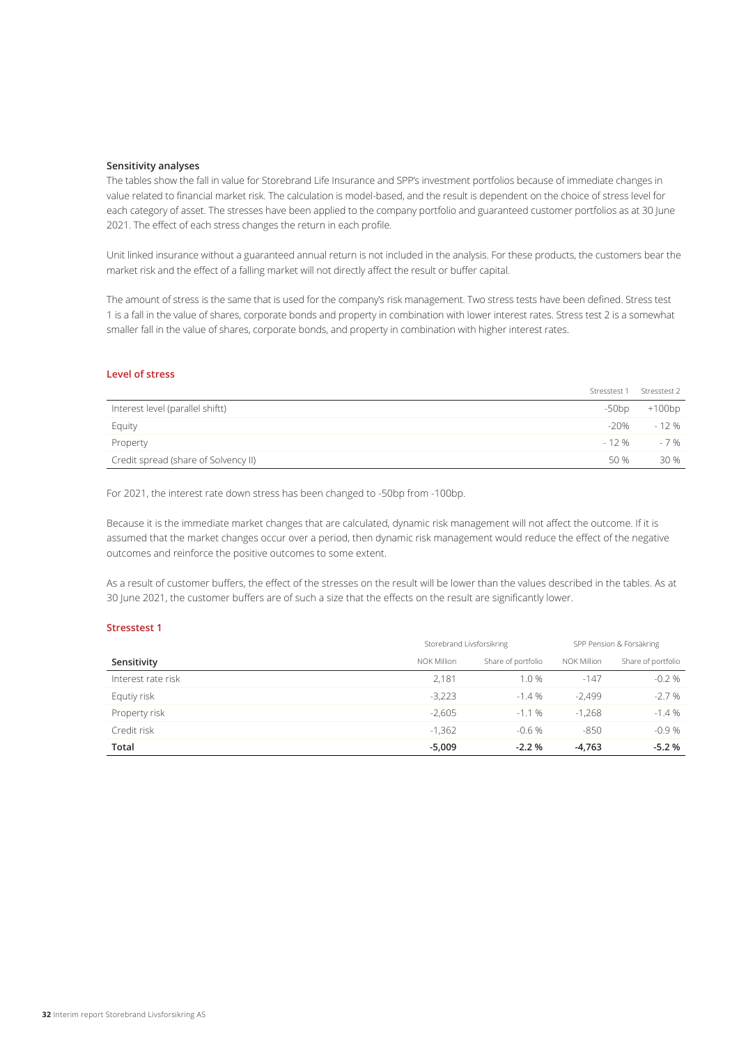**Sensitivity analyses**

The tables show the fall in value for Storebrand Life Insurance and SPP's investment portfolios because of immediate changes in value related to financial market risk. The calculation is model-based, and the result is dependent on the choice of stress level for each category of asset. The stresses have been applied to the company portfolio and guaranteed customer portfolios as at 30 June 2021. The effect of each stress changes the return in each profile.

Unit linked insurance without a guaranteed annual return is not included in the analysis. For these products, the customers bear the market risk and the effect of a falling market will not directly affect the result or buffer capital.

The amount of stress is the same that is used for the company's risk management. Two stress tests have been defined. Stress test 1 is a fall in the value of shares, corporate bonds and property in combination with lower interest rates. Stress test 2 is a somewhat smaller fall in the value of shares, corporate bonds, and property in combination with higher interest rates.

## Level of stress

| | Stresstest 1 | Stresstest 2 |
|---|---|---|
| Interest level (parallel shiftt) | -50bp | +100bp |
| Equity | -20% | - 12 % |
| Property | - 12 % | - 7 % |
| Credit spread (share of Solvency II) | 50 % | 30 % |

For 2021, the interest rate down stress has been changed to -50bp from -100bp.

Because it is the immediate market changes that are calculated, dynamic risk management will not affect the outcome. If it is assumed that the market changes occur over a period, then dynamic risk management would reduce the effect of the negative outcomes and reinforce the positive outcomes to some extent.

As a result of customer buffers, the effect of the stresses on the result will be lower than the values described in the tables. As at 30 June 2021, the customer buffers are of such a size that the effects on the result are significantly lower.

## Stresstest 1

| | Storebrand Livsforsikring | | SPP Pension & Försäkring | |
|---|---|---|---|---|
| **Sensitivity** | NOK Million | Share of portfolio | NOK Million | Share of portfolio |
| Interest rate risk | 2,181 | 1.0 % | -147 | -0.2 % |
| Equtiy risk | -3,223 | -1.4 % | -2,499 | -2.7 % |
| Property risk | -2,605 | -1.1 % | -1,268 | -1.4 % |
| Credit risk | -1,362 | -0.6 % | -850 | -0.9 % |
| **Total** | **-5,009** | **-2.2 %** | **-4,763** | **-5.2 %** |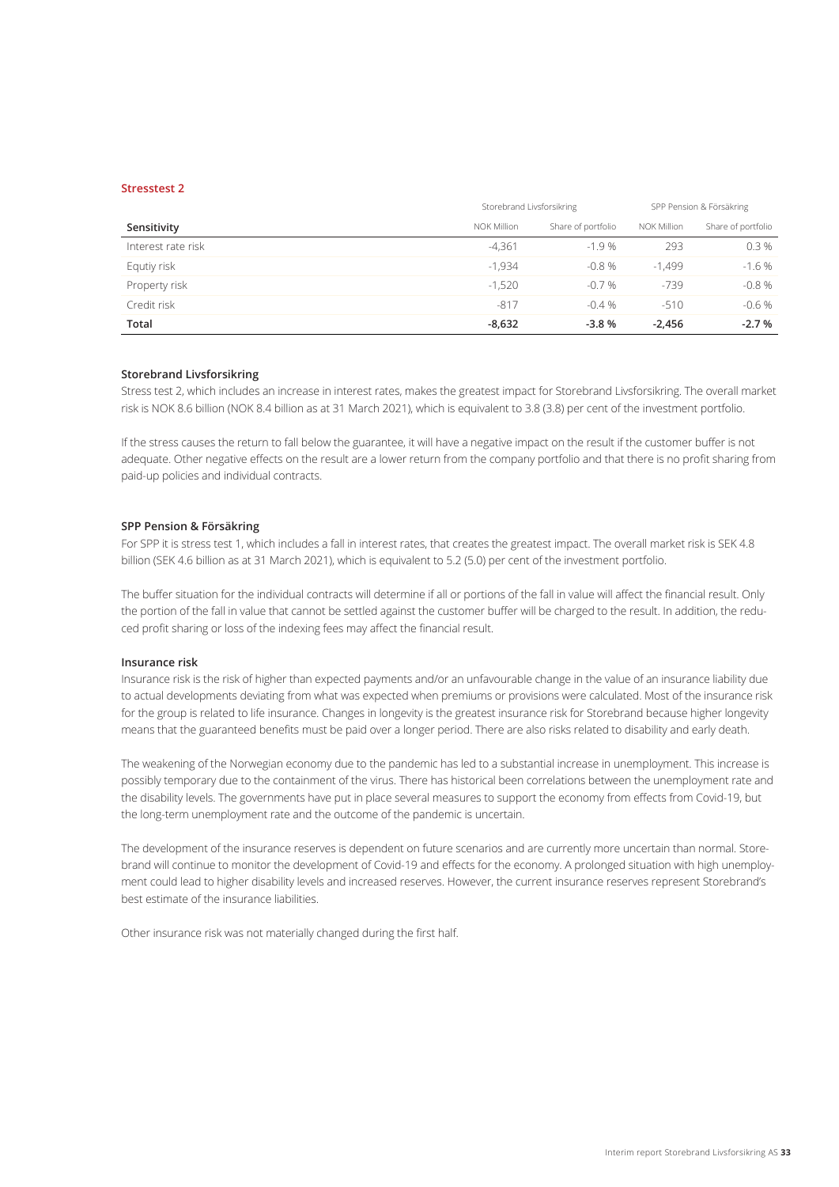### Stresstest 2

| Sensitivity | Storebrand Livsforsikring | | SPP Pension & Försäkring | |
|---|---|---|---|---|
| | NOK Million | Share of portfolio | NOK Million | Share of portfolio |
| Interest rate risk | -4,361 | -1.9 % | 293 | 0.3 % |
| Equtiy risk | -1,934 | -0.8 % | -1,499 | -1.6 % |
| Property risk | -1,520 | -0.7 % | -739 | -0.8 % |
| Credit risk | -817 | -0.4 % | -510 | -0.6 % |
| **Total** | **-8,632** | **-3.8 %** | **-2,456** | **-2.7 %** |

#### Storebrand Livsforsikring

Stress test 2, which includes an increase in interest rates, makes the greatest impact for Storebrand Livsforsikring. The overall market risk is NOK 8.6 billion (NOK 8.4 billion as at 31 March 2021), which is equivalent to 3.8 (3.8) per cent of the investment portfolio.

If the stress causes the return to fall below the guarantee, it will have a negative impact on the result if the customer buffer is not adequate. Other negative effects on the result are a lower return from the company portfolio and that there is no profit sharing from paid-up policies and individual contracts.

#### SPP Pension & Försäkring

For SPP it is stress test 1, which includes a fall in interest rates, that creates the greatest impact. The overall market risk is SEK 4.8 billion (SEK 4.6 billion as at 31 March 2021), which is equivalent to 5.2 (5.0) per cent of the investment portfolio.

The buffer situation for the individual contracts will determine if all or portions of the fall in value will affect the financial result. Only the portion of the fall in value that cannot be settled against the customer buffer will be charged to the result. In addition, the reduced profit sharing or loss of the indexing fees may affect the financial result.

#### Insurance risk

Insurance risk is the risk of higher than expected payments and/or an unfavourable change in the value of an insurance liability due to actual developments deviating from what was expected when premiums or provisions were calculated. Most of the insurance risk for the group is related to life insurance. Changes in longevity is the greatest insurance risk for Storebrand because higher longevity means that the guaranteed benefits must be paid over a longer period. There are also risks related to disability and early death.

The weakening of the Norwegian economy due to the pandemic has led to a substantial increase in unemployment. This increase is possibly temporary due to the containment of the virus. There has historical been correlations between the unemployment rate and the disability levels. The governments have put in place several measures to support the economy from effects from Covid-19, but the long-term unemployment rate and the outcome of the pandemic is uncertain.

The development of the insurance reserves is dependent on future scenarios and are currently more uncertain than normal. Storebrand will continue to monitor the development of Covid-19 and effects for the economy. A prolonged situation with high unemployment could lead to higher disability levels and increased reserves. However, the current insurance reserves represent Storebrand's best estimate of the insurance liabilities.

Other insurance risk was not materially changed during the first half.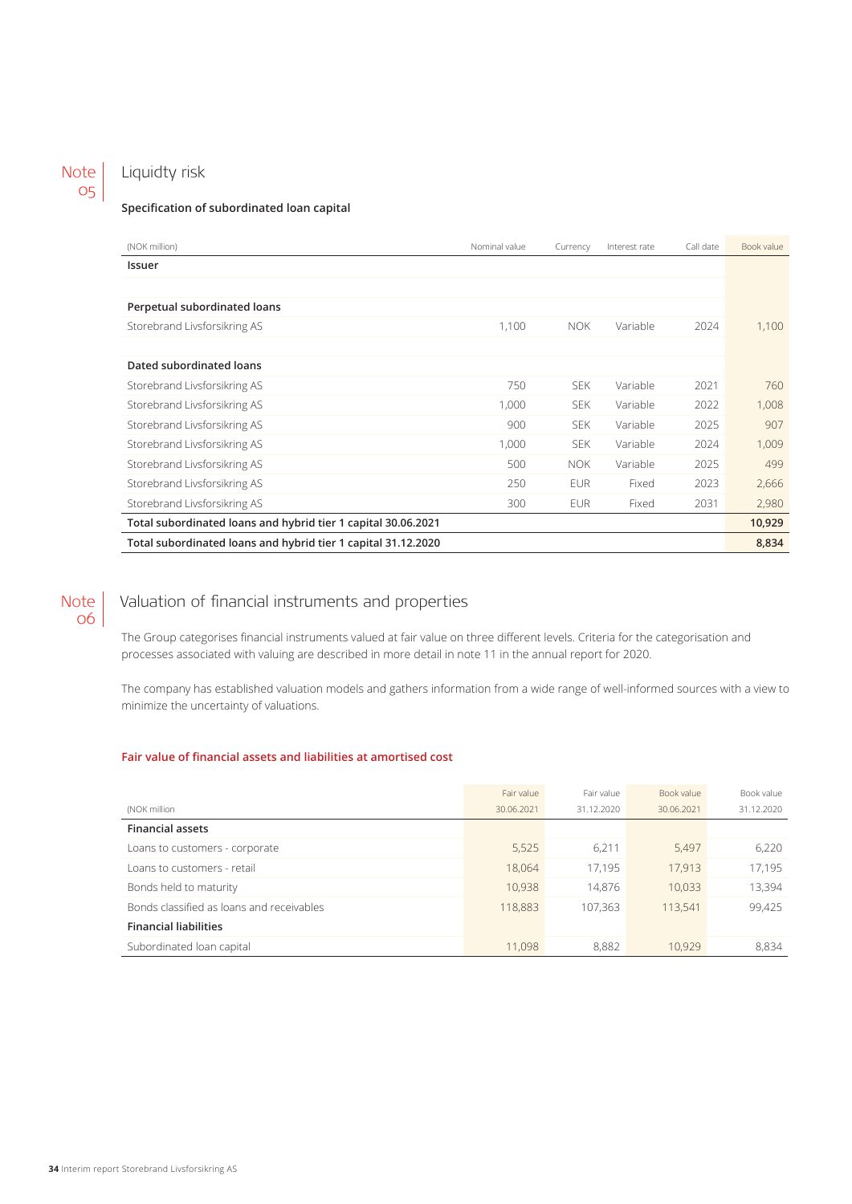## Note 05 Liquidty risk

### Specification of subordinated loan capital

| (NOK million) | Nominal value | Currency | Interest rate | Call date | Book value |
|---|---|---|---|---|---|
| **Issuer** | | | | | |
| | | | | | |
| **Perpetual subordinated loans** | | | | | |
| Storebrand Livsforsikring AS | 1,100 | NOK | Variable | 2024 | 1,100 |
| | | | | | |
| **Dated subordinated loans** | | | | | |
| Storebrand Livsforsikring AS | 750 | SEK | Variable | 2021 | 760 |
| Storebrand Livsforsikring AS | 1,000 | SEK | Variable | 2022 | 1,008 |
| Storebrand Livsforsikring AS | 900 | SEK | Variable | 2025 | 907 |
| Storebrand Livsforsikring AS | 1,000 | SEK | Variable | 2024 | 1,009 |
| Storebrand Livsforsikring AS | 500 | NOK | Variable | 2025 | 499 |
| Storebrand Livsforsikring AS | 250 | EUR | Fixed | 2023 | 2,666 |
| Storebrand Livsforsikring AS | 300 | EUR | Fixed | 2031 | 2,980 |
| **Total subordinated loans and hybrid tier 1 capital 30.06.2021** | | | | | **10,929** |
| **Total subordinated loans and hybrid tier 1 capital 31.12.2020** | | | | | **8,834** |

## Note 06 Valuation of financial instruments and properties

The Group categorises financial instruments valued at fair value on three different levels. Criteria for the categorisation and processes associated with valuing are described in more detail in note 11 in the annual report for 2020.

The company has established valuation models and gathers information from a wide range of well-informed sources with a view to minimize the uncertainty of valuations.

### Fair value of financial assets and liabilities at amortised cost

| (NOK million | Fair value 30.06.2021 | Fair value 31.12.2020 | Book value 30.06.2021 | Book value 31.12.2020 |
|---|---|---|---|---|
| **Financial assets** | | | | |
| Loans to customers - corporate | 5,525 | 6,211 | 5,497 | 6,220 |
| Loans to customers - retail | 18,064 | 17,195 | 17,913 | 17,195 |
| Bonds held to maturity | 10,938 | 14,876 | 10,033 | 13,394 |
| Bonds classified as loans and receivables | 118,883 | 107,363 | 113,541 | 99,425 |
| **Financial liabilities** | | | | |
| Subordinated loan capital | 11,098 | 8,882 | 10,929 | 8,834 |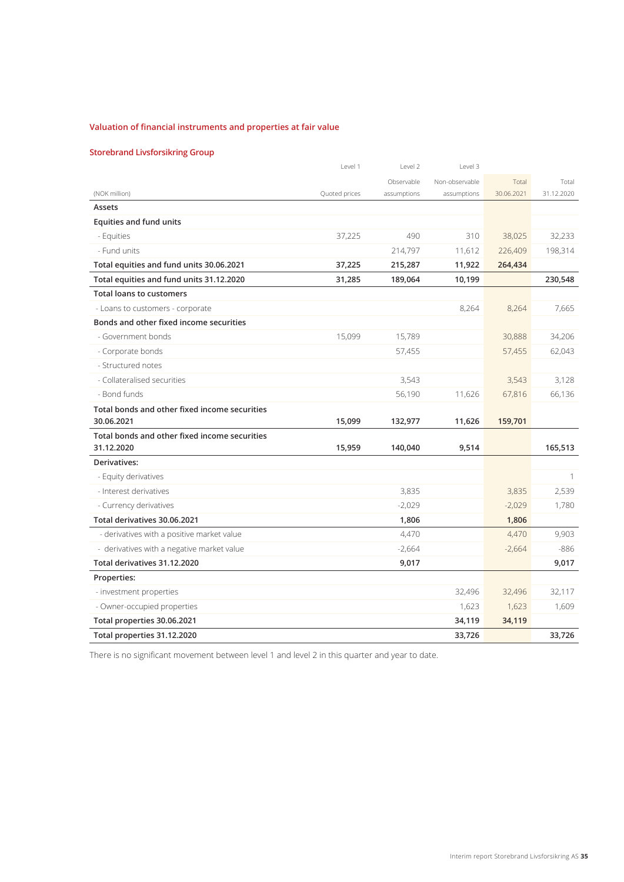## Valuation of financial instruments and properties at fair value

### Storebrand Livsforsikring Group

| (NOK million) | Level 1<br>Quoted prices | Level 2<br>Observable assumptions | Level 3<br>Non-observable assumptions | Total<br>30.06.2021 | Total<br>31.12.2020 |
|---|---|---|---|---|---|
| **Assets** | | | | | |
| **Equities and fund units** | | | | | |
| - Equities | 37,225 | 490 | 310 | 38,025 | 32,233 |
| - Fund units | | 214,797 | 11,612 | 226,409 | 198,314 |
| **Total equities and fund units 30.06.2021** | **37,225** | **215,287** | **11,922** | **264,434** | |
| **Total equities and fund units 31.12.2020** | **31,285** | **189,064** | **10,199** | | **230,548** |
| **Total loans to customers** | | | | | |
| - Loans to customers - corporate | | | 8,264 | 8,264 | 7,665 |
| **Bonds and other fixed income securities** | | | | | |
| - Government bonds | 15,099 | 15,789 | | 30,888 | 34,206 |
| - Corporate bonds | | 57,455 | | 57,455 | 62,043 |
| - Structured notes | | | | | |
| - Collateralised securities | | 3,543 | | 3,543 | 3,128 |
| - Bond funds | | 56,190 | 11,626 | 67,816 | 66,136 |
| **Total bonds and other fixed income securities 30.06.2021** | **15,099** | **132,977** | **11,626** | **159,701** | |
| **Total bonds and other fixed income securities 31.12.2020** | **15,959** | **140,040** | **9,514** | | **165,513** |
| **Derivatives:** | | | | | |
| - Equity derivatives | | | | | 1 |
| - Interest derivatives | | 3,835 | | 3,835 | 2,539 |
| - Currency derivatives | | -2,029 | | -2,029 | 1,780 |
| **Total derivatives 30.06.2021** | | **1,806** | | **1,806** | |
| - derivatives with a positive market value | | 4,470 | | 4,470 | 9,903 |
| - derivatives with a negative market value | | -2,664 | | -2,664 | -886 |
| **Total derivatives 31.12.2020** | | **9,017** | | | **9,017** |
| **Properties:** | | | | | |
| - investment properties | | | 32,496 | 32,496 | 32,117 |
| - Owner-occupied properties | | | 1,623 | 1,623 | 1,609 |
| **Total properties 30.06.2021** | | | **34,119** | **34,119** | |
| **Total properties 31.12.2020** | | | **33,726** | | **33,726** |

There is no significant movement between level 1 and level 2 in this quarter and year to date.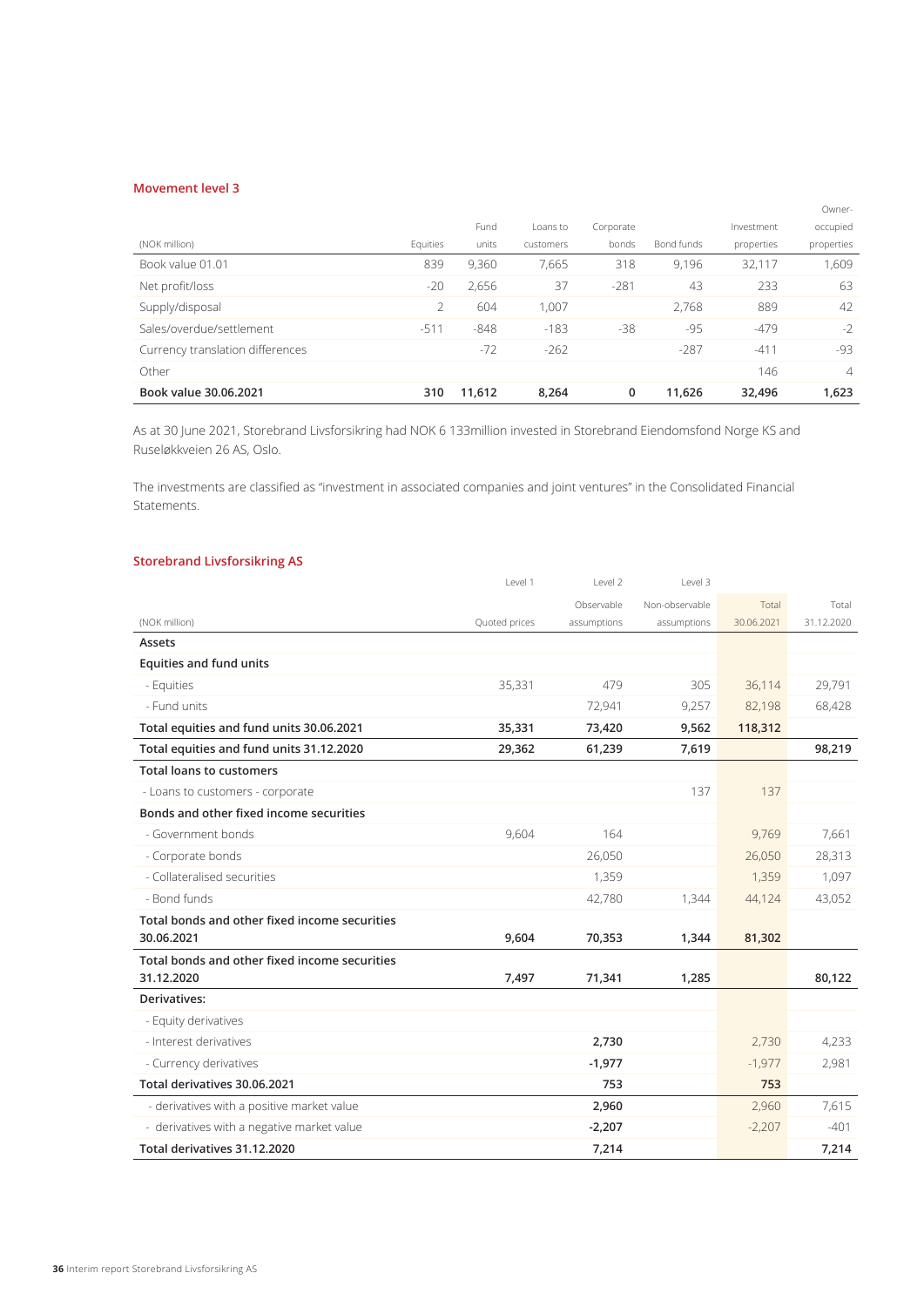### Movement level 3

| (NOK million) | Equities | Fund units | Loans to customers | Corporate bonds | Bond funds | Investment properties | Owner-occupied properties |
|---|---|---|---|---|---|---|---|
| Book value 01.01 | 839 | 9,360 | 7,665 | 318 | 9,196 | 32,117 | 1,609 |
| Net profit/loss | -20 | 2,656 | 37 | -281 | 43 | 233 | 63 |
| Supply/disposal | 2 | 604 | 1,007 | | 2,768 | 889 | 42 |
| Sales/overdue/settlement | -511 | -848 | -183 | -38 | -95 | -479 | -2 |
| Currency translation differences | | -72 | -262 | | -287 | -411 | -93 |
| Other | | | | | | 146 | 4 |
| **Book value 30.06.2021** | **310** | **11,612** | **8,264** | **0** | **11,626** | **32,496** | **1,623** |

As at 30 June 2021, Storebrand Livsforsikring had NOK 6 133million invested in Storebrand Eiendomsfond Norge KS and Ruseløkkveien 26 AS, Oslo.

The investments are classified as "investment in associated companies and joint ventures" in the Consolidated Financial Statements.

### Storebrand Livsforsikring AS

| (NOK million) | Level 1 Quoted prices | Level 2 Observable assumptions | Level 3 Non-observable assumptions | Total 30.06.2021 | Total 31.12.2020 |
|---|---|---|---|---|---|
| **Assets** | | | | | |
| **Equities and fund units** | | | | | |
| - Equities | 35,331 | 479 | 305 | 36,114 | 29,791 |
| - Fund units | | 72,941 | 9,257 | 82,198 | 68,428 |
| **Total equities and fund units 30.06.2021** | **35,331** | **73,420** | **9,562** | **118,312** | |
| **Total equities and fund units 31.12.2020** | **29,362** | **61,239** | **7,619** | | **98,219** |
| **Total loans to customers** | | | | | |
| - Loans to customers - corporate | | | 137 | 137 | |
| **Bonds and other fixed income securities** | | | | | |
| - Government bonds | 9,604 | 164 | | 9,769 | 7,661 |
| - Corporate bonds | | 26,050 | | 26,050 | 28,313 |
| - Collateralised securities | | 1,359 | | 1,359 | 1,097 |
| - Bond funds | | 42,780 | 1,344 | 44,124 | 43,052 |
| **Total bonds and other fixed income securities 30.06.2021** | **9,604** | **70,353** | **1,344** | **81,302** | |
| **Total bonds and other fixed income securities 31.12.2020** | **7,497** | **71,341** | **1,285** | | **80,122** |
| **Derivatives:** | | | | | |
| - Equity derivatives | | | | | |
| - Interest derivatives | | **2,730** | | 2,730 | 4,233 |
| - Currency derivatives | | **-1,977** | | -1,977 | 2,981 |
| **Total derivatives 30.06.2021** | | **753** | | **753** | |
| - derivatives with a positive market value | | **2,960** | | 2,960 | 7,615 |
| - derivatives with a negative market value | | **-2,207** | | -2,207 | -401 |
| **Total derivatives 31.12.2020** | | **7,214** | | | **7,214** |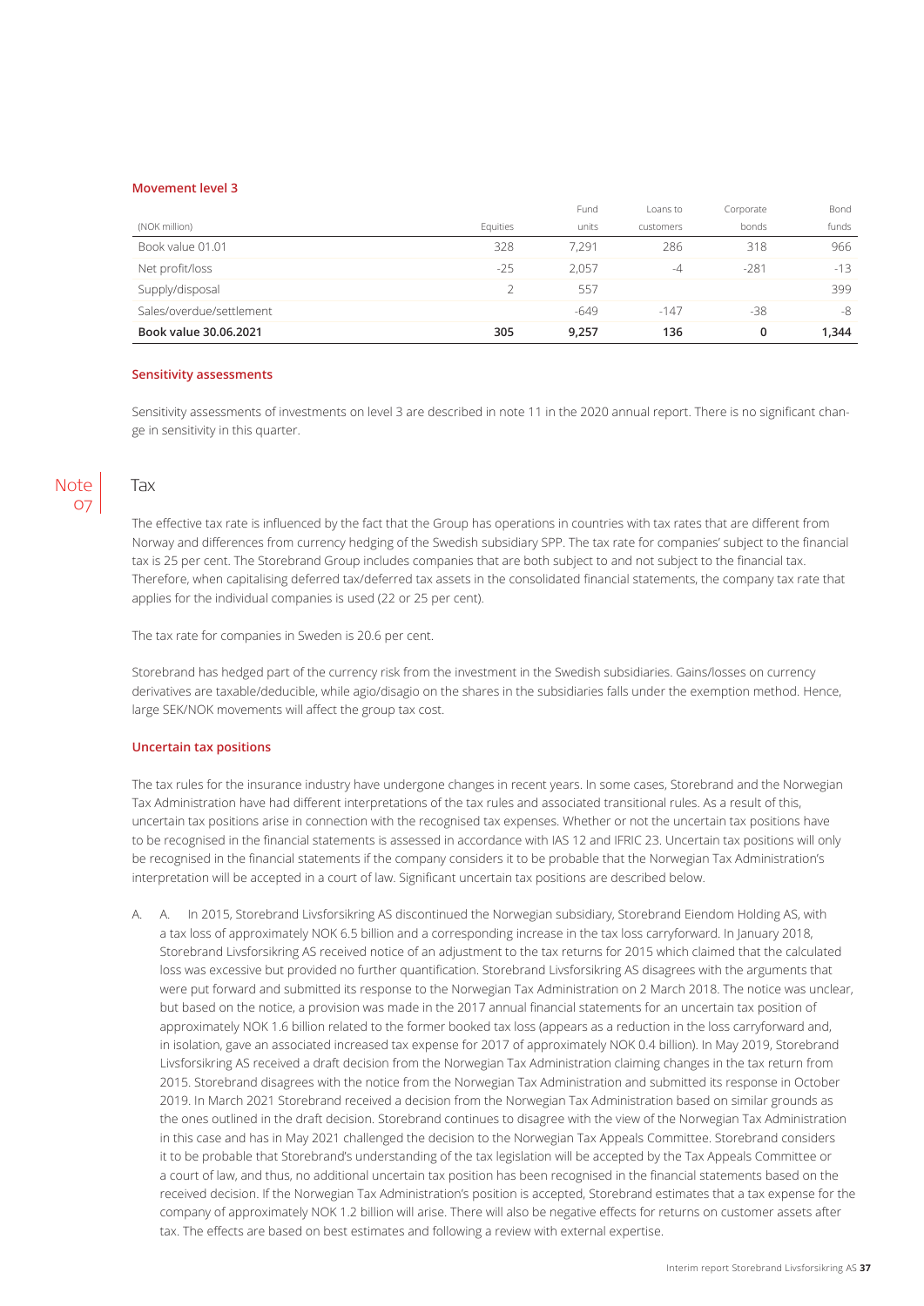### Movement level 3

| (NOK million) | Equities | Fund units | Loans to customers | Corporate bonds | Bond funds |
|---|---|---|---|---|---|
| Book value 01.01 | 328 | 7,291 | 286 | 318 | 966 |
| Net profit/loss | -25 | 2,057 | -4 | -281 | -13 |
| Supply/disposal | 2 | 557 | | | 399 |
| Sales/overdue/settlement | | -649 | -147 | -38 | -8 |
| **Book value 30.06.2021** | **305** | **9,257** | **136** | **0** | **1,344** |

### Sensitivity assessments

Sensitivity assessments of investments on level 3 are described in note 11 in the 2020 annual report. There is no significant change in sensitivity in this quarter.

## Note 07 Tax

The effective tax rate is influenced by the fact that the Group has operations in countries with tax rates that are different from Norway and differences from currency hedging of the Swedish subsidiary SPP. The tax rate for companies' subject to the financial tax is 25 per cent. The Storebrand Group includes companies that are both subject to and not subject to the financial tax. Therefore, when capitalising deferred tax/deferred tax assets in the consolidated financial statements, the company tax rate that applies for the individual companies is used (22 or 25 per cent).

The tax rate for companies in Sweden is 20.6 per cent.

Storebrand has hedged part of the currency risk from the investment in the Swedish subsidiaries. Gains/losses on currency derivatives are taxable/deducible, while agio/disagio on the shares in the subsidiaries falls under the exemption method. Hence, large SEK/NOK movements will affect the group tax cost.

### Uncertain tax positions

The tax rules for the insurance industry have undergone changes in recent years. In some cases, Storebrand and the Norwegian Tax Administration have had different interpretations of the tax rules and associated transitional rules. As a result of this, uncertain tax positions arise in connection with the recognised tax expenses. Whether or not the uncertain tax positions have to be recognised in the financial statements is assessed in accordance with IAS 12 and IFRIC 23. Uncertain tax positions will only be recognised in the financial statements if the company considers it to be probable that the Norwegian Tax Administration's interpretation will be accepted in a court of law. Significant uncertain tax positions are described below.

A. A. In 2015, Storebrand Livsforsikring AS discontinued the Norwegian subsidiary, Storebrand Eiendom Holding AS, with a tax loss of approximately NOK 6.5 billion and a corresponding increase in the tax loss carryforward. In January 2018, Storebrand Livsforsikring AS received notice of an adjustment to the tax returns for 2015 which claimed that the calculated loss was excessive but provided no further quantification. Storebrand Livsforsikring AS disagrees with the arguments that were put forward and submitted its response to the Norwegian Tax Administration on 2 March 2018. The notice was unclear, but based on the notice, a provision was made in the 2017 annual financial statements for an uncertain tax position of approximately NOK 1.6 billion related to the former booked tax loss (appears as a reduction in the loss carryforward and, in isolation, gave an associated increased tax expense for 2017 of approximately NOK 0.4 billion). In May 2019, Storebrand Livsforsikring AS received a draft decision from the Norwegian Tax Administration claiming changes in the tax return from 2015. Storebrand disagrees with the notice from the Norwegian Tax Administration and submitted its response in October 2019. In March 2021 Storebrand received a decision from the Norwegian Tax Administration based on similar grounds as the ones outlined in the draft decision. Storebrand continues to disagree with the view of the Norwegian Tax Administration in this case and has in May 2021 challenged the decision to the Norwegian Tax Appeals Committee. Storebrand considers it to be probable that Storebrand's understanding of the tax legislation will be accepted by the Tax Appeals Committee or a court of law, and thus, no additional uncertain tax position has been recognised in the financial statements based on the received decision. If the Norwegian Tax Administration's position is accepted, Storebrand estimates that a tax expense for the company of approximately NOK 1.2 billion will arise. There will also be negative effects for returns on customer assets after tax. The effects are based on best estimates and following a review with external expertise.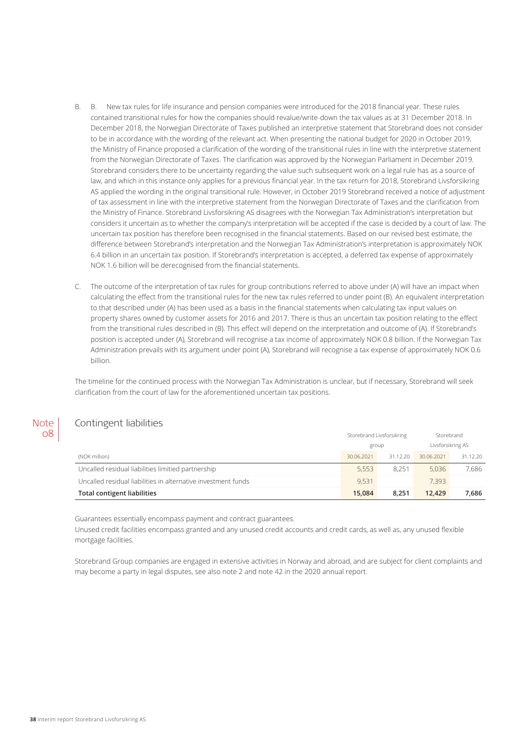B. B. New tax rules for life insurance and pension companies were introduced for the 2018 financial year. These rules contained transitional rules for how the companies should revalue/write-down the tax values as at 31 December 2018. In December 2018, the Norwegian Directorate of Taxes published an interpretive statement that Storebrand does not consider to be in accordance with the wording of the relevant act. When presenting the national budget for 2020 in October 2019, the Ministry of Finance proposed a clarification of the wording of the transitional rules in line with the interpretive statement from the Norwegian Directorate of Taxes. The clarification was approved by the Norwegian Parliament in December 2019. Storebrand considers there to be uncertainty regarding the value such subsequent work on a legal rule has as a source of law, and which in this instance only applies for a previous financial year. In the tax return for 2018, Storebrand Livsforsikring AS applied the wording in the original transitional rule. However, in October 2019 Storebrand received a notice of adjustment of tax assessment in line with the interpretive statement from the Norwegian Directorate of Taxes and the clarification from the Ministry of Finance. Storebrand Livsforsikring AS disagrees with the Norwegian Tax Administration's interpretation but considers it uncertain as to whether the company's interpretation will be accepted if the case is decided by a court of law. The uncertain tax position has therefore been recognised in the financial statements. Based on our revised best estimate, the difference between Storebrand's interpretation and the Norwegian Tax Administration's interpretation is approximately NOK 6.4 billion in an uncertain tax position. If Storebrand's interpretation is accepted, a deferred tax expense of approximately NOK 1.6 billion will be derecognised from the financial statements.

C. The outcome of the interpretation of tax rules for group contributions referred to above under (A) will have an impact when calculating the effect from the transitional rules for the new tax rules referred to under point (B). An equivalent interpretation to that described under (A) has been used as a basis in the financial statements when calculating tax input values on property shares owned by customer assets for 2016 and 2017. There is thus an uncertain tax position relating to the effect from the transitional rules described in (B). This effect will depend on the interpretation and outcome of (A). If Storebrand's position is accepted under (A), Storebrand will recognise a tax income of approximately NOK 0.8 billion. If the Norwegian Tax Administration prevails with its argument under point (A), Storebrand will recognise a tax expense of approximately NOK 0.6 billion.

The timeline for the continued process with the Norwegian Tax Administration is unclear, but if necessary, Storebrand will seek clarification from the court of law for the aforementioned uncertain tax positions.

## Note 08 Contingent liabilities

| | Storebrand Livsforsikring group | | Storebrand Livsforsikring AS | |
|---|---|---|---|---|
| (NOK million) | 30.06.2021 | 31.12.20 | 30.06.2021 | 31.12.20 |
| Uncalled residual liabilities limited partnership | 5,553 | 8,251 | 5,036 | 7,686 |
| Uncalled residual liabilities in alternative investment funds | 9,531 | | 7,393 | |
| **Total contigent liabilities** | **15,084** | **8,251** | **12,429** | **7,686** |

Guarantees essentially encompass payment and contract guarantees.
Unused credit facilities encompass granted and any unused credit accounts and credit cards, as well as, any unused flexible mortgage facilities.

Storebrand Group companies are engaged in extensive activities in Norway and abroad, and are subject for client complaints and may become a party in legal disputes, see also note 2 and note 42 in the 2020 annual report.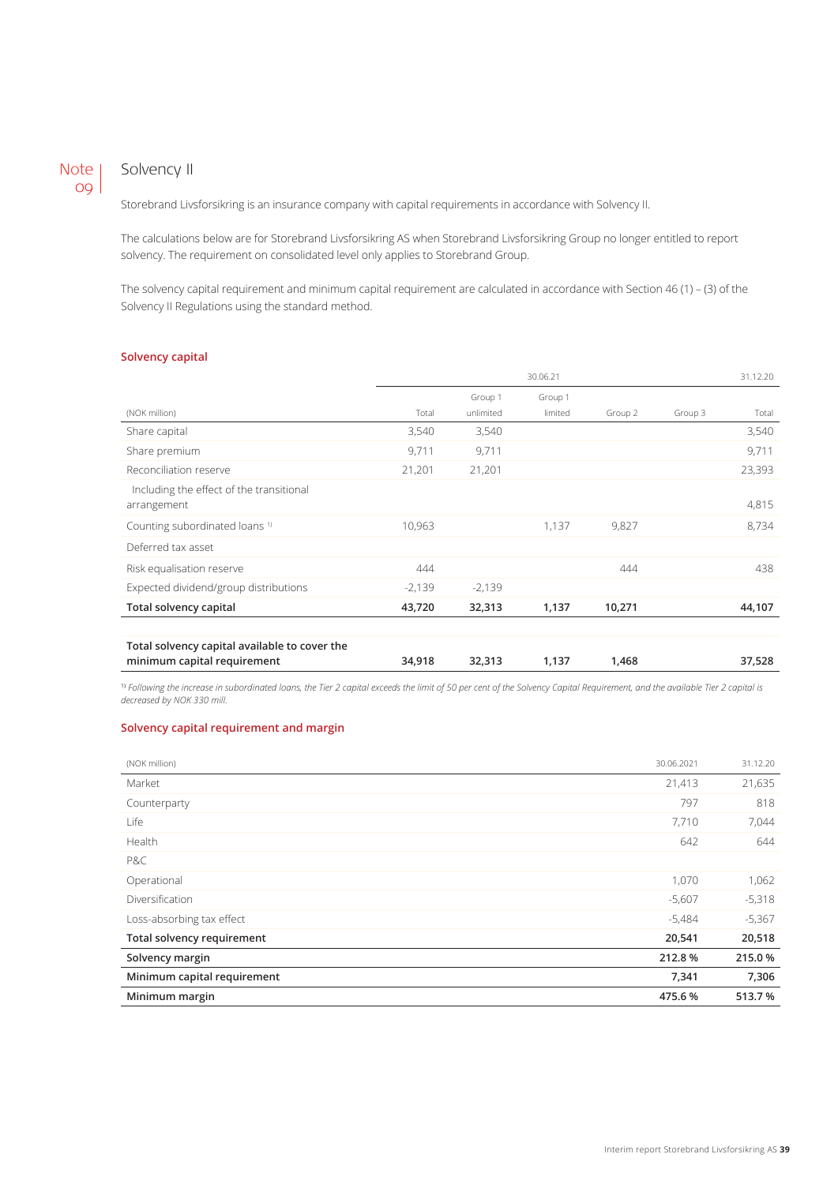# Note 09 Solvency II

Storebrand Livsforsikring is an insurance company with capital requirements in accordance with Solvency II.

The calculations below are for Storebrand Livsforsikring AS when Storebrand Livsforsikring Group no longer entitled to report solvency. The requirement on consolidated level only applies to Storebrand Group.

The solvency capital requirement and minimum capital requirement are calculated in accordance with Section 46 (1) – (3) of the Solvency II Regulations using the standard method.

## Solvency capital

| | 30.06.21 | | | | | 31.12.20 |
|---|---|---|---|---|---|---|
| (NOK million) | Total | Group 1 unlimited | Group 1 limited | Group 2 | Group 3 | Total |
| Share capital | 3,540 | 3,540 | | | | 3,540 |
| Share premium | 9,711 | 9,711 | | | | 9,711 |
| Reconciliation reserve | 21,201 | 21,201 | | | | 23,393 |
| Including the effect of the transitional arrangement | | | | | | 4,815 |
| Counting subordinated loans [1] | 10,963 | | 1,137 | 9,827 | | 8,734 |
| Deferred tax asset | | | | | | |
| Risk equalisation reserve | 444 | | | 444 | | 438 |
| Expected dividend/group distributions | -2,139 | -2,139 | | | | |
| **Total solvency capital** | **43,720** | **32,313** | **1,137** | **10,271** | | **44,107** |
| **Total solvency capital available to cover the minimum capital requirement** | **34,918** | **32,313** | **1,137** | **1,468** | | **37,528** |

[1] *Following the increase in subordinated loans, the Tier 2 capital exceeds the limit of 50 per cent of the Solvency Capital Requirement, and the available Tier 2 capital is decreased by NOK 330 mill.*

## Solvency capital requirement and margin

| (NOK million) | 30.06.2021 | 31.12.20 |
|---|---|---|
| Market | 21,413 | 21,635 |
| Counterparty | 797 | 818 |
| Life | 7,710 | 7,044 |
| Health | 642 | 644 |
| P&C | | |
| Operational | 1,070 | 1,062 |
| Diversification | -5,607 | -5,318 |
| Loss-absorbing tax effect | -5,484 | -5,367 |
| **Total solvency requirement** | **20,541** | **20,518** |
| **Solvency margin** | **212.8 %** | **215.0 %** |
| **Minimum capital requirement** | **7,341** | **7,306** |
| **Minimum margin** | **475.6 %** | **513.7 %** |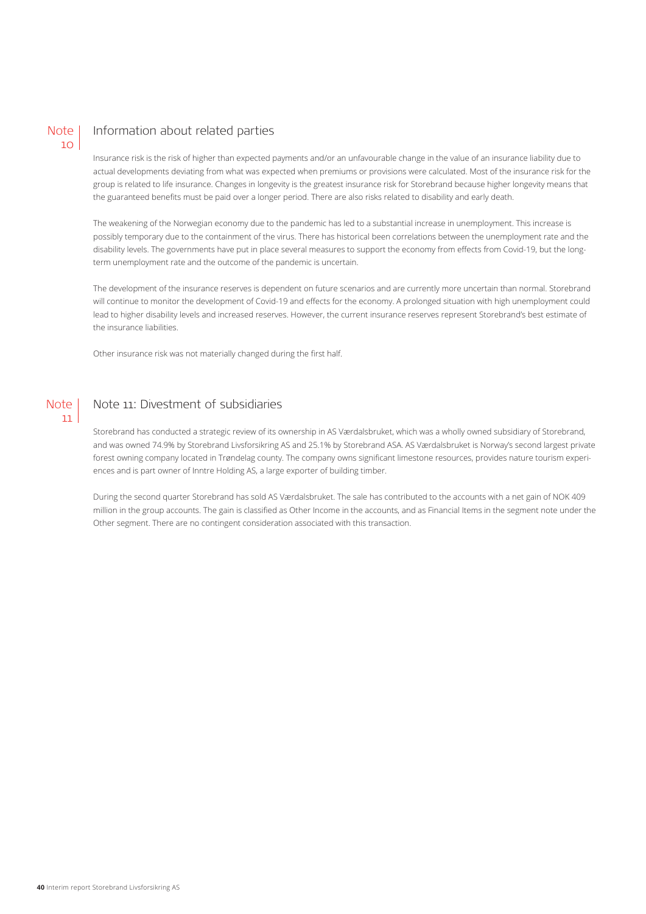## Note 10 Information about related parties

Insurance risk is the risk of higher than expected payments and/or an unfavourable change in the value of an insurance liability due to actual developments deviating from what was expected when premiums or provisions were calculated. Most of the insurance risk for the group is related to life insurance. Changes in longevity is the greatest insurance risk for Storebrand because higher longevity means that the guaranteed benefits must be paid over a longer period. There are also risks related to disability and early death.

The weakening of the Norwegian economy due to the pandemic has led to a substantial increase in unemployment. This increase is possibly temporary due to the containment of the virus. There has historical been correlations between the unemployment rate and the disability levels. The governments have put in place several measures to support the economy from effects from Covid-19, but the long-term unemployment rate and the outcome of the pandemic is uncertain.

The development of the insurance reserves is dependent on future scenarios and are currently more uncertain than normal. Storebrand will continue to monitor the development of Covid-19 and effects for the economy. A prolonged situation with high unemployment could lead to higher disability levels and increased reserves. However, the current insurance reserves represent Storebrand's best estimate of the insurance liabilities.

Other insurance risk was not materially changed during the first half.

## Note 11 Note 11: Divestment of subsidiaries

Storebrand has conducted a strategic review of its ownership in AS Værdalsbruket, which was a wholly owned subsidiary of Storebrand, and was owned 74.9% by Storebrand Livsforsikring AS and 25.1% by Storebrand ASA. AS Værdalsbruket is Norway's second largest private forest owning company located in Trøndelag county. The company owns significant limestone resources, provides nature tourism experiences and is part owner of Inntre Holding AS, a large exporter of building timber.

During the second quarter Storebrand has sold AS Værdalsbruket. The sale has contributed to the accounts with a net gain of NOK 409 million in the group accounts. The gain is classified as Other Income in the accounts, and as Financial Items in the segment note under the Other segment. There are no contingent consideration associated with this transaction.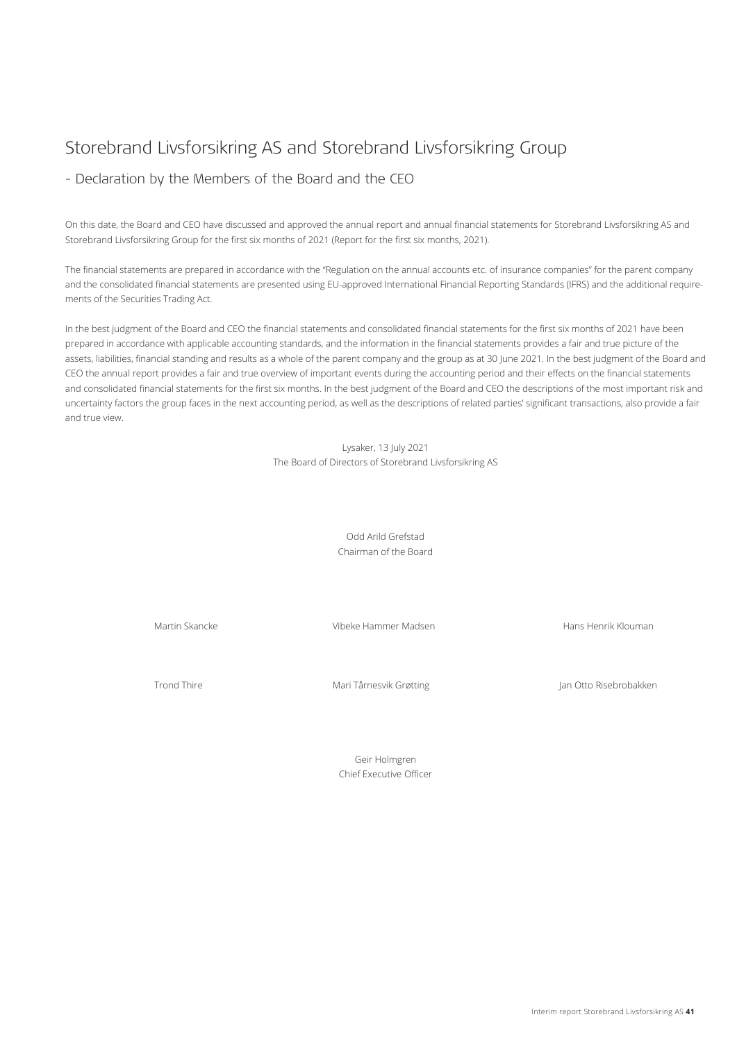# Storebrand Livsforsikring AS and Storebrand Livsforsikring Group

## - Declaration by the Members of the Board and the CEO

On this date, the Board and CEO have discussed and approved the annual report and annual financial statements for Storebrand Livsforsikring AS and Storebrand Livsforsikring Group for the first six months of 2021 (Report for the first six months, 2021).

The financial statements are prepared in accordance with the "Regulation on the annual accounts etc. of insurance companies" for the parent company and the consolidated financial statements are presented using EU-approved International Financial Reporting Standards (IFRS) and the additional requirements of the Securities Trading Act.

In the best judgment of the Board and CEO the financial statements and consolidated financial statements for the first six months of 2021 have been prepared in accordance with applicable accounting standards, and the information in the financial statements provides a fair and true picture of the assets, liabilities, financial standing and results as a whole of the parent company and the group as at 30 June 2021. In the best judgment of the Board and CEO the annual report provides a fair and true overview of important events during the accounting period and their effects on the financial statements and consolidated financial statements for the first six months. In the best judgment of the Board and CEO the descriptions of the most important risk and uncertainty factors the group faces in the next accounting period, as well as the descriptions of related parties' significant transactions, also provide a fair and true view.

Lysaker, 13 July 2021
The Board of Directors of Storebrand Livsforsikring AS

Odd Arild Grefstad
Chairman of the Board

Martin Skancke

Vibeke Hammer Madsen

Hans Henrik Klouman

Trond Thire

Mari Tårnesvik Grøtting

Jan Otto Risebrobakken

Geir Holmgren
Chief Executive Officer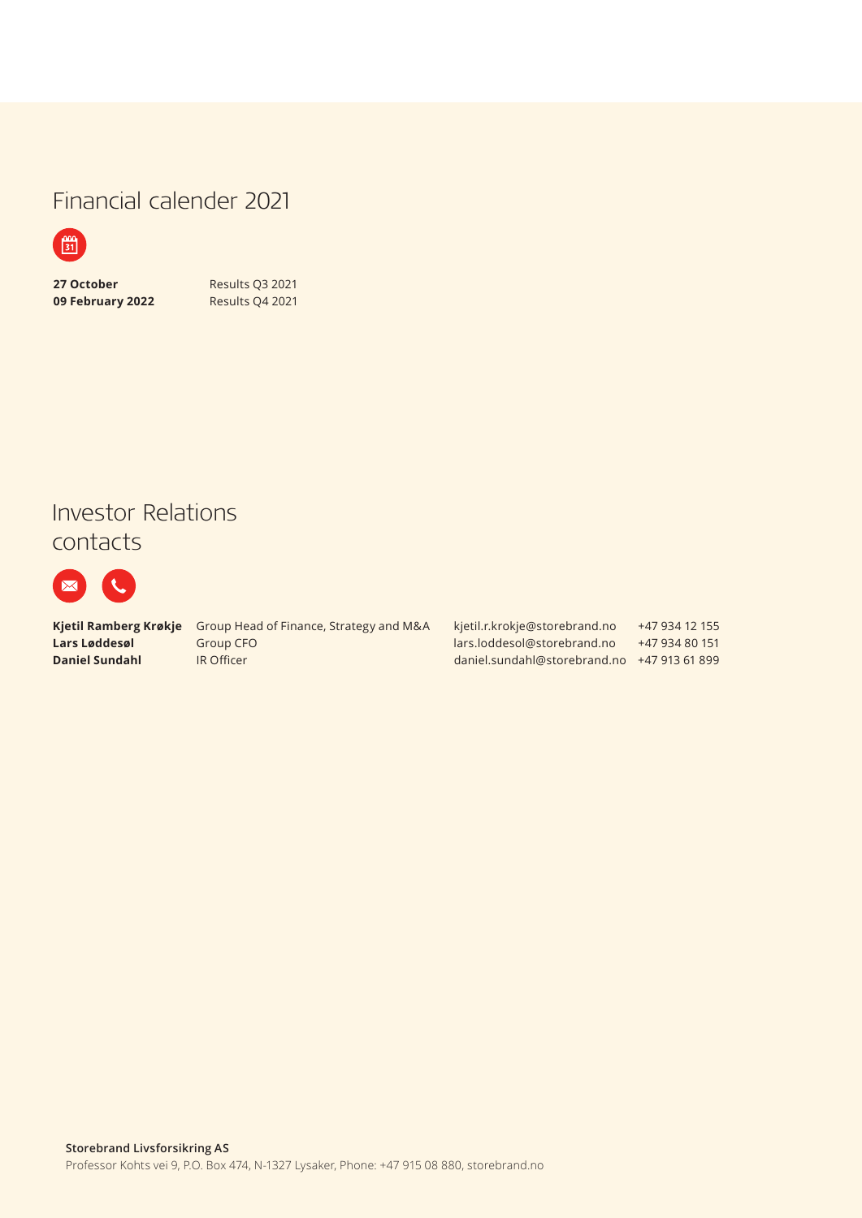# Financial calender 2021

| | |
|---|---|
| **27 October** | Results Q3 2021 |
| **09 February 2022** | Results Q4 2021 |

# Investor Relations contacts

| | | | |
|---|---|---|---|
| **Kjetil Ramberg Krøkje** | Group Head of Finance, Strategy and M&A | kjetil.r.krokje@storebrand.no | +47 934 12 155 |
| **Lars Løddesøl** | Group CFO | lars.loddesol@storebrand.no | +47 934 80 151 |
| **Daniel Sundahl** | IR Officer | daniel.sundahl@storebrand.no | +47 913 61 899 |

**Storebrand Livsforsikring AS**
Professor Kohts vei 9, P.O. Box 474, N-1327 Lysaker, Phone: +47 915 08 880, storebrand.no